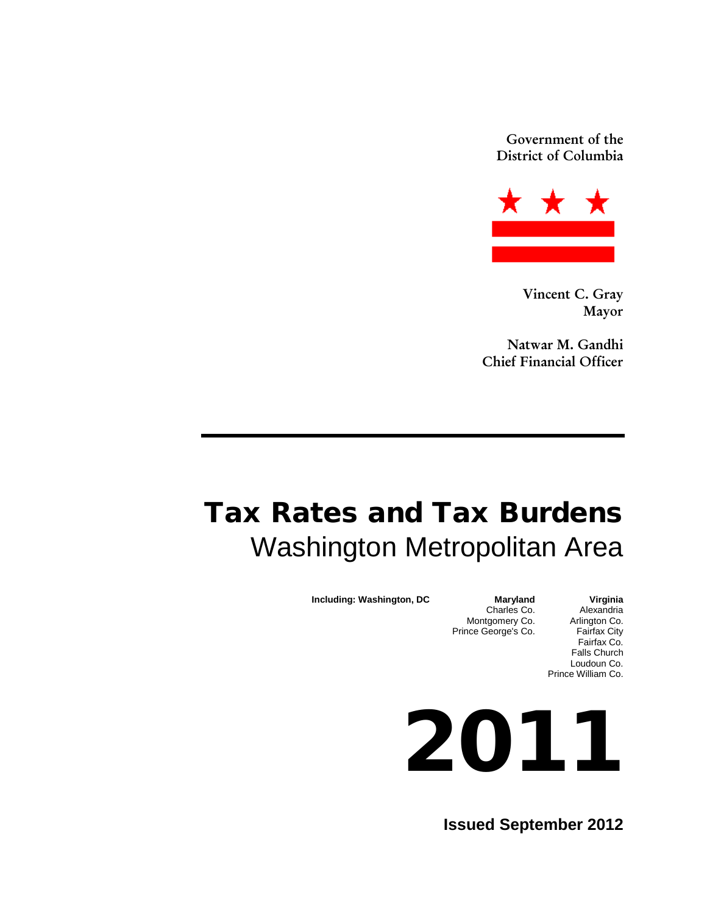Government of the
District of Columbia

**Vincent C. Gray**
**Mayor**

**Natwar M. Gandhi**
**Chief Financial Officer**

---

# Tax Rates and Tax Burdens

## Washington Metropolitan Area

**Including: Washington, DC**

**Maryland**
Charles Co.
Montgomery Co.
Prince George's Co.

**Virginia**
Alexandria
Arlington Co.
Fairfax City
Fairfax Co.
Falls Church
Loudoun Co.
Prince William Co.

# 2011

**Issued September 2012**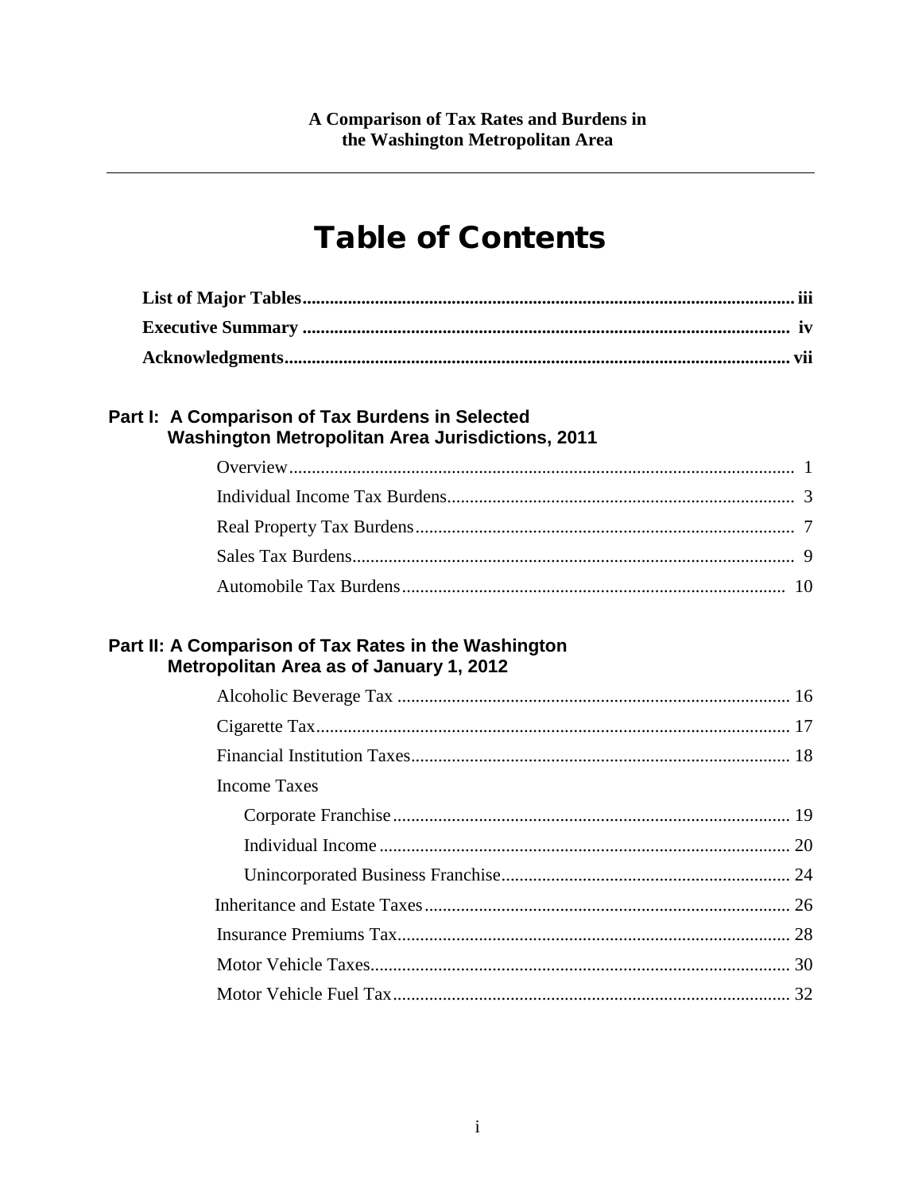**A Comparison of Tax Rates and Burdens in the Washington Metropolitan Area**

# Table of Contents

**List of Major Tables** .......... **iii**

**Executive Summary** .......... **iv**

**Acknowledgments** .......... **vii**

## Part I: A Comparison of Tax Burdens in Selected Washington Metropolitan Area Jurisdictions, 2011

Overview .......... 1

Individual Income Tax Burdens .......... 3

Real Property Tax Burdens .......... 7

Sales Tax Burdens .......... 9

Automobile Tax Burdens .......... 10

## Part II: A Comparison of Tax Rates in the Washington Metropolitan Area as of January 1, 2012

Alcoholic Beverage Tax .......... 16

Cigarette Tax .......... 17

Financial Institution Taxes .......... 18

Income Taxes

- Corporate Franchise .......... 19
- Individual Income .......... 20
- Unincorporated Business Franchise .......... 24

Inheritance and Estate Taxes .......... 26

Insurance Premiums Tax .......... 28

Motor Vehicle Taxes .......... 30

Motor Vehicle Fuel Tax .......... 32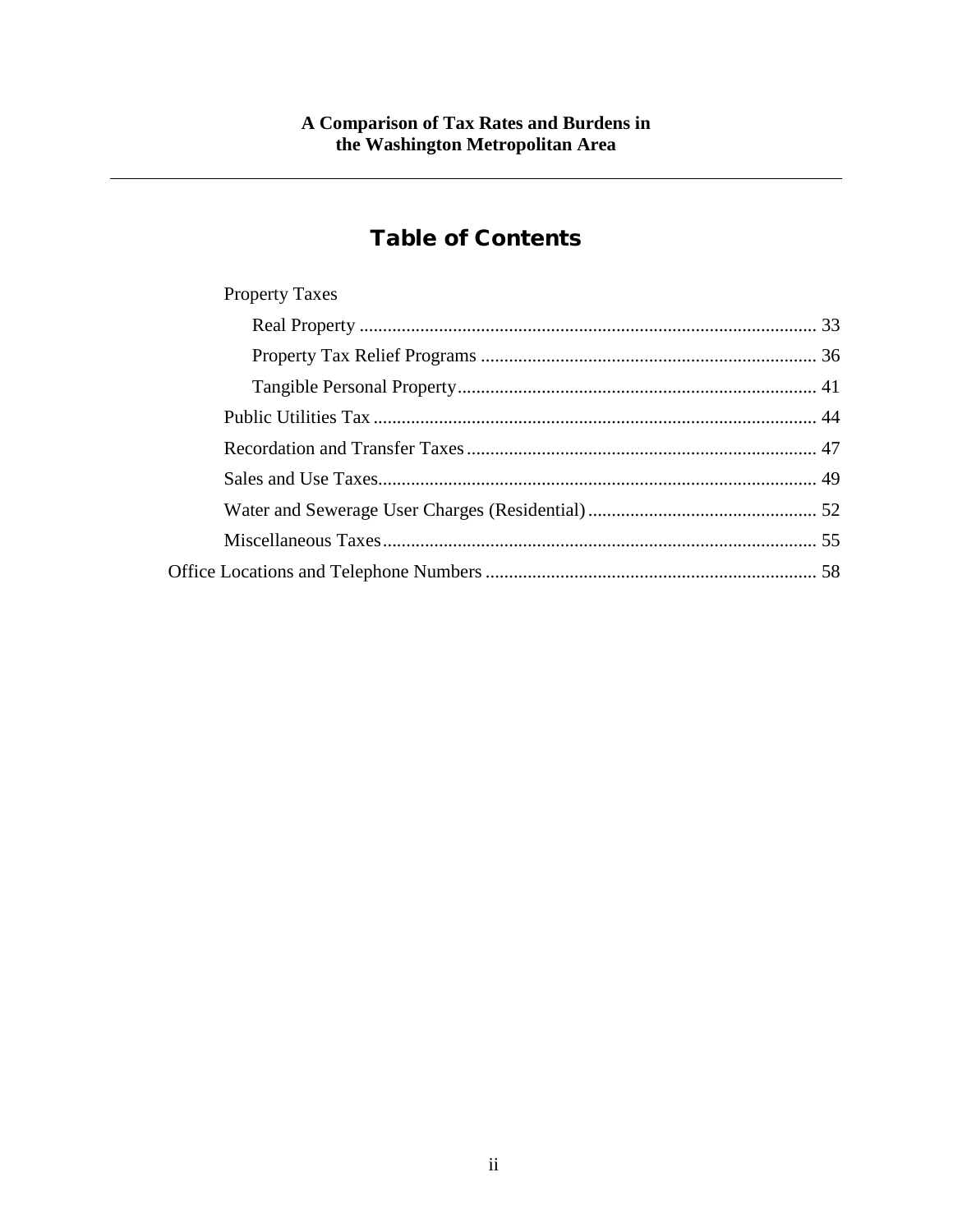**A Comparison of Tax Rates and Burdens in the Washington Metropolitan Area**

---

# Table of Contents

- Property Taxes
  - Real Property ........................................................................................ 33
  - Property Tax Relief Programs ....................................................................... 36
  - Tangible Personal Property........................................................................... 41
- Public Utilities Tax ............................................................................................ 44
- Recordation and Transfer Taxes ......................................................................... 47
- Sales and Use Taxes............................................................................................ 49
- Water and Sewerage User Charges (Residential) ................................................ 52
- Miscellaneous Taxes........................................................................................... 55

Office Locations and Telephone Numbers ..................................................................... 58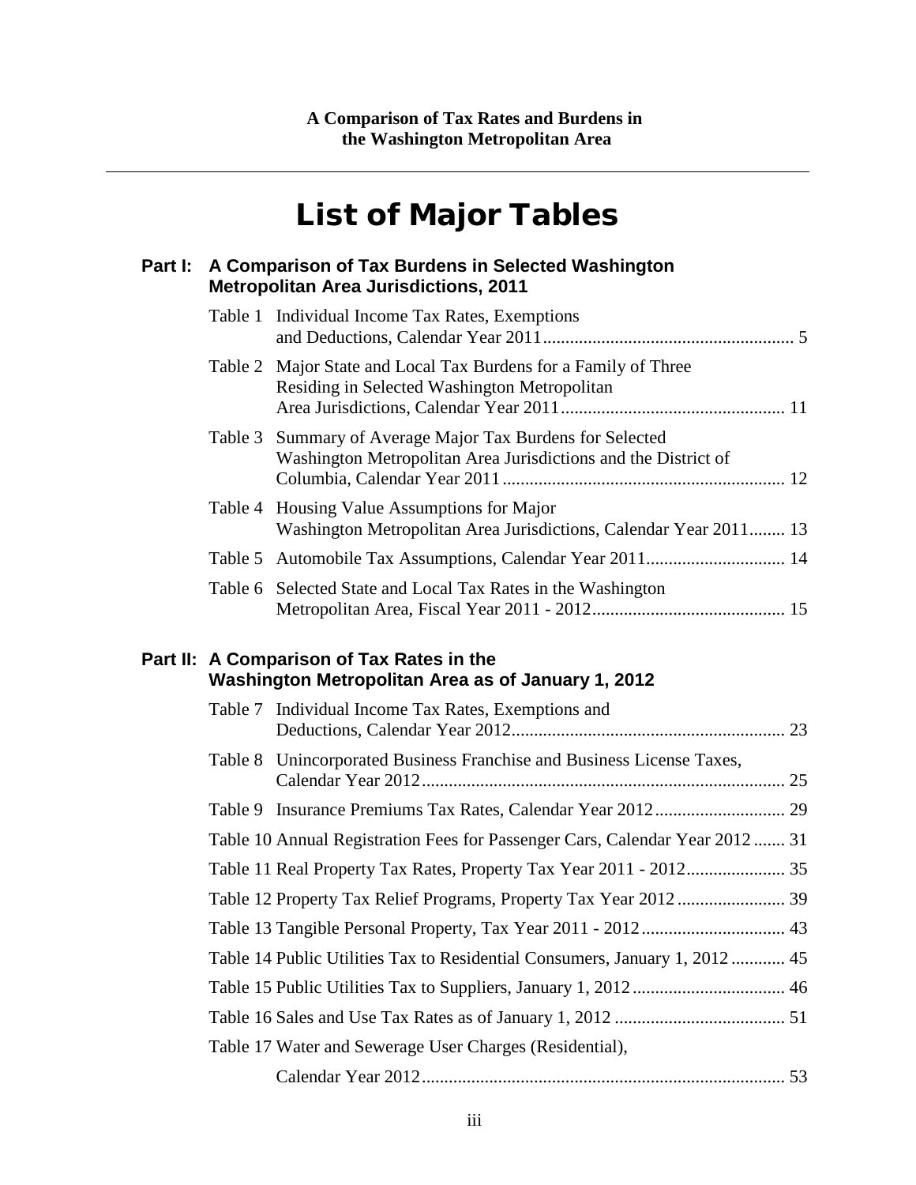# List of Major Tables

## Part I: A Comparison of Tax Burdens in Selected Washington Metropolitan Area Jurisdictions, 2011

- Table 1 Individual Income Tax Rates, Exemptions and Deductions, Calendar Year 2011 ........ 5
- Table 2 Major State and Local Tax Burdens for a Family of Three Residing in Selected Washington Metropolitan Area Jurisdictions, Calendar Year 2011 ........ 11
- Table 3 Summary of Average Major Tax Burdens for Selected Washington Metropolitan Area Jurisdictions and the District of Columbia, Calendar Year 2011 ........ 12
- Table 4 Housing Value Assumptions for Major Washington Metropolitan Area Jurisdictions, Calendar Year 2011 ........ 13
- Table 5 Automobile Tax Assumptions, Calendar Year 2011 ........ 14
- Table 6 Selected State and Local Tax Rates in the Washington Metropolitan Area, Fiscal Year 2011 - 2012 ........ 15

## Part II: A Comparison of Tax Rates in the Washington Metropolitan Area as of January 1, 2012

- Table 7 Individual Income Tax Rates, Exemptions and Deductions, Calendar Year 2012 ........ 23
- Table 8 Unincorporated Business Franchise and Business License Taxes, Calendar Year 2012 ........ 25
- Table 9 Insurance Premiums Tax Rates, Calendar Year 2012 ........ 29
- Table 10 Annual Registration Fees for Passenger Cars, Calendar Year 2012 ........ 31
- Table 11 Real Property Tax Rates, Property Tax Year 2011 - 2012 ........ 35
- Table 12 Property Tax Relief Programs, Property Tax Year 2012 ........ 39
- Table 13 Tangible Personal Property, Tax Year 2011 - 2012 ........ 43
- Table 14 Public Utilities Tax to Residential Consumers, January 1, 2012 ........ 45
- Table 15 Public Utilities Tax to Suppliers, January 1, 2012 ........ 46
- Table 16 Sales and Use Tax Rates as of January 1, 2012 ........ 51
- Table 17 Water and Sewerage User Charges (Residential), Calendar Year 2012 ........ 53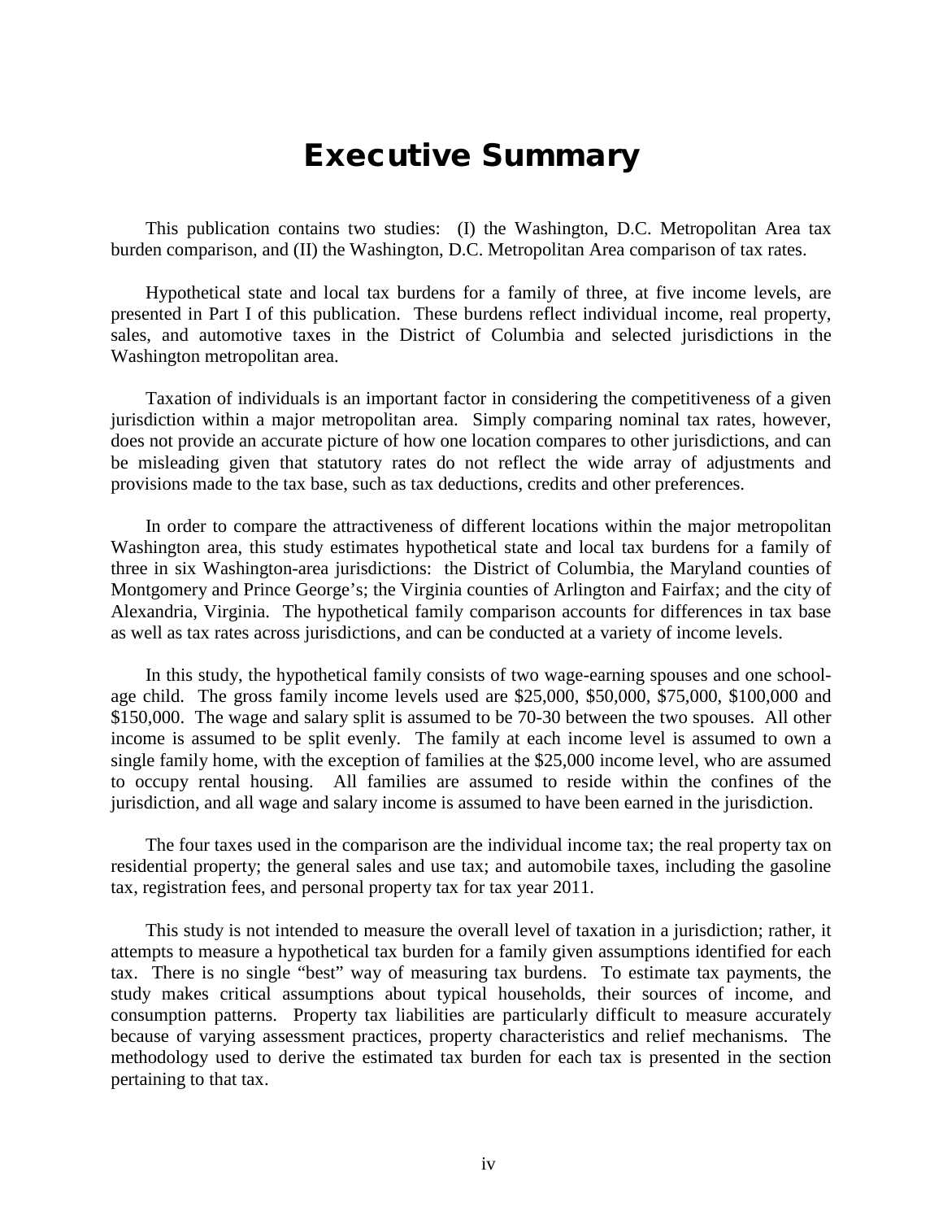# Executive Summary

This publication contains two studies: (I) the Washington, D.C. Metropolitan Area tax burden comparison, and (II) the Washington, D.C. Metropolitan Area comparison of tax rates.

Hypothetical state and local tax burdens for a family of three, at five income levels, are presented in Part I of this publication. These burdens reflect individual income, real property, sales, and automotive taxes in the District of Columbia and selected jurisdictions in the Washington metropolitan area.

Taxation of individuals is an important factor in considering the competitiveness of a given jurisdiction within a major metropolitan area. Simply comparing nominal tax rates, however, does not provide an accurate picture of how one location compares to other jurisdictions, and can be misleading given that statutory rates do not reflect the wide array of adjustments and provisions made to the tax base, such as tax deductions, credits and other preferences.

In order to compare the attractiveness of different locations within the major metropolitan Washington area, this study estimates hypothetical state and local tax burdens for a family of three in six Washington-area jurisdictions: the District of Columbia, the Maryland counties of Montgomery and Prince George's; the Virginia counties of Arlington and Fairfax; and the city of Alexandria, Virginia. The hypothetical family comparison accounts for differences in tax base as well as tax rates across jurisdictions, and can be conducted at a variety of income levels.

In this study, the hypothetical family consists of two wage-earning spouses and one school-age child. The gross family income levels used are $25,000, $50,000, $75,000, $100,000 and $150,000. The wage and salary split is assumed to be 70-30 between the two spouses. All other income is assumed to be split evenly. The family at each income level is assumed to own a single family home, with the exception of families at the $25,000 income level, who are assumed to occupy rental housing. All families are assumed to reside within the confines of the jurisdiction, and all wage and salary income is assumed to have been earned in the jurisdiction.

The four taxes used in the comparison are the individual income tax; the real property tax on residential property; the general sales and use tax; and automobile taxes, including the gasoline tax, registration fees, and personal property tax for tax year 2011.

This study is not intended to measure the overall level of taxation in a jurisdiction; rather, it attempts to measure a hypothetical tax burden for a family given assumptions identified for each tax. There is no single "best" way of measuring tax burdens. To estimate tax payments, the study makes critical assumptions about typical households, their sources of income, and consumption patterns. Property tax liabilities are particularly difficult to measure accurately because of varying assessment practices, property characteristics and relief mechanisms. The methodology used to derive the estimated tax burden for each tax is presented in the section pertaining to that tax.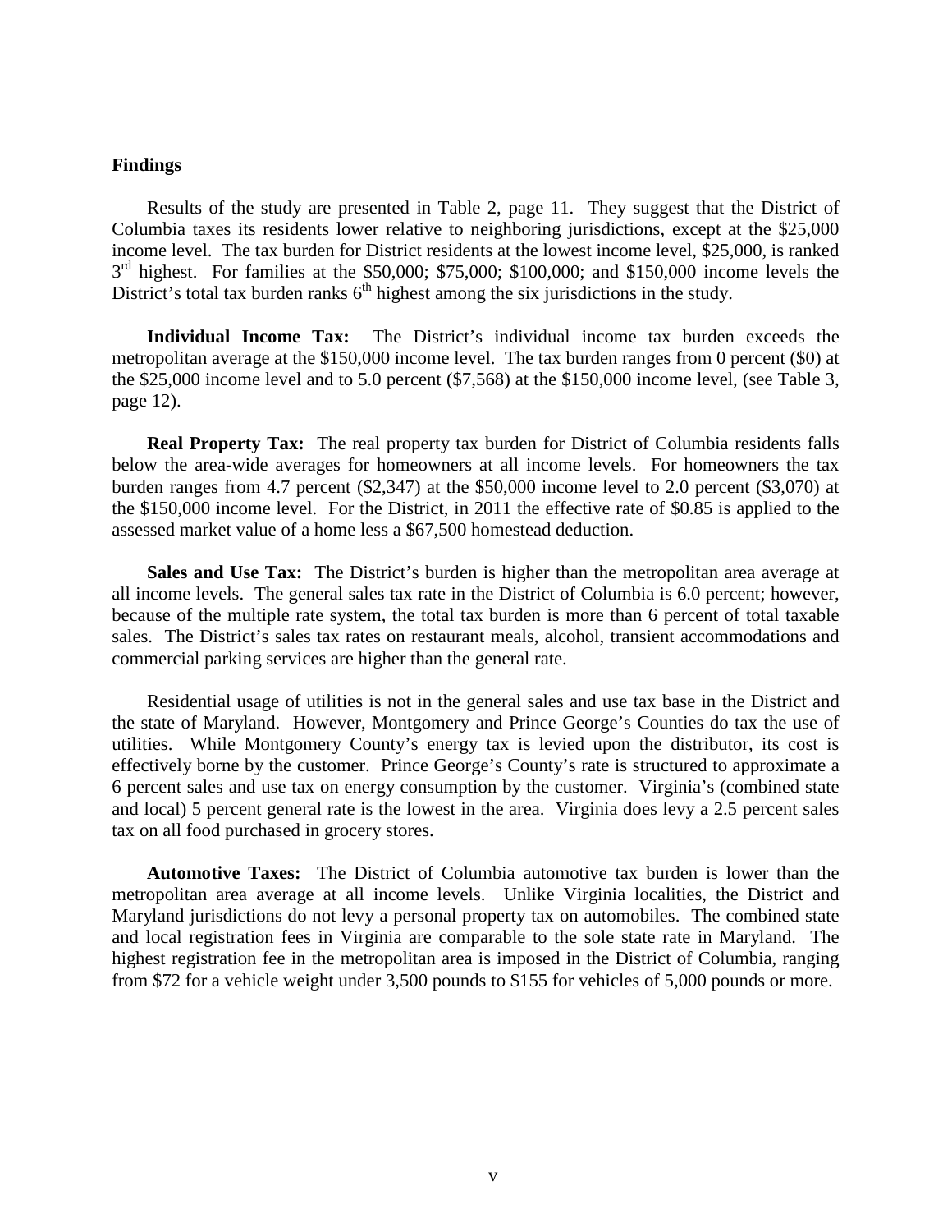## Findings

Results of the study are presented in Table 2, page 11. They suggest that the District of Columbia taxes its residents lower relative to neighboring jurisdictions, except at the \$25,000 income level. The tax burden for District residents at the lowest income level, \$25,000, is ranked 3rd highest. For families at the \$50,000; \$75,000; \$100,000; and \$150,000 income levels the District's total tax burden ranks 6th highest among the six jurisdictions in the study.

**Individual Income Tax:** The District's individual income tax burden exceeds the metropolitan average at the \$150,000 income level. The tax burden ranges from 0 percent (\$0) at the \$25,000 income level and to 5.0 percent (\$7,568) at the \$150,000 income level, (see Table 3, page 12).

**Real Property Tax:** The real property tax burden for District of Columbia residents falls below the area-wide averages for homeowners at all income levels. For homeowners the tax burden ranges from 4.7 percent (\$2,347) at the \$50,000 income level to 2.0 percent (\$3,070) at the \$150,000 income level. For the District, in 2011 the effective rate of \$0.85 is applied to the assessed market value of a home less a \$67,500 homestead deduction.

**Sales and Use Tax:** The District's burden is higher than the metropolitan area average at all income levels. The general sales tax rate in the District of Columbia is 6.0 percent; however, because of the multiple rate system, the total tax burden is more than 6 percent of total taxable sales. The District's sales tax rates on restaurant meals, alcohol, transient accommodations and commercial parking services are higher than the general rate.

Residential usage of utilities is not in the general sales and use tax base in the District and the state of Maryland. However, Montgomery and Prince George's Counties do tax the use of utilities. While Montgomery County's energy tax is levied upon the distributor, its cost is effectively borne by the customer. Prince George's County's rate is structured to approximate a 6 percent sales and use tax on energy consumption by the customer. Virginia's (combined state and local) 5 percent general rate is the lowest in the area. Virginia does levy a 2.5 percent sales tax on all food purchased in grocery stores.

**Automotive Taxes:** The District of Columbia automotive tax burden is lower than the metropolitan area average at all income levels. Unlike Virginia localities, the District and Maryland jurisdictions do not levy a personal property tax on automobiles. The combined state and local registration fees in Virginia are comparable to the sole state rate in Maryland. The highest registration fee in the metropolitan area is imposed in the District of Columbia, ranging from \$72 for a vehicle weight under 3,500 pounds to \$155 for vehicles of 5,000 pounds or more.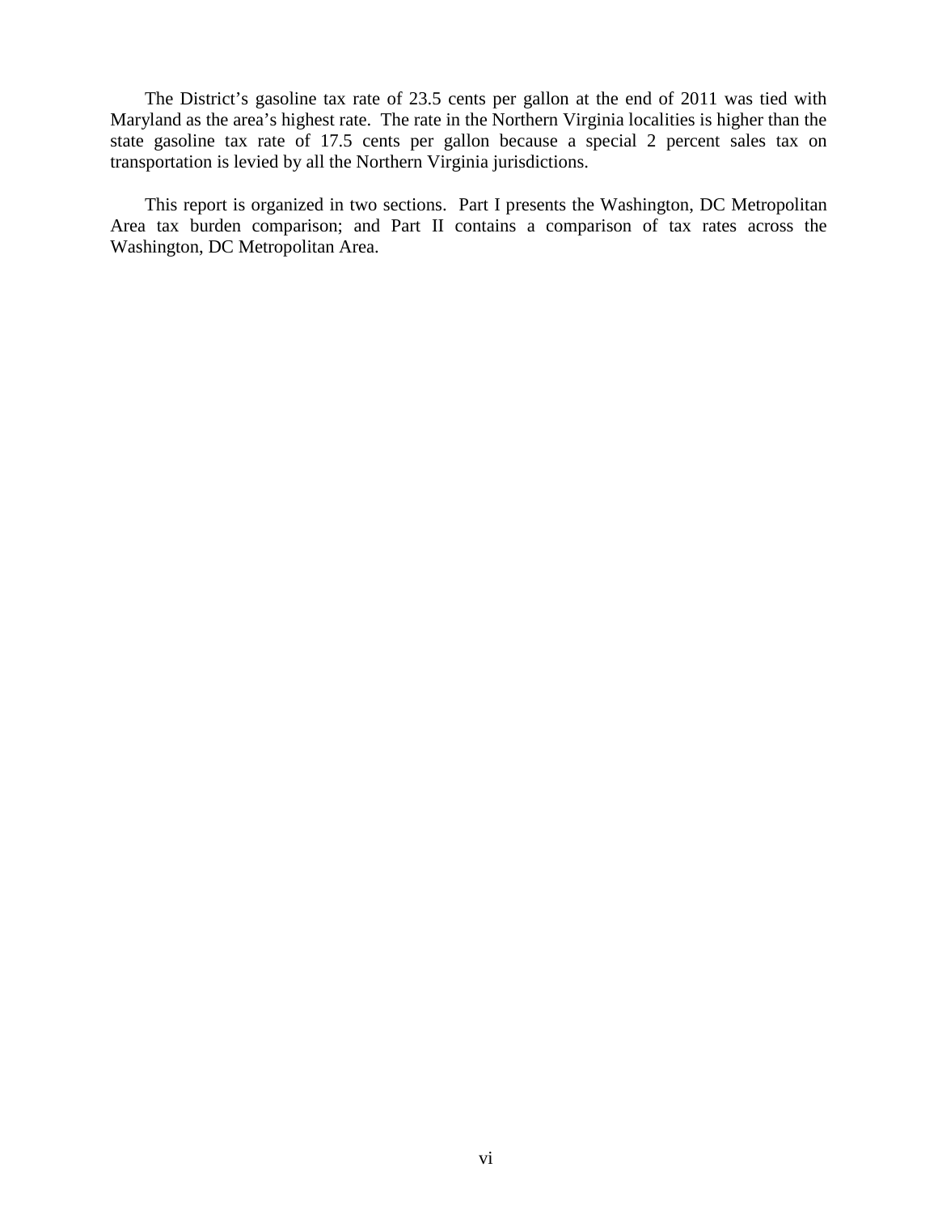The District's gasoline tax rate of 23.5 cents per gallon at the end of 2011 was tied with Maryland as the area's highest rate. The rate in the Northern Virginia localities is higher than the state gasoline tax rate of 17.5 cents per gallon because a special 2 percent sales tax on transportation is levied by all the Northern Virginia jurisdictions.

This report is organized in two sections. Part I presents the Washington, DC Metropolitan Area tax burden comparison; and Part II contains a comparison of tax rates across the Washington, DC Metropolitan Area.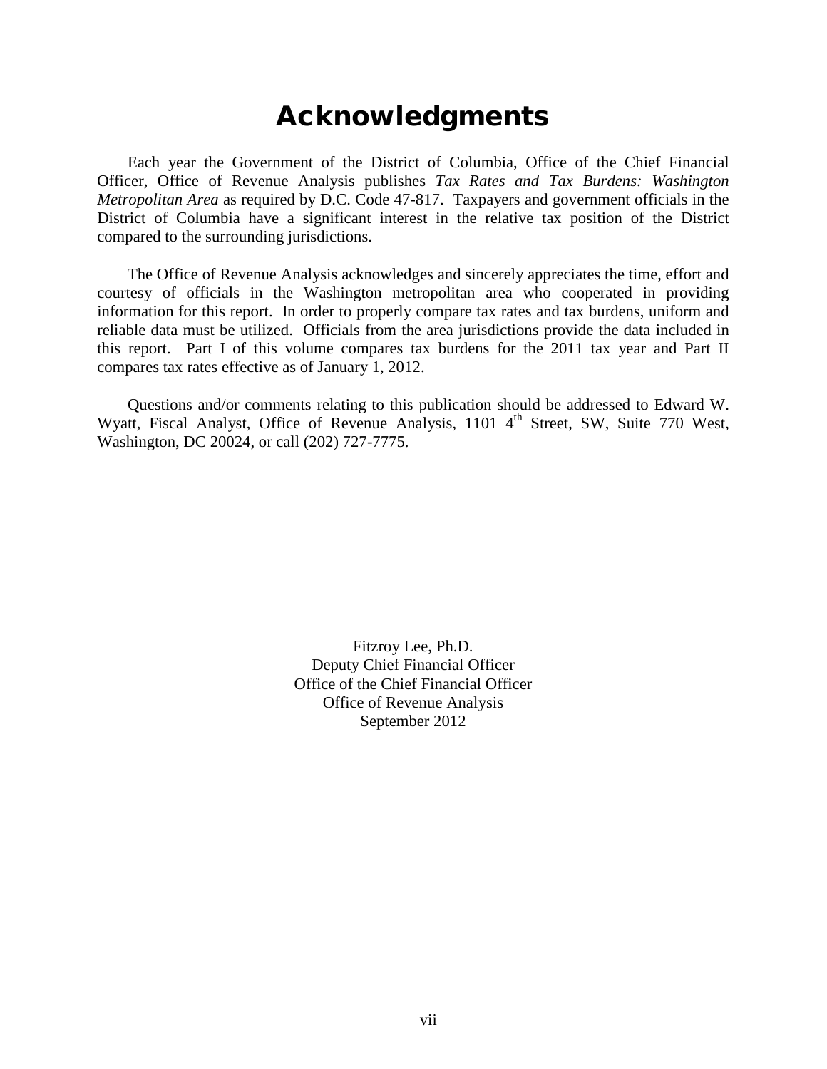# Acknowledgments

Each year the Government of the District of Columbia, Office of the Chief Financial Officer, Office of Revenue Analysis publishes *Tax Rates and Tax Burdens: Washington Metropolitan Area* as required by D.C. Code 47-817. Taxpayers and government officials in the District of Columbia have a significant interest in the relative tax position of the District compared to the surrounding jurisdictions.

The Office of Revenue Analysis acknowledges and sincerely appreciates the time, effort and courtesy of officials in the Washington metropolitan area who cooperated in providing information for this report. In order to properly compare tax rates and tax burdens, uniform and reliable data must be utilized. Officials from the area jurisdictions provide the data included in this report. Part I of this volume compares tax burdens for the 2011 tax year and Part II compares tax rates effective as of January 1, 2012.

Questions and/or comments relating to this publication should be addressed to Edward W. Wyatt, Fiscal Analyst, Office of Revenue Analysis, 1101 4th Street, SW, Suite 770 West, Washington, DC 20024, or call (202) 727-7775.

Fitzroy Lee, Ph.D.
Deputy Chief Financial Officer
Office of the Chief Financial Officer
Office of Revenue Analysis
September 2012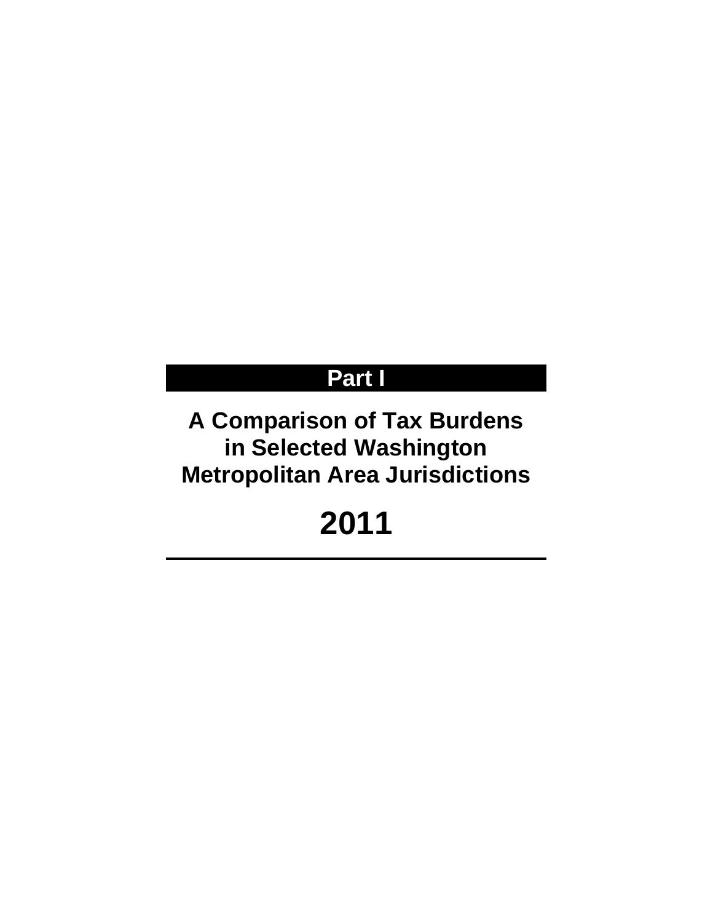# Part I

## A Comparison of Tax Burdens in Selected Washington Metropolitan Area Jurisdictions

# 2011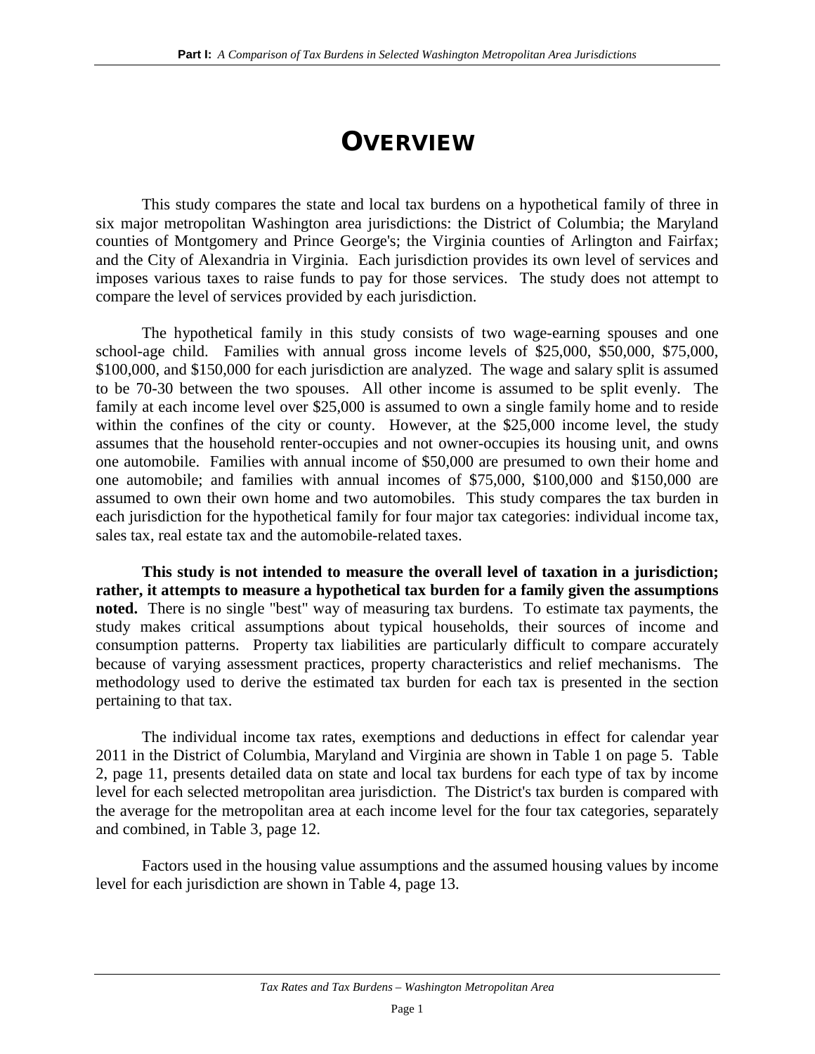# OVERVIEW

This study compares the state and local tax burdens on a hypothetical family of three in six major metropolitan Washington area jurisdictions: the District of Columbia; the Maryland counties of Montgomery and Prince George's; the Virginia counties of Arlington and Fairfax; and the City of Alexandria in Virginia. Each jurisdiction provides its own level of services and imposes various taxes to raise funds to pay for those services. The study does not attempt to compare the level of services provided by each jurisdiction.

The hypothetical family in this study consists of two wage-earning spouses and one school-age child. Families with annual gross income levels of $25,000, $50,000, $75,000, $100,000, and $150,000 for each jurisdiction are analyzed. The wage and salary split is assumed to be 70-30 between the two spouses. All other income is assumed to be split evenly. The family at each income level over $25,000 is assumed to own a single family home and to reside within the confines of the city or county. However, at the $25,000 income level, the study assumes that the household renter-occupies and not owner-occupies its housing unit, and owns one automobile. Families with annual income of $50,000 are presumed to own their home and one automobile; and families with annual incomes of $75,000, $100,000 and $150,000 are assumed to own their own home and two automobiles. This study compares the tax burden in each jurisdiction for the hypothetical family for four major tax categories: individual income tax, sales tax, real estate tax and the automobile-related taxes.

**This study is not intended to measure the overall level of taxation in a jurisdiction; rather, it attempts to measure a hypothetical tax burden for a family given the assumptions noted.** There is no single "best" way of measuring tax burdens. To estimate tax payments, the study makes critical assumptions about typical households, their sources of income and consumption patterns. Property tax liabilities are particularly difficult to compare accurately because of varying assessment practices, property characteristics and relief mechanisms. The methodology used to derive the estimated tax burden for each tax is presented in the section pertaining to that tax.

The individual income tax rates, exemptions and deductions in effect for calendar year 2011 in the District of Columbia, Maryland and Virginia are shown in Table 1 on page 5. Table 2, page 11, presents detailed data on state and local tax burdens for each type of tax by income level for each selected metropolitan area jurisdiction. The District's tax burden is compared with the average for the metropolitan area at each income level for the four tax categories, separately and combined, in Table 3, page 12.

Factors used in the housing value assumptions and the assumed housing values by income level for each jurisdiction are shown in Table 4, page 13.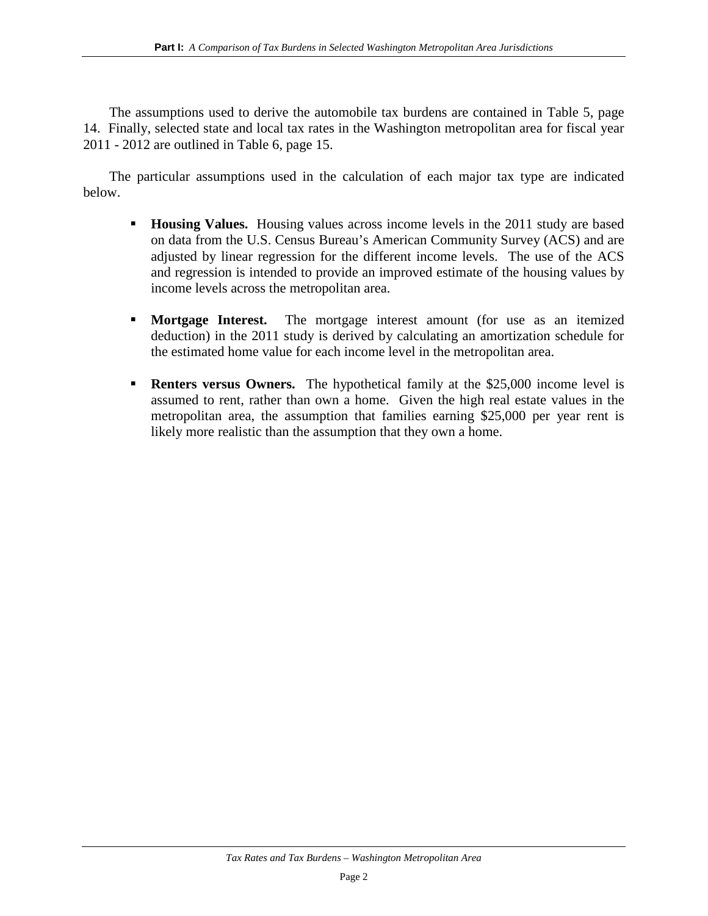The assumptions used to derive the automobile tax burdens are contained in Table 5, page 14. Finally, selected state and local tax rates in the Washington metropolitan area for fiscal year 2011 - 2012 are outlined in Table 6, page 15.

The particular assumptions used in the calculation of each major tax type are indicated below.

- **Housing Values.** Housing values across income levels in the 2011 study are based on data from the U.S. Census Bureau's American Community Survey (ACS) and are adjusted by linear regression for the different income levels. The use of the ACS and regression is intended to provide an improved estimate of the housing values by income levels across the metropolitan area.

- **Mortgage Interest.** The mortgage interest amount (for use as an itemized deduction) in the 2011 study is derived by calculating an amortization schedule for the estimated home value for each income level in the metropolitan area.

- **Renters versus Owners.** The hypothetical family at the $25,000 income level is assumed to rent, rather than own a home. Given the high real estate values in the metropolitan area, the assumption that families earning $25,000 per year rent is likely more realistic than the assumption that they own a home.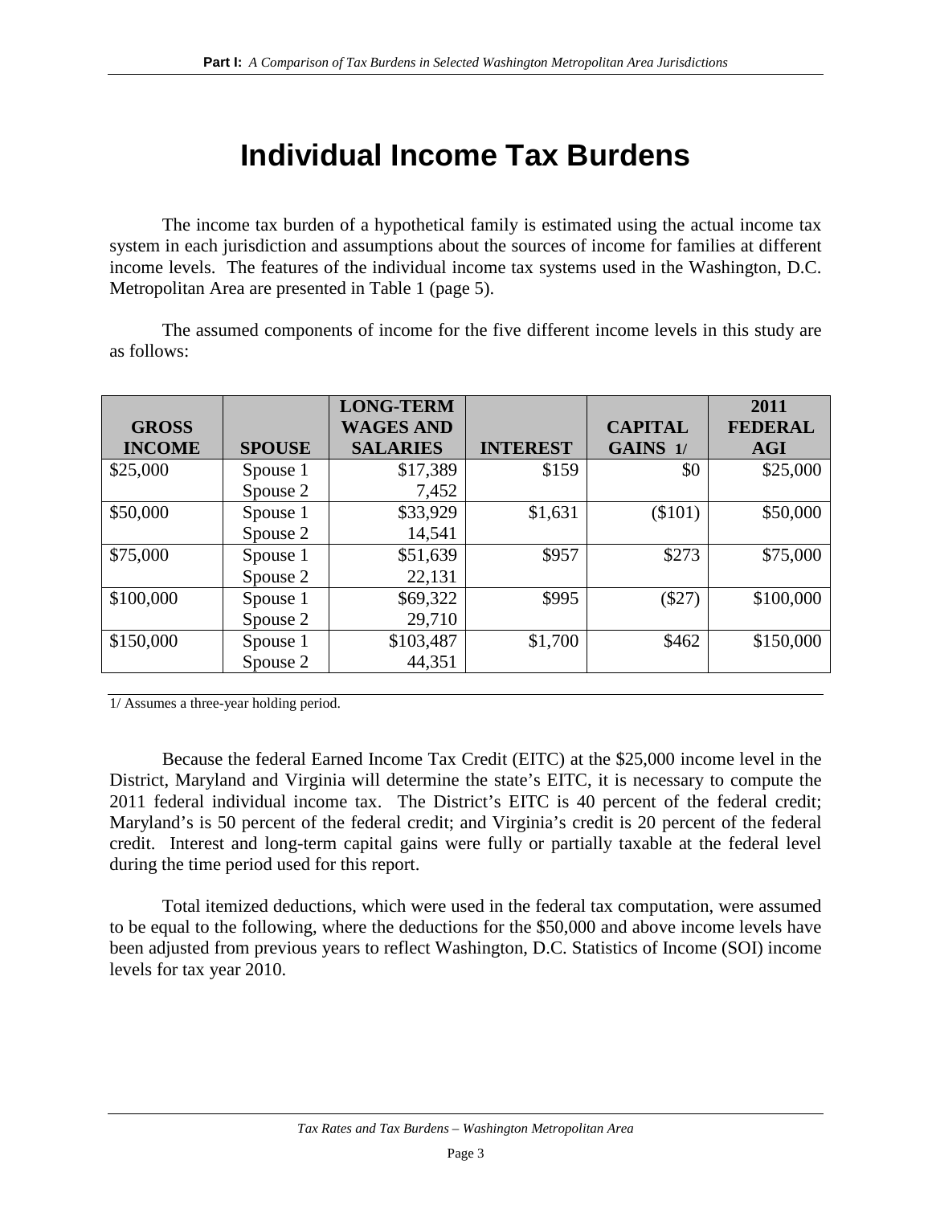# Individual Income Tax Burdens

The income tax burden of a hypothetical family is estimated using the actual income tax system in each jurisdiction and assumptions about the sources of income for families at different income levels. The features of the individual income tax systems used in the Washington, D.C. Metropolitan Area are presented in Table 1 (page 5).

The assumed components of income for the five different income levels in this study are as follows:

| GROSS INCOME | SPOUSE | LONG-TERM WAGES AND SALARIES | INTEREST | CAPITAL GAINS 1/ | 2011 FEDERAL AGI |
|---|---|---|---|---|---|
| $25,000 | Spouse 1 | $17,389 | $159 | $0 | $25,000 |
| | Spouse 2 | 7,452 | | | |
| $50,000 | Spouse 1 | $33,929 | $1,631 | ($101) | $50,000 |
| | Spouse 2 | 14,541 | | | |
| $75,000 | Spouse 1 | $51,639 | $957 | $273 | $75,000 |
| | Spouse 2 | 22,131 | | | |
| $100,000 | Spouse 1 | $69,322 | $995 | ($27) | $100,000 |
| | Spouse 2 | 29,710 | | | |
| $150,000 | Spouse 1 | $103,487 | $1,700 | $462 | $150,000 |
| | Spouse 2 | 44,351 | | | |

1/ Assumes a three-year holding period.

Because the federal Earned Income Tax Credit (EITC) at the $25,000 income level in the District, Maryland and Virginia will determine the state's EITC, it is necessary to compute the 2011 federal individual income tax. The District's EITC is 40 percent of the federal credit; Maryland's is 50 percent of the federal credit; and Virginia's credit is 20 percent of the federal credit. Interest and long-term capital gains were fully or partially taxable at the federal level during the time period used for this report.

Total itemized deductions, which were used in the federal tax computation, were assumed to be equal to the following, where the deductions for the $50,000 and above income levels have been adjusted from previous years to reflect Washington, D.C. Statistics of Income (SOI) income levels for tax year 2010.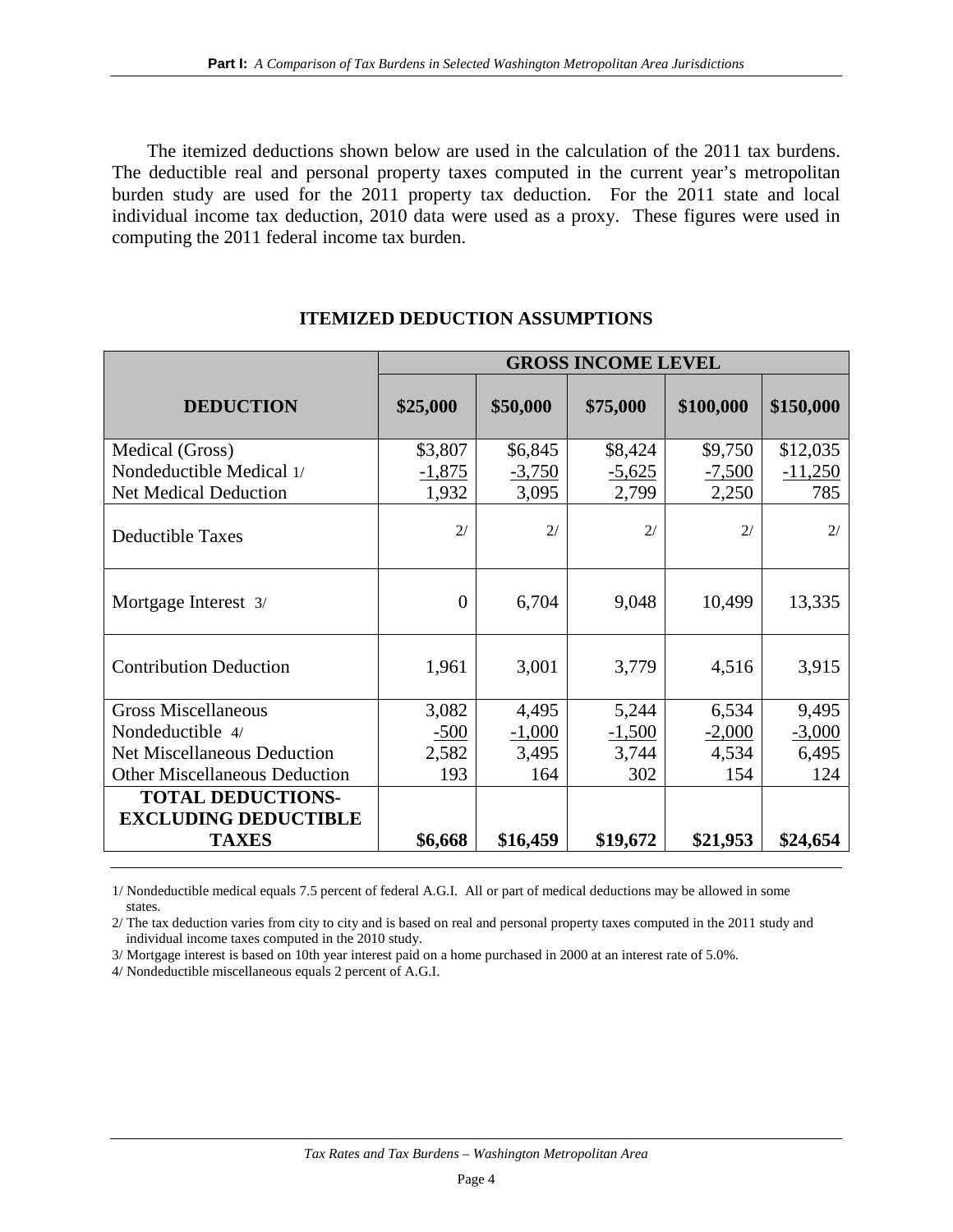The itemized deductions shown below are used in the calculation of the 2011 tax burdens. The deductible real and personal property taxes computed in the current year's metropolitan burden study are used for the 2011 property tax deduction. For the 2011 state and local individual income tax deduction, 2010 data were used as a proxy. These figures were used in computing the 2011 federal income tax burden.

## ITEMIZED DEDUCTION ASSUMPTIONS

| | GROSS INCOME LEVEL | | | | |
|---|---|---|---|---|---|
| **DEDUCTION** | **\$25,000** | **\$50,000** | **\$75,000** | **\$100,000** | **\$150,000** |
| Medical (Gross) | \$3,807 | \$6,845 | \$8,424 | \$9,750 | \$12,035 |
| Nondeductible Medical 1/ | -1,875 | -3,750 | -5,625 | -7,500 | -11,250 |
| Net Medical Deduction | 1,932 | 3,095 | 2,799 | 2,250 | 785 |
| Deductible Taxes | 2/ | 2/ | 2/ | 2/ | 2/ |
| Mortgage Interest 3/ | 0 | 6,704 | 9,048 | 10,499 | 13,335 |
| Contribution Deduction | 1,961 | 3,001 | 3,779 | 4,516 | 3,915 |
| Gross Miscellaneous | 3,082 | 4,495 | 5,244 | 6,534 | 9,495 |
| Nondeductible 4/ | -500 | -1,000 | -1,500 | -2,000 | -3,000 |
| Net Miscellaneous Deduction | 2,582 | 3,495 | 3,744 | 4,534 | 6,495 |
| Other Miscellaneous Deduction | 193 | 164 | 302 | 154 | 124 |
| **TOTAL DEDUCTIONS-EXCLUDING DEDUCTIBLE TAXES** | **\$6,668** | **\$16,459** | **\$19,672** | **\$21,953** | **\$24,654** |

1/ Nondeductible medical equals 7.5 percent of federal A.G.I. All or part of medical deductions may be allowed in some states.

2/ The tax deduction varies from city to city and is based on real and personal property taxes computed in the 2011 study and individual income taxes computed in the 2010 study.

3/ Mortgage interest is based on 10th year interest paid on a home purchased in 2000 at an interest rate of 5.0%.

4/ Nondeductible miscellaneous equals 2 percent of A.G.I.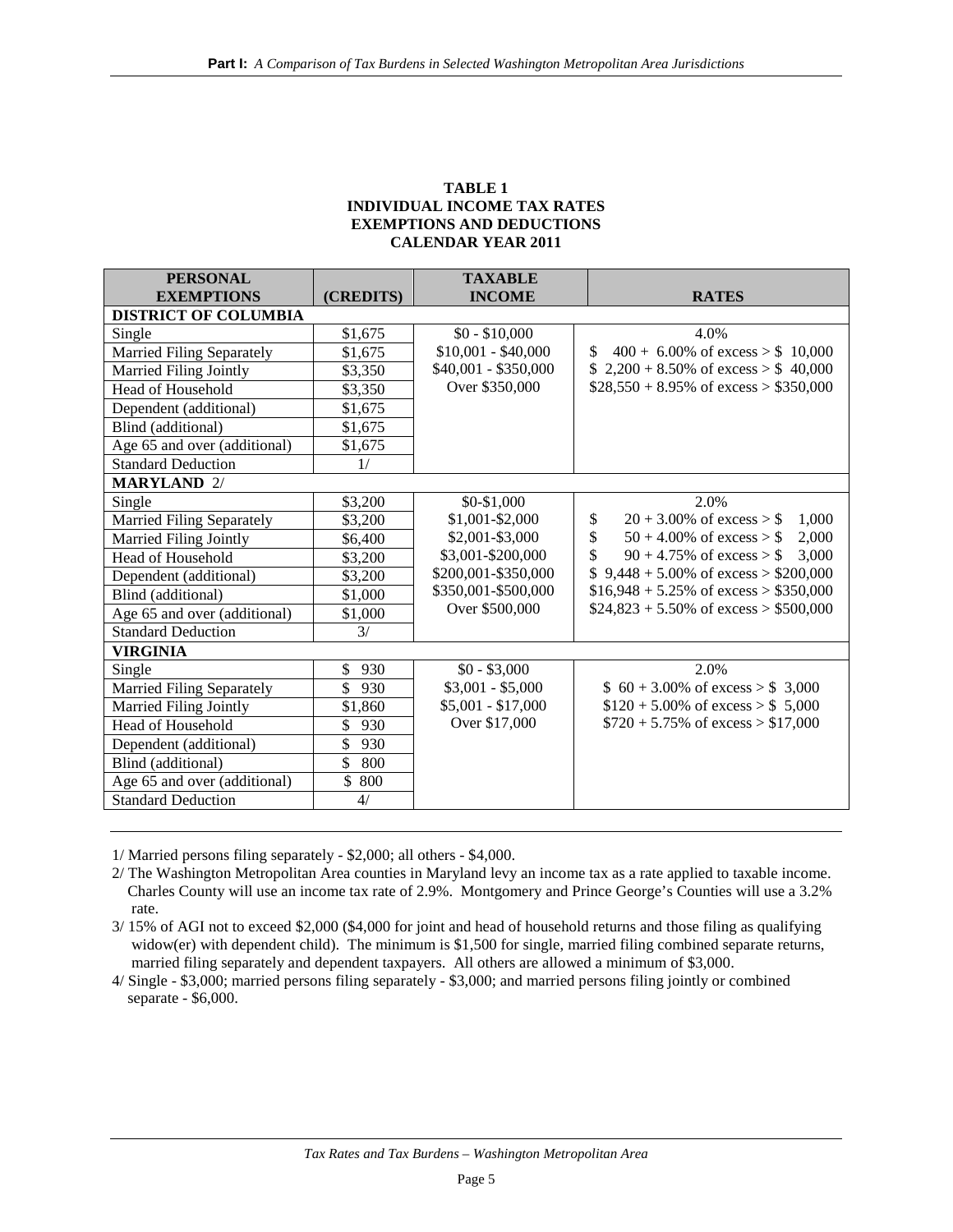**TABLE 1**
**INDIVIDUAL INCOME TAX RATES**
**EXEMPTIONS AND DEDUCTIONS**
**CALENDAR YEAR 2011**

| PERSONAL EXEMPTIONS | (CREDITS) | TAXABLE INCOME | RATES |
|---|---|---|---|
| **DISTRICT OF COLUMBIA** | | | |
| Single | $1,675 | $0 - $10,000 | 4.0% |
| Married Filing Separately | $1,675 | $10,001 - $40,000 | $ 400 + 6.00% of excess > $ 10,000 |
| Married Filing Jointly | $3,350 | $40,001 - $350,000 | $ 2,200 + 8.50% of excess > $ 40,000 |
| Head of Household | $3,350 | Over $350,000 | $28,550 + 8.95% of excess > $350,000 |
| Dependent (additional) | $1,675 | | |
| Blind (additional) | $1,675 | | |
| Age 65 and over (additional) | $1,675 | | |
| Standard Deduction | 1/ | | |
| **MARYLAND** 2/ | | | |
| Single | $3,200 | $0-$1,000 | 2.0% |
| Married Filing Separately | $3,200 | $1,001-$2,000 | $ 20 + 3.00% of excess > $ 1,000 |
| Married Filing Jointly | $6,400 | $2,001-$3,000 | $ 50 + 4.00% of excess > $ 2,000 |
| Head of Household | $3,200 | $3,001-$200,000 | $ 90 + 4.75% of excess > $ 3,000 |
| Dependent (additional) | $3,200 | $200,001-$350,000 | $ 9,448 + 5.00% of excess > $200,000 |
| Blind (additional) | $1,000 | $350,001-$500,000 | $16,948 + 5.25% of excess > $350,000 |
| Age 65 and over (additional) | $1,000 | Over $500,000 | $24,823 + 5.50% of excess > $500,000 |
| Standard Deduction | 3/ | | |
| **VIRGINIA** | | | |
| Single | $ 930 | $0 - $3,000 | 2.0% |
| Married Filing Separately | $ 930 | $3,001 - $5,000 | $ 60 + 3.00% of excess > $ 3,000 |
| Married Filing Jointly | $1,860 | $5,001 - $17,000 | $120 + 5.00% of excess > $ 5,000 |
| Head of Household | $ 930 | Over $17,000 | $720 + 5.75% of excess > $17,000 |
| Dependent (additional) | $ 930 | | |
| Blind (additional) | $ 800 | | |
| Age 65 and over (additional) | $ 800 | | |
| Standard Deduction | 4/ | | |

1/ Married persons filing separately - $2,000; all others - $4,000.

2/ The Washington Metropolitan Area counties in Maryland levy an income tax as a rate applied to taxable income. Charles County will use an income tax rate of 2.9%. Montgomery and Prince George's Counties will use a 3.2% rate.

3/ 15% of AGI not to exceed $2,000 ($4,000 for joint and head of household returns and those filing as qualifying widow(er) with dependent child). The minimum is $1,500 for single, married filing combined separate returns, married filing separately and dependent taxpayers. All others are allowed a minimum of $3,000.

4/ Single - $3,000; married persons filing separately - $3,000; and married persons filing jointly or combined separate - $6,000.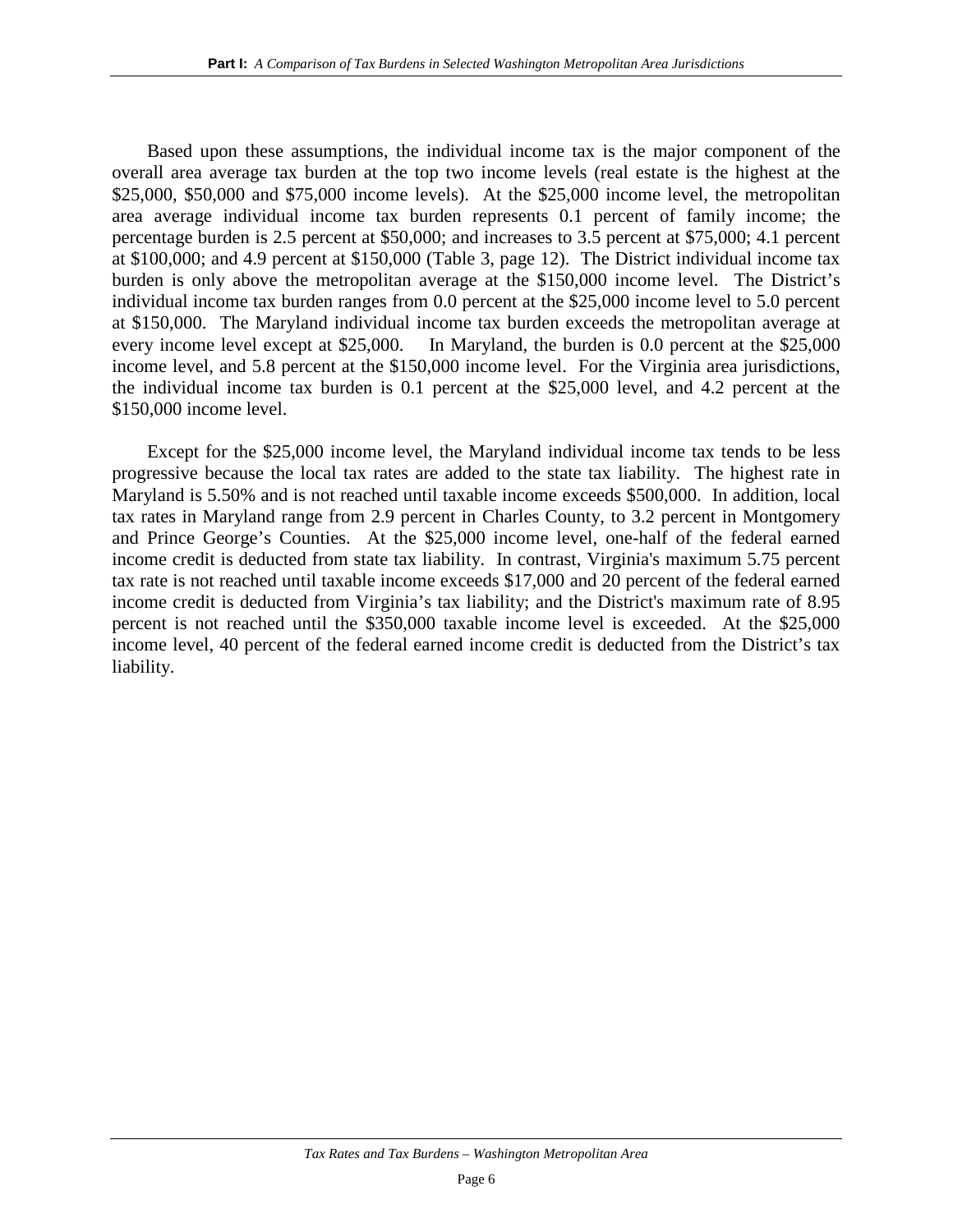Based upon these assumptions, the individual income tax is the major component of the overall area average tax burden at the top two income levels (real estate is the highest at the $25,000, $50,000 and $75,000 income levels). At the $25,000 income level, the metropolitan area average individual income tax burden represents 0.1 percent of family income; the percentage burden is 2.5 percent at $50,000; and increases to 3.5 percent at $75,000; 4.1 percent at $100,000; and 4.9 percent at $150,000 (Table 3, page 12). The District individual income tax burden is only above the metropolitan average at the $150,000 income level. The District's individual income tax burden ranges from 0.0 percent at the $25,000 income level to 5.0 percent at $150,000. The Maryland individual income tax burden exceeds the metropolitan average at every income level except at $25,000. In Maryland, the burden is 0.0 percent at the $25,000 income level, and 5.8 percent at the $150,000 income level. For the Virginia area jurisdictions, the individual income tax burden is 0.1 percent at the $25,000 level, and 4.2 percent at the $150,000 income level.

Except for the $25,000 income level, the Maryland individual income tax tends to be less progressive because the local tax rates are added to the state tax liability. The highest rate in Maryland is 5.50% and is not reached until taxable income exceeds $500,000. In addition, local tax rates in Maryland range from 2.9 percent in Charles County, to 3.2 percent in Montgomery and Prince George's Counties. At the $25,000 income level, one-half of the federal earned income credit is deducted from state tax liability. In contrast, Virginia's maximum 5.75 percent tax rate is not reached until taxable income exceeds $17,000 and 20 percent of the federal earned income credit is deducted from Virginia's tax liability; and the District's maximum rate of 8.95 percent is not reached until the $350,000 taxable income level is exceeded. At the $25,000 income level, 40 percent of the federal earned income credit is deducted from the District's tax liability.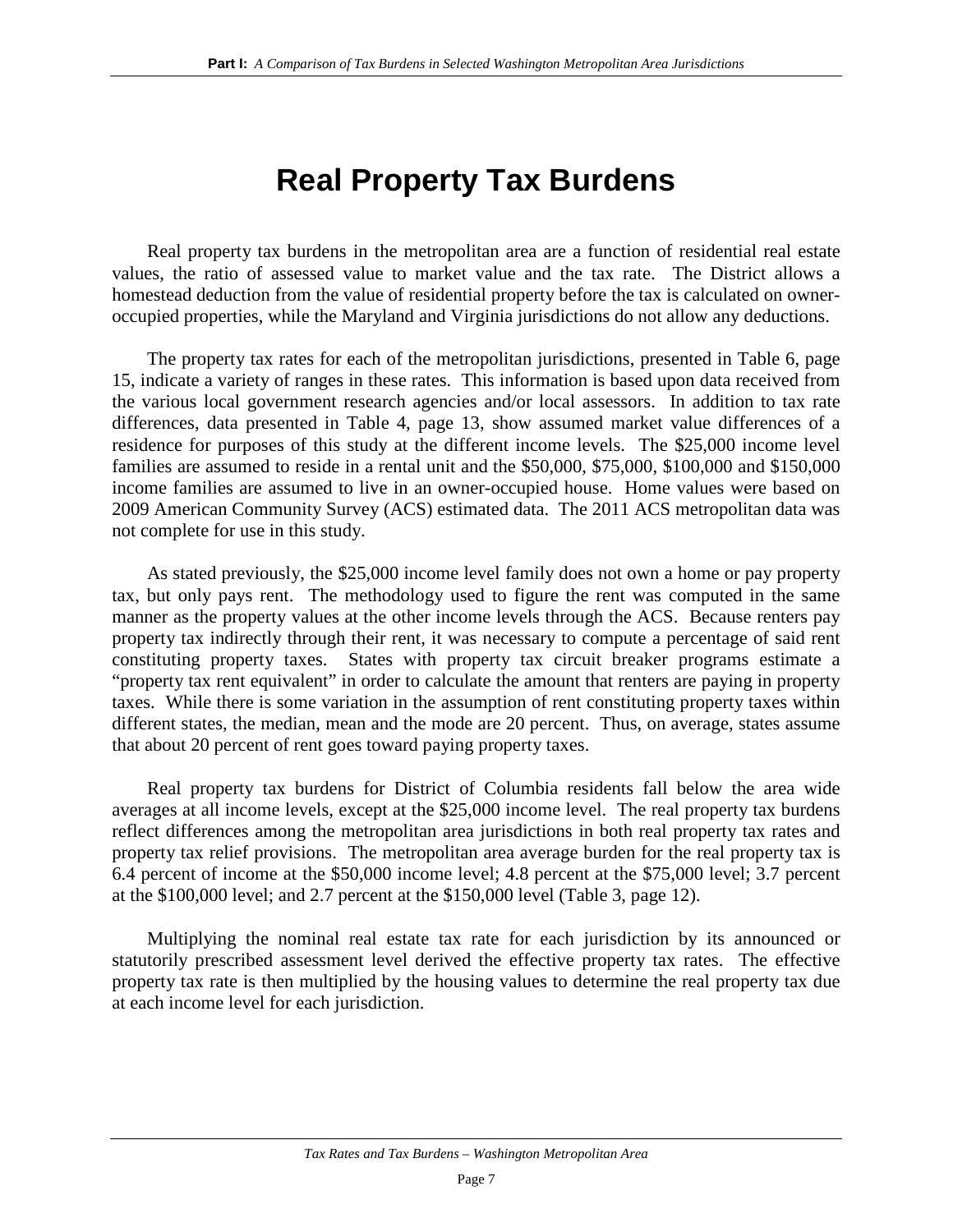# Real Property Tax Burdens

Real property tax burdens in the metropolitan area are a function of residential real estate values, the ratio of assessed value to market value and the tax rate. The District allows a homestead deduction from the value of residential property before the tax is calculated on owner-occupied properties, while the Maryland and Virginia jurisdictions do not allow any deductions.

The property tax rates for each of the metropolitan jurisdictions, presented in Table 6, page 15, indicate a variety of ranges in these rates. This information is based upon data received from the various local government research agencies and/or local assessors. In addition to tax rate differences, data presented in Table 4, page 13, show assumed market value differences of a residence for purposes of this study at the different income levels. The $25,000 income level families are assumed to reside in a rental unit and the $50,000, $75,000, $100,000 and $150,000 income families are assumed to live in an owner-occupied house. Home values were based on 2009 American Community Survey (ACS) estimated data. The 2011 ACS metropolitan data was not complete for use in this study.

As stated previously, the $25,000 income level family does not own a home or pay property tax, but only pays rent. The methodology used to figure the rent was computed in the same manner as the property values at the other income levels through the ACS. Because renters pay property tax indirectly through their rent, it was necessary to compute a percentage of said rent constituting property taxes. States with property tax circuit breaker programs estimate a "property tax rent equivalent" in order to calculate the amount that renters are paying in property taxes. While there is some variation in the assumption of rent constituting property taxes within different states, the median, mean and the mode are 20 percent. Thus, on average, states assume that about 20 percent of rent goes toward paying property taxes.

Real property tax burdens for District of Columbia residents fall below the area wide averages at all income levels, except at the $25,000 income level. The real property tax burdens reflect differences among the metropolitan area jurisdictions in both real property tax rates and property tax relief provisions. The metropolitan area average burden for the real property tax is 6.4 percent of income at the $50,000 income level; 4.8 percent at the $75,000 level; 3.7 percent at the $100,000 level; and 2.7 percent at the $150,000 level (Table 3, page 12).

Multiplying the nominal real estate tax rate for each jurisdiction by its announced or statutorily prescribed assessment level derived the effective property tax rates. The effective property tax rate is then multiplied by the housing values to determine the real property tax due at each income level for each jurisdiction.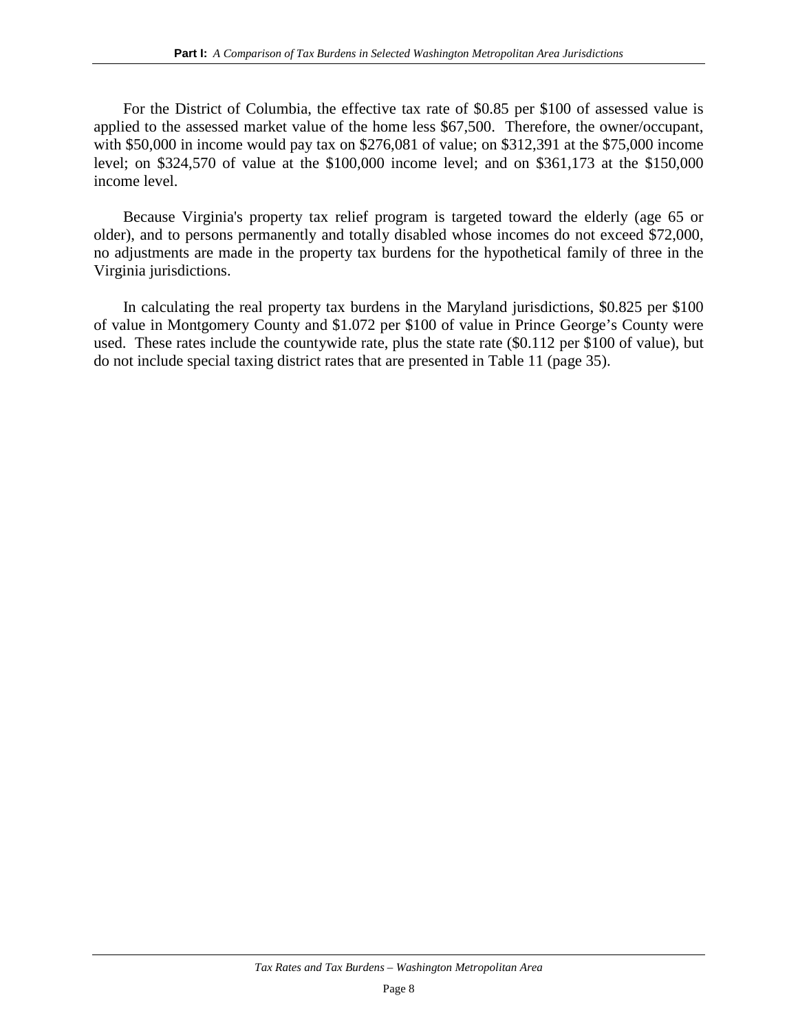For the District of Columbia, the effective tax rate of $0.85 per $100 of assessed value is applied to the assessed market value of the home less $67,500. Therefore, the owner/occupant, with $50,000 in income would pay tax on $276,081 of value; on $312,391 at the $75,000 income level; on $324,570 of value at the $100,000 income level; and on $361,173 at the $150,000 income level.

Because Virginia's property tax relief program is targeted toward the elderly (age 65 or older), and to persons permanently and totally disabled whose incomes do not exceed $72,000, no adjustments are made in the property tax burdens for the hypothetical family of three in the Virginia jurisdictions.

In calculating the real property tax burdens in the Maryland jurisdictions, $0.825 per $100 of value in Montgomery County and $1.072 per $100 of value in Prince George's County were used. These rates include the countywide rate, plus the state rate ($0.112 per $100 of value), but do not include special taxing district rates that are presented in Table 11 (page 35).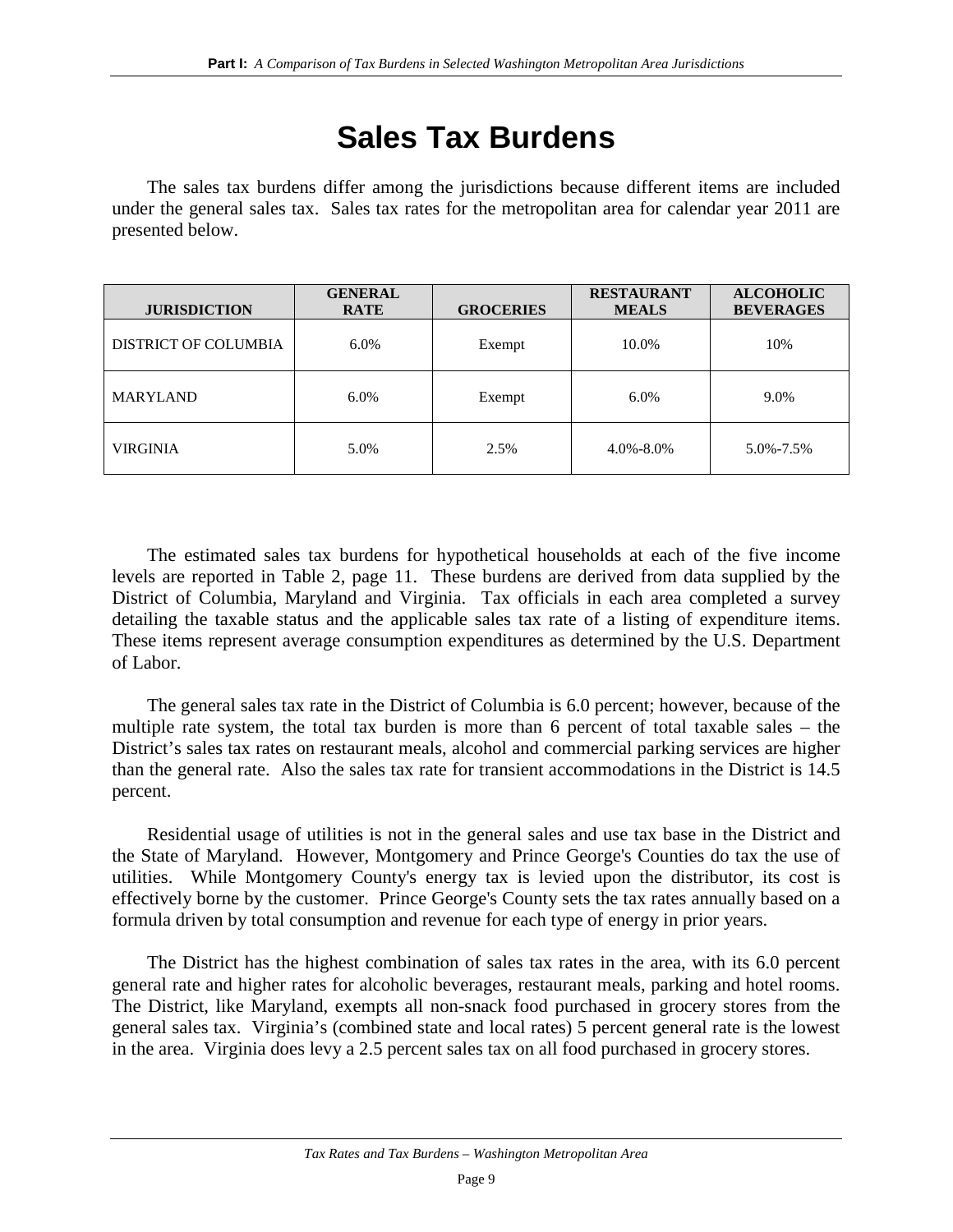# Sales Tax Burdens

The sales tax burdens differ among the jurisdictions because different items are included under the general sales tax. Sales tax rates for the metropolitan area for calendar year 2011 are presented below.

| JURISDICTION | GENERAL RATE | GROCERIES | RESTAURANT MEALS | ALCOHOLIC BEVERAGES |
|---|---|---|---|---|
| DISTRICT OF COLUMBIA | 6.0% | Exempt | 10.0% | 10% |
| MARYLAND | 6.0% | Exempt | 6.0% | 9.0% |
| VIRGINIA | 5.0% | 2.5% | 4.0%-8.0% | 5.0%-7.5% |

The estimated sales tax burdens for hypothetical households at each of the five income levels are reported in Table 2, page 11. These burdens are derived from data supplied by the District of Columbia, Maryland and Virginia. Tax officials in each area completed a survey detailing the taxable status and the applicable sales tax rate of a listing of expenditure items. These items represent average consumption expenditures as determined by the U.S. Department of Labor.

The general sales tax rate in the District of Columbia is 6.0 percent; however, because of the multiple rate system, the total tax burden is more than 6 percent of total taxable sales – the District's sales tax rates on restaurant meals, alcohol and commercial parking services are higher than the general rate. Also the sales tax rate for transient accommodations in the District is 14.5 percent.

Residential usage of utilities is not in the general sales and use tax base in the District and the State of Maryland. However, Montgomery and Prince George's Counties do tax the use of utilities. While Montgomery County's energy tax is levied upon the distributor, its cost is effectively borne by the customer. Prince George's County sets the tax rates annually based on a formula driven by total consumption and revenue for each type of energy in prior years.

The District has the highest combination of sales tax rates in the area, with its 6.0 percent general rate and higher rates for alcoholic beverages, restaurant meals, parking and hotel rooms. The District, like Maryland, exempts all non-snack food purchased in grocery stores from the general sales tax. Virginia's (combined state and local rates) 5 percent general rate is the lowest in the area. Virginia does levy a 2.5 percent sales tax on all food purchased in grocery stores.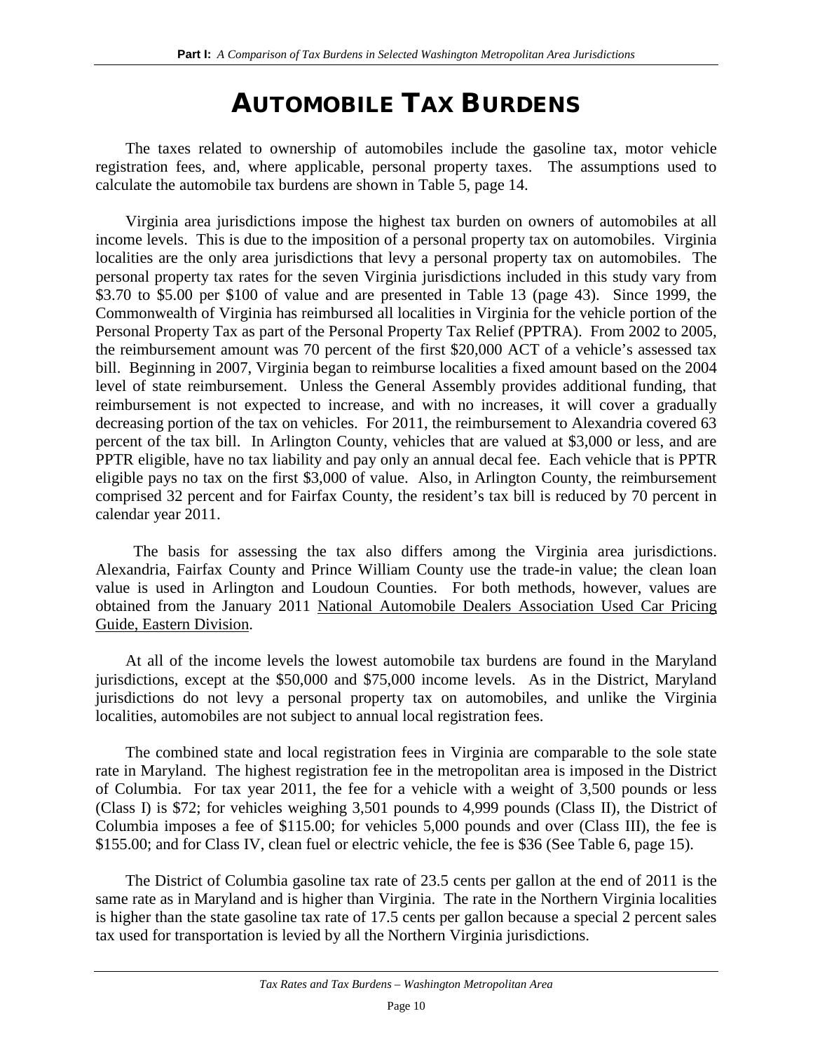# AUTOMOBILE TAX BURDENS

The taxes related to ownership of automobiles include the gasoline tax, motor vehicle registration fees, and, where applicable, personal property taxes. The assumptions used to calculate the automobile tax burdens are shown in Table 5, page 14.

Virginia area jurisdictions impose the highest tax burden on owners of automobiles at all income levels. This is due to the imposition of a personal property tax on automobiles. Virginia localities are the only area jurisdictions that levy a personal property tax on automobiles. The personal property tax rates for the seven Virginia jurisdictions included in this study vary from \$3.70 to \$5.00 per \$100 of value and are presented in Table 13 (page 43). Since 1999, the Commonwealth of Virginia has reimbursed all localities in Virginia for the vehicle portion of the Personal Property Tax as part of the Personal Property Tax Relief (PPTRA). From 2002 to 2005, the reimbursement amount was 70 percent of the first \$20,000 ACT of a vehicle's assessed tax bill. Beginning in 2007, Virginia began to reimburse localities a fixed amount based on the 2004 level of state reimbursement. Unless the General Assembly provides additional funding, that reimbursement is not expected to increase, and with no increases, it will cover a gradually decreasing portion of the tax on vehicles. For 2011, the reimbursement to Alexandria covered 63 percent of the tax bill. In Arlington County, vehicles that are valued at \$3,000 or less, and are PPTR eligible, have no tax liability and pay only an annual decal fee. Each vehicle that is PPTR eligible pays no tax on the first \$3,000 of value. Also, in Arlington County, the reimbursement comprised 32 percent and for Fairfax County, the resident's tax bill is reduced by 70 percent in calendar year 2011.

The basis for assessing the tax also differs among the Virginia area jurisdictions. Alexandria, Fairfax County and Prince William County use the trade-in value; the clean loan value is used in Arlington and Loudoun Counties. For both methods, however, values are obtained from the January 2011 National Automobile Dealers Association Used Car Pricing Guide, Eastern Division.

At all of the income levels the lowest automobile tax burdens are found in the Maryland jurisdictions, except at the \$50,000 and \$75,000 income levels. As in the District, Maryland jurisdictions do not levy a personal property tax on automobiles, and unlike the Virginia localities, automobiles are not subject to annual local registration fees.

The combined state and local registration fees in Virginia are comparable to the sole state rate in Maryland. The highest registration fee in the metropolitan area is imposed in the District of Columbia. For tax year 2011, the fee for a vehicle with a weight of 3,500 pounds or less (Class I) is \$72; for vehicles weighing 3,501 pounds to 4,999 pounds (Class II), the District of Columbia imposes a fee of \$115.00; for vehicles 5,000 pounds and over (Class III), the fee is \$155.00; and for Class IV, clean fuel or electric vehicle, the fee is \$36 (See Table 6, page 15).

The District of Columbia gasoline tax rate of 23.5 cents per gallon at the end of 2011 is the same rate as in Maryland and is higher than Virginia. The rate in the Northern Virginia localities is higher than the state gasoline tax rate of 17.5 cents per gallon because a special 2 percent sales tax used for transportation is levied by all the Northern Virginia jurisdictions.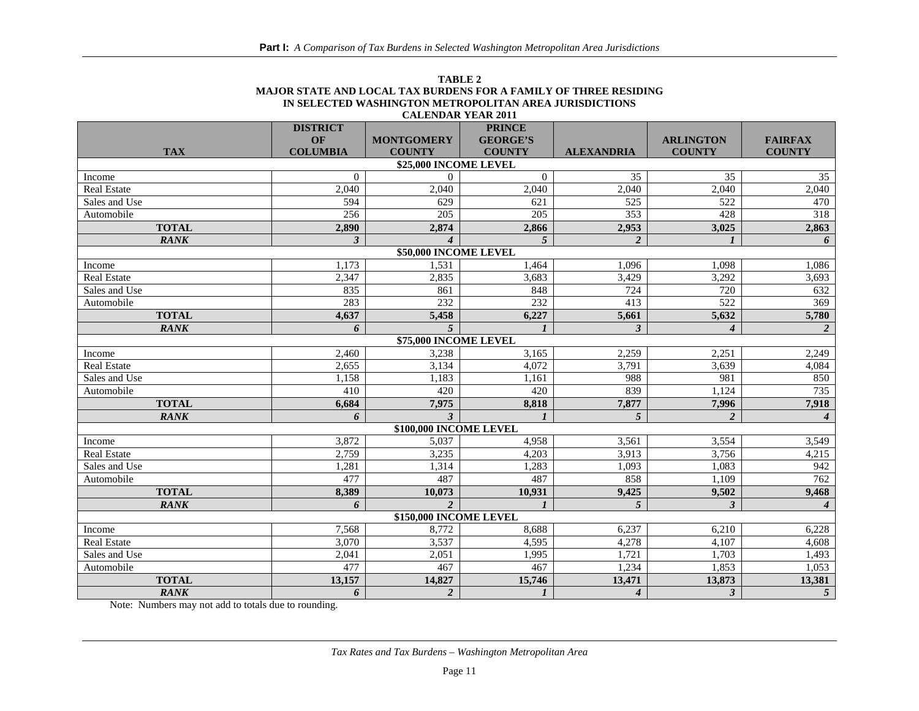**TABLE 2**
**MAJOR STATE AND LOCAL TAX BURDENS FOR A FAMILY OF THREE RESIDING IN SELECTED WASHINGTON METROPOLITAN AREA JURISDICTIONS**
**CALENDAR YEAR 2011**

| TAX | DISTRICT OF COLUMBIA | MONTGOMERY COUNTY | PRINCE GEORGE'S COUNTY | ALEXANDRIA | ARLINGTON COUNTY | FAIRFAX COUNTY |
|---|---|---|---|---|---|---|
| **\$25,000 INCOME LEVEL** | | | | | | |
| Income | 0 | 0 | 0 | 35 | 35 | 35 |
| Real Estate | 2,040 | 2,040 | 2,040 | 2,040 | 2,040 | 2,040 |
| Sales and Use | 594 | 629 | 621 | 525 | 522 | 470 |
| Automobile | 256 | 205 | 205 | 353 | 428 | 318 |
| **TOTAL** | **2,890** | **2,874** | **2,866** | **2,953** | **3,025** | **2,863** |
| ***RANK*** | ***3*** | ***4*** | ***5*** | ***2*** | ***1*** | ***6*** |
| **\$50,000 INCOME LEVEL** | | | | | | |
| Income | 1,173 | 1,531 | 1,464 | 1,096 | 1,098 | 1,086 |
| Real Estate | 2,347 | 2,835 | 3,683 | 3,429 | 3,292 | 3,693 |
| Sales and Use | 835 | 861 | 848 | 724 | 720 | 632 |
| Automobile | 283 | 232 | 232 | 413 | 522 | 369 |
| **TOTAL** | **4,637** | **5,458** | **6,227** | **5,661** | **5,632** | **5,780** |
| ***RANK*** | ***6*** | ***5*** | ***1*** | ***3*** | ***4*** | ***2*** |
| **\$75,000 INCOME LEVEL** | | | | | | |
| Income | 2,460 | 3,238 | 3,165 | 2,259 | 2,251 | 2,249 |
| Real Estate | 2,655 | 3,134 | 4,072 | 3,791 | 3,639 | 4,084 |
| Sales and Use | 1,158 | 1,183 | 1,161 | 988 | 981 | 850 |
| Automobile | 410 | 420 | 420 | 839 | 1,124 | 735 |
| **TOTAL** | **6,684** | **7,975** | **8,818** | **7,877** | **7,996** | **7,918** |
| ***RANK*** | ***6*** | ***3*** | ***1*** | ***5*** | ***2*** | ***4*** |
| **\$100,000 INCOME LEVEL** | | | | | | |
| Income | 3,872 | 5,037 | 4,958 | 3,561 | 3,554 | 3,549 |
| Real Estate | 2,759 | 3,235 | 4,203 | 3,913 | 3,756 | 4,215 |
| Sales and Use | 1,281 | 1,314 | 1,283 | 1,093 | 1,083 | 942 |
| Automobile | 477 | 487 | 487 | 858 | 1,109 | 762 |
| **TOTAL** | **8,389** | **10,073** | **10,931** | **9,425** | **9,502** | **9,468** |
| ***RANK*** | ***6*** | ***2*** | ***1*** | ***5*** | ***3*** | ***4*** |
| **\$150,000 INCOME LEVEL** | | | | | | |
| Income | 7,568 | 8,772 | 8,688 | 6,237 | 6,210 | 6,228 |
| Real Estate | 3,070 | 3,537 | 4,595 | 4,278 | 4,107 | 4,608 |
| Sales and Use | 2,041 | 2,051 | 1,995 | 1,721 | 1,703 | 1,493 |
| Automobile | 477 | 467 | 467 | 1,234 | 1,853 | 1,053 |
| **TOTAL** | **13,157** | **14,827** | **15,746** | **13,471** | **13,873** | **13,381** |
| ***RANK*** | ***6*** | ***2*** | ***1*** | ***4*** | ***3*** | ***5*** |

Note: Numbers may not add to totals due to rounding.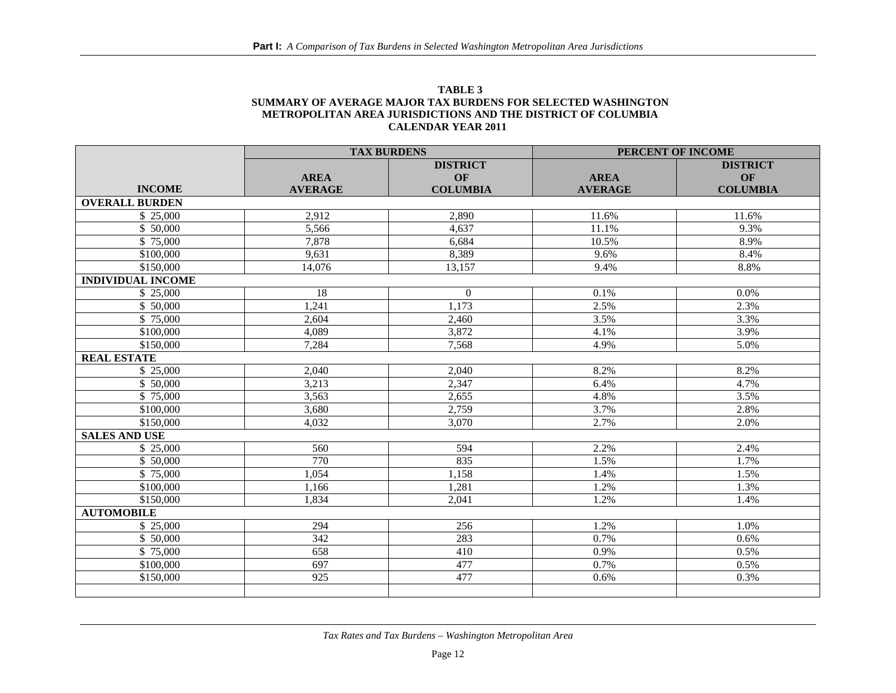**TABLE 3**
**SUMMARY OF AVERAGE MAJOR TAX BURDENS FOR SELECTED WASHINGTON METROPOLITAN AREA JURISDICTIONS AND THE DISTRICT OF COLUMBIA**
**CALENDAR YEAR 2011**

| | TAX BURDENS | | PERCENT OF INCOME | |
|---|---|---|---|---|
| INCOME | AREA AVERAGE | DISTRICT OF COLUMBIA | AREA AVERAGE | DISTRICT OF COLUMBIA |
| **OVERALL BURDEN** | | | | |
| $ 25,000 | 2,912 | 2,890 | 11.6% | 11.6% |
| $ 50,000 | 5,566 | 4,637 | 11.1% | 9.3% |
| $ 75,000 | 7,878 | 6,684 | 10.5% | 8.9% |
| $100,000 | 9,631 | 8,389 | 9.6% | 8.4% |
| $150,000 | 14,076 | 13,157 | 9.4% | 8.8% |
| **INDIVIDUAL INCOME** | | | | |
| $ 25,000 | 18 | 0 | 0.1% | 0.0% |
| $ 50,000 | 1,241 | 1,173 | 2.5% | 2.3% |
| $ 75,000 | 2,604 | 2,460 | 3.5% | 3.3% |
| $100,000 | 4,089 | 3,872 | 4.1% | 3.9% |
| $150,000 | 7,284 | 7,568 | 4.9% | 5.0% |
| **REAL ESTATE** | | | | |
| $ 25,000 | 2,040 | 2,040 | 8.2% | 8.2% |
| $ 50,000 | 3,213 | 2,347 | 6.4% | 4.7% |
| $ 75,000 | 3,563 | 2,655 | 4.8% | 3.5% |
| $100,000 | 3,680 | 2,759 | 3.7% | 2.8% |
| $150,000 | 4,032 | 3,070 | 2.7% | 2.0% |
| **SALES AND USE** | | | | |
| $ 25,000 | 560 | 594 | 2.2% | 2.4% |
| $ 50,000 | 770 | 835 | 1.5% | 1.7% |
| $ 75,000 | 1,054 | 1,158 | 1.4% | 1.5% |
| $100,000 | 1,166 | 1,281 | 1.2% | 1.3% |
| $150,000 | 1,834 | 2,041 | 1.2% | 1.4% |
| **AUTOMOBILE** | | | | |
| $ 25,000 | 294 | 256 | 1.2% | 1.0% |
| $ 50,000 | 342 | 283 | 0.7% | 0.6% |
| $ 75,000 | 658 | 410 | 0.9% | 0.5% |
| $100,000 | 697 | 477 | 0.7% | 0.5% |
| $150,000 | 925 | 477 | 0.6% | 0.3% |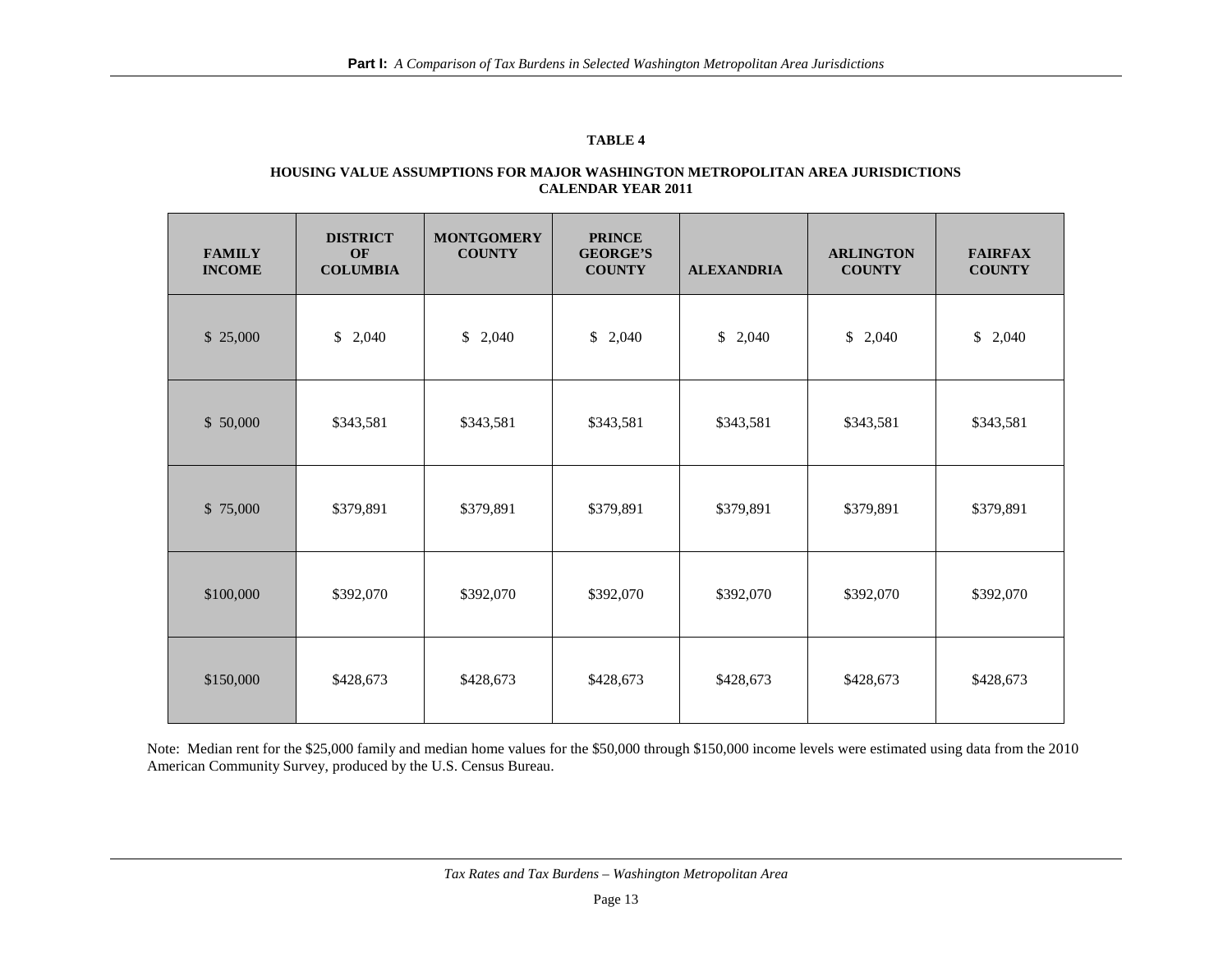**TABLE 4**

**HOUSING VALUE ASSUMPTIONS FOR MAJOR WASHINGTON METROPOLITAN AREA JURISDICTIONS**
**CALENDAR YEAR 2011**

| FAMILY INCOME | DISTRICT OF COLUMBIA | MONTGOMERY COUNTY | PRINCE GEORGE'S COUNTY | ALEXANDRIA | ARLINGTON COUNTY | FAIRFAX COUNTY |
|---|---|---|---|---|---|---|
| $ 25,000 | $ 2,040 | $ 2,040 | $ 2,040 | $ 2,040 | $ 2,040 | $ 2,040 |
| $ 50,000 | $343,581 | $343,581 | $343,581 | $343,581 | $343,581 | $343,581 |
| $ 75,000 | $379,891 | $379,891 | $379,891 | $379,891 | $379,891 | $379,891 |
| $100,000 | $392,070 | $392,070 | $392,070 | $392,070 | $392,070 | $392,070 |
| $150,000 | $428,673 | $428,673 | $428,673 | $428,673 | $428,673 | $428,673 |

Note: Median rent for the $25,000 family and median home values for the $50,000 through $150,000 income levels were estimated using data from the 2010 American Community Survey, produced by the U.S. Census Bureau.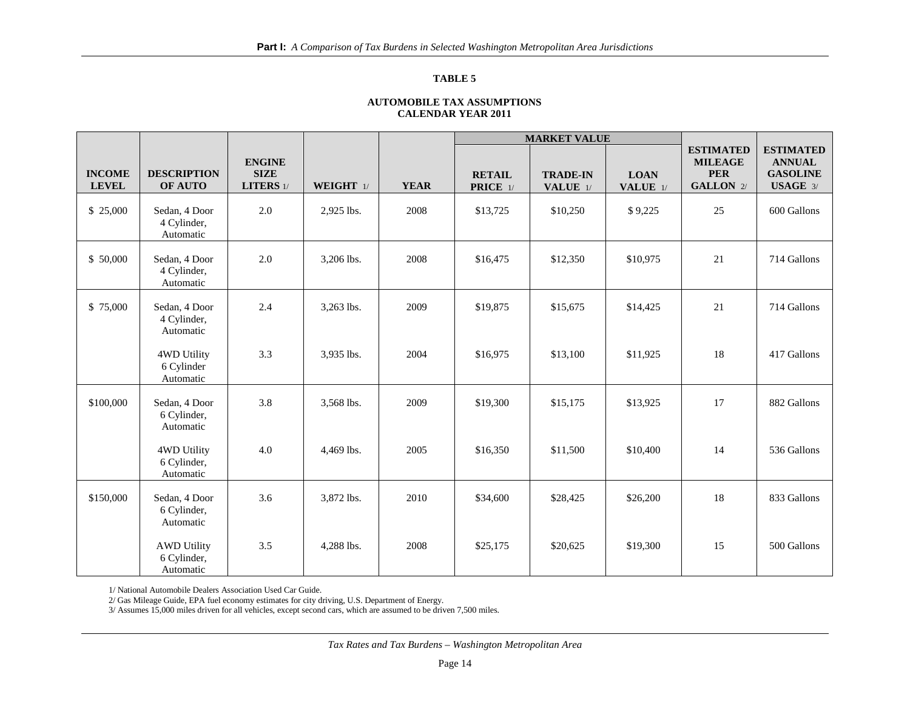**TABLE 5**

**AUTOMOBILE TAX ASSUMPTIONS**
**CALENDAR YEAR 2011**

| INCOME LEVEL | DESCRIPTION OF AUTO | ENGINE SIZE LITERS 1/ | WEIGHT 1/ | YEAR | MARKET VALUE | | | ESTIMATED MILEAGE PER GALLON 2/ | ESTIMATED ANNUAL GASOLINE USAGE 3/ |
|---|---|---|---|---|---|---|---|---|---|
| | | | | | RETAIL PRICE 1/ | TRADE-IN VALUE 1/ | LOAN VALUE 1/ | | |
| $ 25,000 | Sedan, 4 Door 4 Cylinder, Automatic | 2.0 | 2,925 lbs. | 2008 | $13,725 | $10,250 | $ 9,225 | 25 | 600 Gallons |
| $ 50,000 | Sedan, 4 Door 4 Cylinder, Automatic | 2.0 | 3,206 lbs. | 2008 | $16,475 | $12,350 | $10,975 | 21 | 714 Gallons |
| $ 75,000 | Sedan, 4 Door 4 Cylinder, Automatic | 2.4 | 3,263 lbs. | 2009 | $19,875 | $15,675 | $14,425 | 21 | 714 Gallons |
| | 4WD Utility 6 Cylinder Automatic | 3.3 | 3,935 lbs. | 2004 | $16,975 | $13,100 | $11,925 | 18 | 417 Gallons |
| $100,000 | Sedan, 4 Door 6 Cylinder, Automatic | 3.8 | 3,568 lbs. | 2009 | $19,300 | $15,175 | $13,925 | 17 | 882 Gallons |
| | 4WD Utility 6 Cylinder, Automatic | 4.0 | 4,469 lbs. | 2005 | $16,350 | $11,500 | $10,400 | 14 | 536 Gallons |
| $150,000 | Sedan, 4 Door 6 Cylinder, Automatic | 3.6 | 3,872 lbs. | 2010 | $34,600 | $28,425 | $26,200 | 18 | 833 Gallons |
| | AWD Utility 6 Cylinder, Automatic | 3.5 | 4,288 lbs. | 2008 | $25,175 | $20,625 | $19,300 | 15 | 500 Gallons |

1/ National Automobile Dealers Association Used Car Guide.
2/ Gas Mileage Guide, EPA fuel economy estimates for city driving, U.S. Department of Energy.
3/ Assumes 15,000 miles driven for all vehicles, except second cars, which are assumed to be driven 7,500 miles.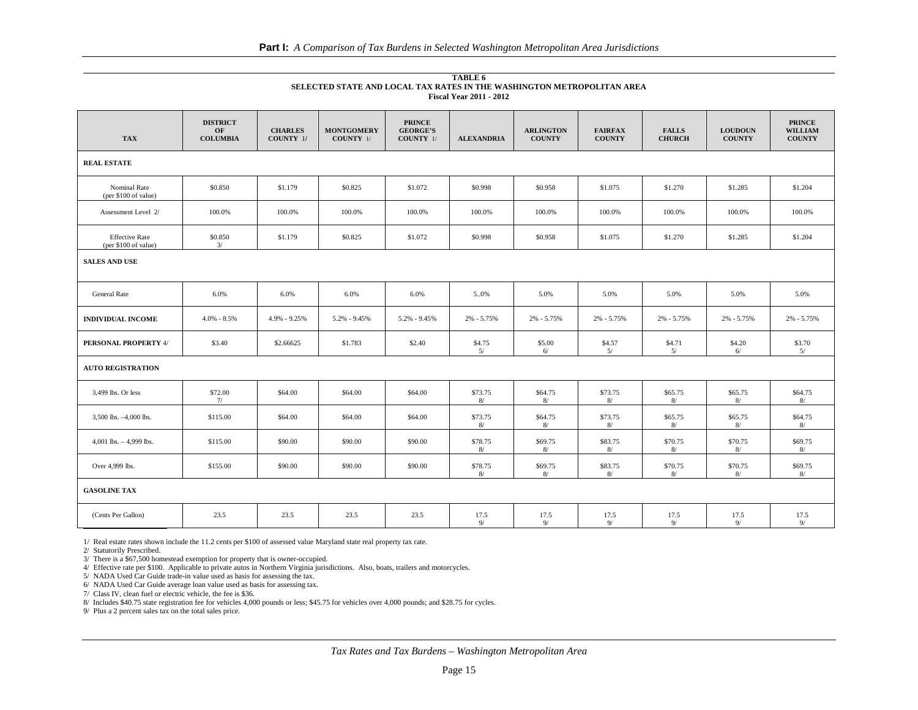**TABLE 6**
**SELECTED STATE AND LOCAL TAX RATES IN THE WASHINGTON METROPOLITAN AREA**
**Fiscal Year 2011 - 2012**

| TAX | DISTRICT OF COLUMBIA | CHARLES COUNTY 1/ | MONTGOMERY COUNTY 1/ | PRINCE GEORGE'S COUNTY 1/ | ALEXANDRIA | ARLINGTON COUNTY | FAIRFAX COUNTY | FALLS CHURCH | LOUDOUN COUNTY | PRINCE WILLIAM COUNTY |
|---|---|---|---|---|---|---|---|---|---|---|
| **REAL ESTATE** | | | | | | | | | | |
| Nominal Rate (per $100 of value) | $0.850 | $1.179 | $0.825 | $1.072 | $0.998 | $0.958 | $1.075 | $1.270 | $1.285 | $1.204 |
| Assessment Level 2/ | 100.0% | 100.0% | 100.0% | 100.0% | 100.0% | 100.0% | 100.0% | 100.0% | 100.0% | 100.0% |
| Effective Rate (per $100 of value) | $0.850 3/ | $1.179 | $0.825 | $1.072 | $0.998 | $0.958 | $1.075 | $1.270 | $1.285 | $1.204 |
| **SALES AND USE** | | | | | | | | | | |
| General Rate | 6.0% | 6.0% | 6.0% | 6.0% | 5..0% | 5.0% | 5.0% | 5.0% | 5.0% | 5.0% |
| **INDIVIDUAL INCOME** | 4.0% - 8.5% | 4.9% - 9.25% | 5.2% - 9.45% | 5.2% - 9.45% | 2% - 5.75% | 2% - 5.75% | 2% - 5.75% | 2% - 5.75% | 2% - 5.75% | 2% - 5.75% |
| **PERSONAL PROPERTY** 4/ | $3.40 | $2.66625 | $1.783 | $2.40 | $4.75 5/ | $5.00 6/ | $4.57 5/ | $4.71 5/ | $4.20 6/ | $3.70 5/ |
| **AUTO REGISTRATION** | | | | | | | | | | |
| 3,499 lbs. Or less | $72.00 7/ | $64.00 | $64.00 | $64.00 | $73.75 8/ | $64.75 8/ | $73.75 8/ | $65.75 8/ | $65.75 8/ | $64.75 8/ |
| 3,500 lbs. –4,000 lbs. | $115.00 | $64.00 | $64.00 | $64.00 | $73.75 8/ | $64.75 8/ | $73.75 8/ | $65.75 8/ | $65.75 8/ | $64.75 8/ |
| 4,001 lbs. – 4,999 lbs. | $115.00 | $90.00 | $90.00 | $90.00 | $78.75 8/ | $69.75 8/ | $83.75 8/ | $70.75 8/ | $70.75 8/ | $69.75 8/ |
| Over 4,999 lbs. | $155.00 | $90.00 | $90.00 | $90.00 | $78.75 8/ | $69.75 8/ | $83.75 8/ | $70.75 8/ | $70.75 8/ | $69.75 8/ |
| **GASOLINE TAX** | | | | | | | | | | |
| (Cents Per Gallon) | 23.5 | 23.5 | 23.5 | 23.5 | 17.5 9/ | 17.5 9/ | 17.5 9/ | 17.5 9/ | 17.5 9/ | 17.5 9/ |

1/ Real estate rates shown include the 11.2 cents per $100 of assessed value Maryland state real property tax rate.
2/ Statutorily Prescribed.
3/ There is a $67,500 homestead exemption for property that is owner-occupied.
4/ Effective rate per $100. Applicable to private autos in Northern Virginia jurisdictions. Also, boats, trailers and motorcycles.
5/ NADA Used Car Guide trade-in value used as basis for assessing the tax.
6/ NADA Used Car Guide average loan value used as basis for assessing tax.
7/ Class IV, clean fuel or electric vehicle, the fee is $36.
8/ Includes $40.75 state registration fee for vehicles 4,000 pounds or less; $45.75 for vehicles over 4,000 pounds; and $28.75 for cycles.
9/ Plus a 2 percent sales tax on the total sales price.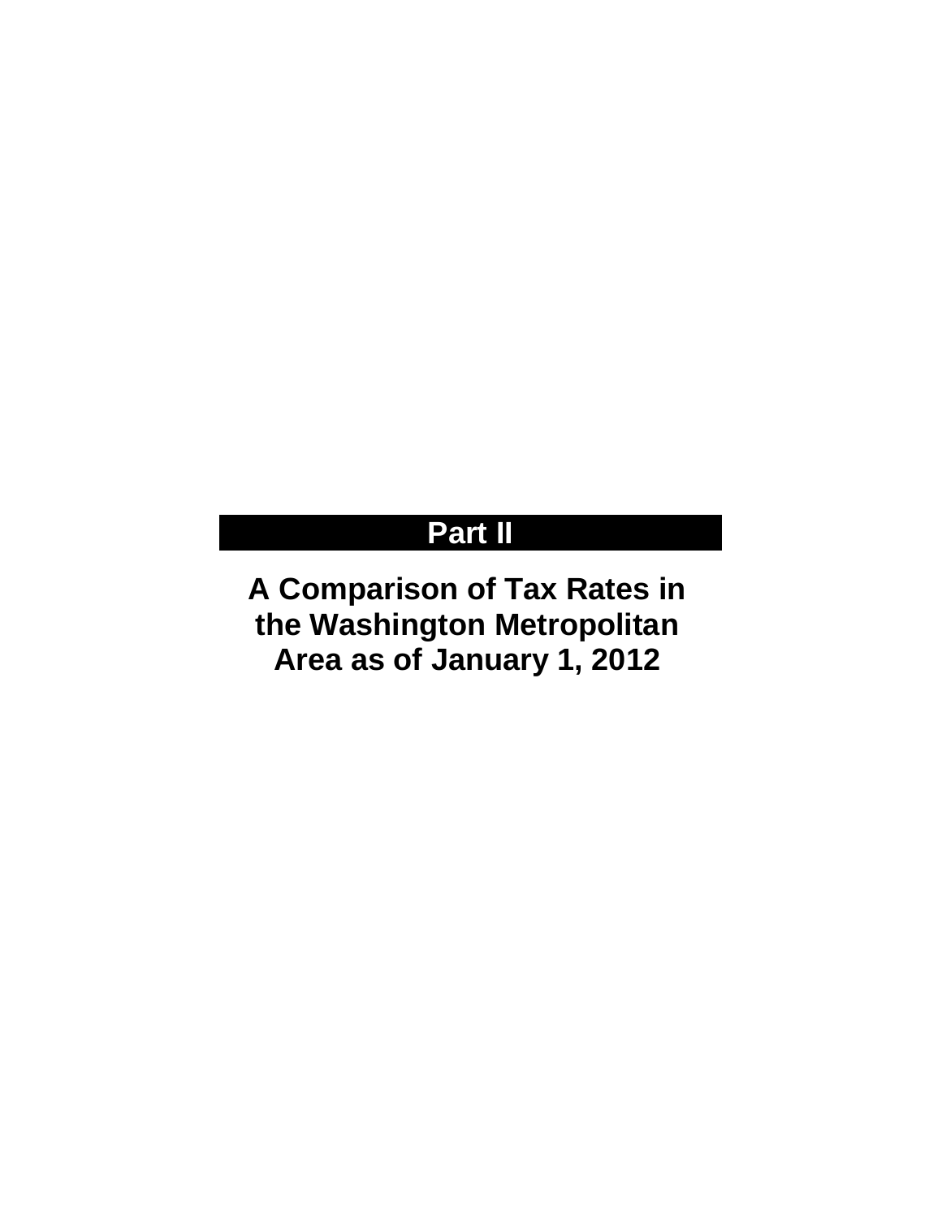# Part II

## A Comparison of Tax Rates in the Washington Metropolitan Area as of January 1, 2012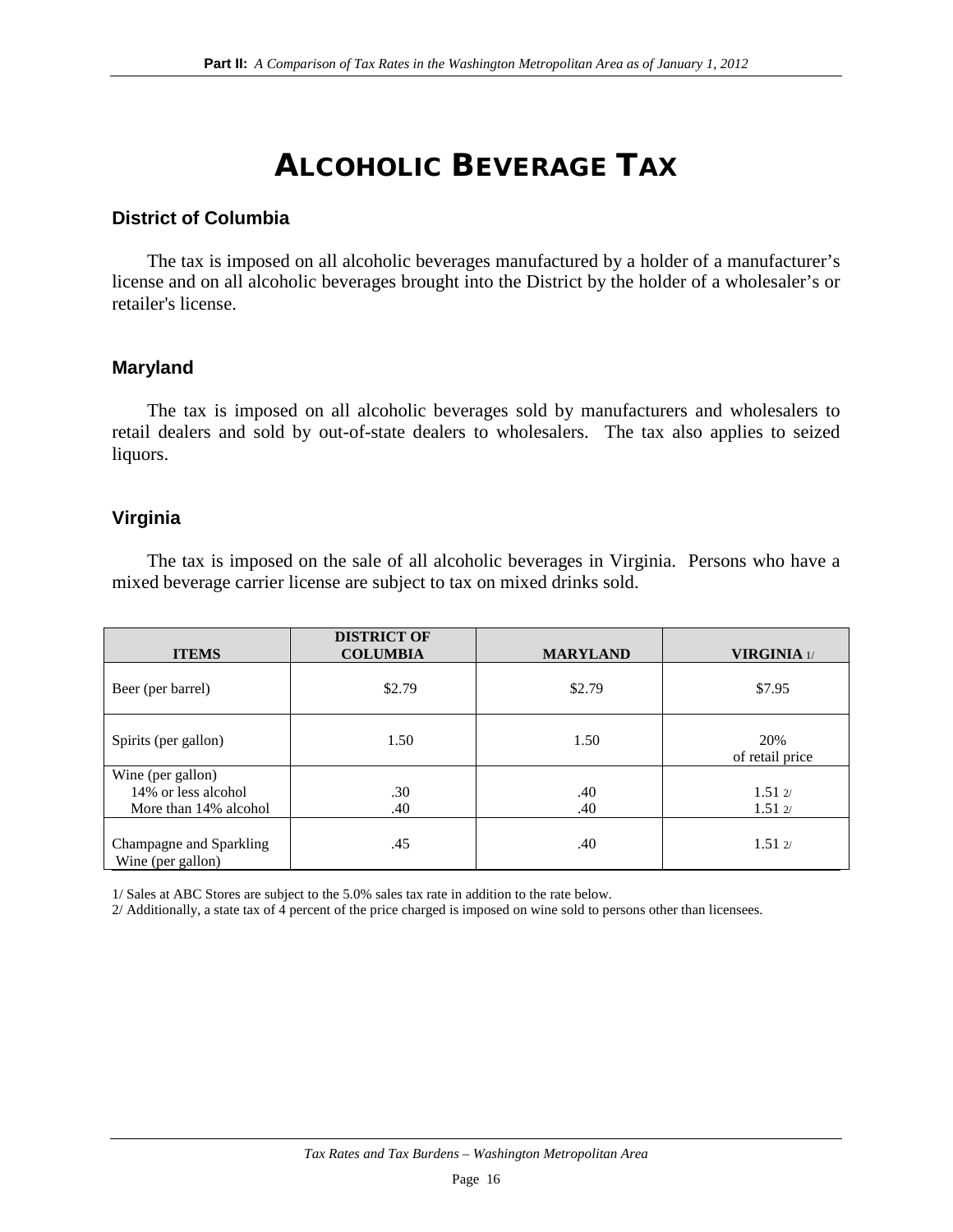# ALCOHOLIC BEVERAGE TAX

### District of Columbia

The tax is imposed on all alcoholic beverages manufactured by a holder of a manufacturer's license and on all alcoholic beverages brought into the District by the holder of a wholesaler's or retailer's license.

### Maryland

The tax is imposed on all alcoholic beverages sold by manufacturers and wholesalers to retail dealers and sold by out-of-state dealers to wholesalers. The tax also applies to seized liquors.

### Virginia

The tax is imposed on the sale of all alcoholic beverages in Virginia. Persons who have a mixed beverage carrier license are subject to tax on mixed drinks sold.

| ITEMS | DISTRICT OF COLUMBIA | MARYLAND | VIRGINIA 1/ |
|---|---|---|---|
| Beer (per barrel) | $2.79 | $2.79 | $7.95 |
| Spirits (per gallon) | 1.50 | 1.50 | 20% of retail price |
| Wine (per gallon) | | | |
| 14% or less alcohol | .30 | .40 | 1.51 2/ |
| More than 14% alcohol | .40 | .40 | 1.51 2/ |
| Champagne and Sparkling Wine (per gallon) | .45 | .40 | 1.51 2/ |

1/ Sales at ABC Stores are subject to the 5.0% sales tax rate in addition to the rate below.
2/ Additionally, a state tax of 4 percent of the price charged is imposed on wine sold to persons other than licensees.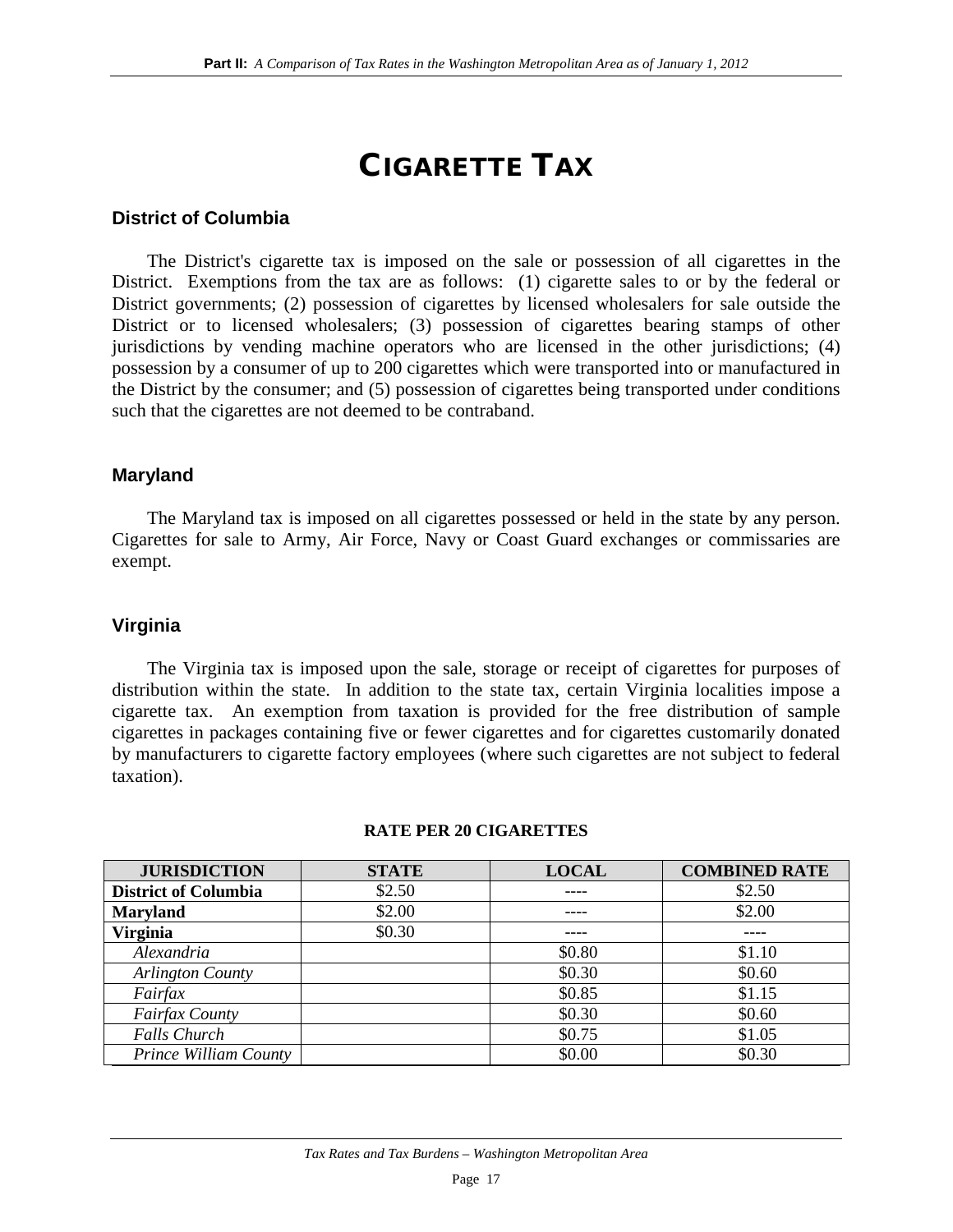# CIGARETTE TAX

### District of Columbia

The District's cigarette tax is imposed on the sale or possession of all cigarettes in the District. Exemptions from the tax are as follows: (1) cigarette sales to or by the federal or District governments; (2) possession of cigarettes by licensed wholesalers for sale outside the District or to licensed wholesalers; (3) possession of cigarettes bearing stamps of other jurisdictions by vending machine operators who are licensed in the other jurisdictions; (4) possession by a consumer of up to 200 cigarettes which were transported into or manufactured in the District by the consumer; and (5) possession of cigarettes being transported under conditions such that the cigarettes are not deemed to be contraband.

### Maryland

The Maryland tax is imposed on all cigarettes possessed or held in the state by any person. Cigarettes for sale to Army, Air Force, Navy or Coast Guard exchanges or commissaries are exempt.

### Virginia

The Virginia tax is imposed upon the sale, storage or receipt of cigarettes for purposes of distribution within the state. In addition to the state tax, certain Virginia localities impose a cigarette tax. An exemption from taxation is provided for the free distribution of sample cigarettes in packages containing five or fewer cigarettes and for cigarettes customarily donated by manufacturers to cigarette factory employees (where such cigarettes are not subject to federal taxation).

**RATE PER 20 CIGARETTES**

| JURISDICTION | STATE | LOCAL | COMBINED RATE |
|---|---|---|---|
| **District of Columbia** | $2.50 | ---- | $2.50 |
| **Maryland** | $2.00 | ---- | $2.00 |
| **Virginia** | $0.30 | ---- | ---- |
| *Alexandria* | | $0.80 | $1.10 |
| *Arlington County* | | $0.30 | $0.60 |
| *Fairfax* | | $0.85 | $1.15 |
| *Fairfax County* | | $0.30 | $0.60 |
| *Falls Church* | | $0.75 | $1.05 |
| *Prince William County* | | $0.00 | $0.30 |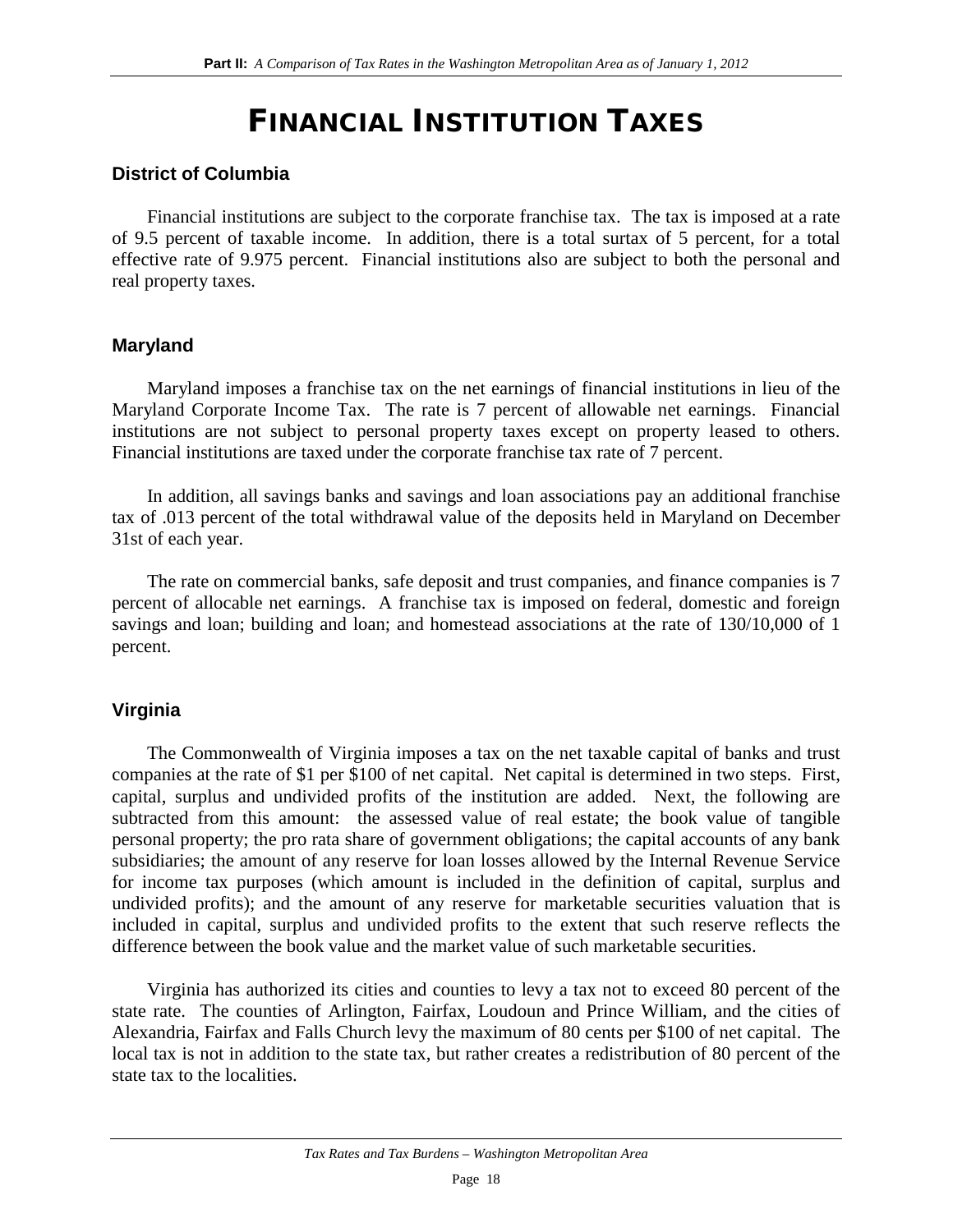# FINANCIAL INSTITUTION TAXES

## District of Columbia

Financial institutions are subject to the corporate franchise tax. The tax is imposed at a rate of 9.5 percent of taxable income. In addition, there is a total surtax of 5 percent, for a total effective rate of 9.975 percent. Financial institutions also are subject to both the personal and real property taxes.

## Maryland

Maryland imposes a franchise tax on the net earnings of financial institutions in lieu of the Maryland Corporate Income Tax. The rate is 7 percent of allowable net earnings. Financial institutions are not subject to personal property taxes except on property leased to others. Financial institutions are taxed under the corporate franchise tax rate of 7 percent.

In addition, all savings banks and savings and loan associations pay an additional franchise tax of .013 percent of the total withdrawal value of the deposits held in Maryland on December 31st of each year.

The rate on commercial banks, safe deposit and trust companies, and finance companies is 7 percent of allocable net earnings. A franchise tax is imposed on federal, domestic and foreign savings and loan; building and loan; and homestead associations at the rate of 130/10,000 of 1 percent.

## Virginia

The Commonwealth of Virginia imposes a tax on the net taxable capital of banks and trust companies at the rate of $1 per $100 of net capital. Net capital is determined in two steps. First, capital, surplus and undivided profits of the institution are added. Next, the following are subtracted from this amount: the assessed value of real estate; the book value of tangible personal property; the pro rata share of government obligations; the capital accounts of any bank subsidiaries; the amount of any reserve for loan losses allowed by the Internal Revenue Service for income tax purposes (which amount is included in the definition of capital, surplus and undivided profits); and the amount of any reserve for marketable securities valuation that is included in capital, surplus and undivided profits to the extent that such reserve reflects the difference between the book value and the market value of such marketable securities.

Virginia has authorized its cities and counties to levy a tax not to exceed 80 percent of the state rate. The counties of Arlington, Fairfax, Loudoun and Prince William, and the cities of Alexandria, Fairfax and Falls Church levy the maximum of 80 cents per $100 of net capital. The local tax is not in addition to the state tax, but rather creates a redistribution of 80 percent of the state tax to the localities.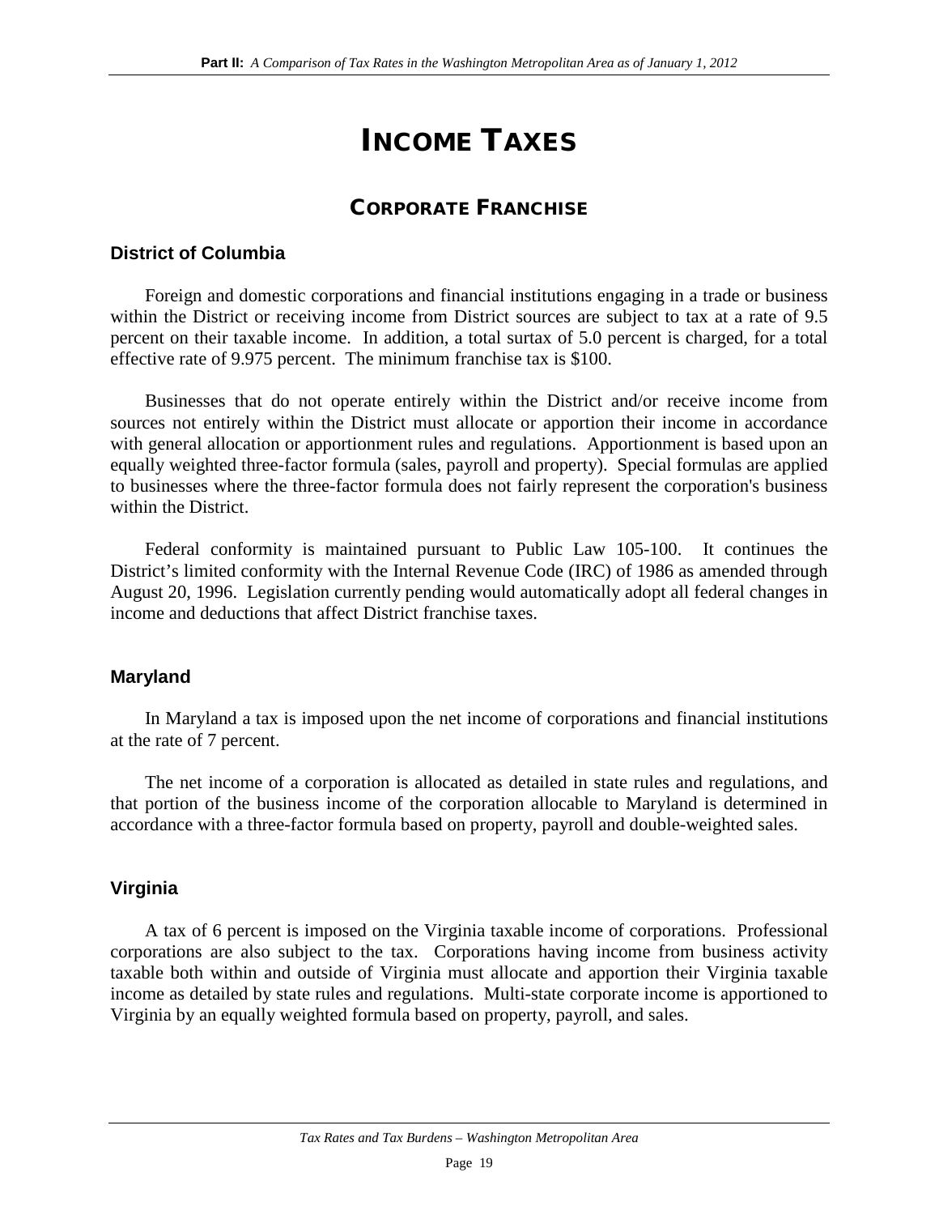# INCOME TAXES

## CORPORATE FRANCHISE

### District of Columbia

Foreign and domestic corporations and financial institutions engaging in a trade or business within the District or receiving income from District sources are subject to tax at a rate of 9.5 percent on their taxable income. In addition, a total surtax of 5.0 percent is charged, for a total effective rate of 9.975 percent. The minimum franchise tax is $100.

Businesses that do not operate entirely within the District and/or receive income from sources not entirely within the District must allocate or apportion their income in accordance with general allocation or apportionment rules and regulations. Apportionment is based upon an equally weighted three-factor formula (sales, payroll and property). Special formulas are applied to businesses where the three-factor formula does not fairly represent the corporation's business within the District.

Federal conformity is maintained pursuant to Public Law 105-100. It continues the District's limited conformity with the Internal Revenue Code (IRC) of 1986 as amended through August 20, 1996. Legislation currently pending would automatically adopt all federal changes in income and deductions that affect District franchise taxes.

### Maryland

In Maryland a tax is imposed upon the net income of corporations and financial institutions at the rate of 7 percent.

The net income of a corporation is allocated as detailed in state rules and regulations, and that portion of the business income of the corporation allocable to Maryland is determined in accordance with a three-factor formula based on property, payroll and double-weighted sales.

### Virginia

A tax of 6 percent is imposed on the Virginia taxable income of corporations. Professional corporations are also subject to the tax. Corporations having income from business activity taxable both within and outside of Virginia must allocate and apportion their Virginia taxable income as detailed by state rules and regulations. Multi-state corporate income is apportioned to Virginia by an equally weighted formula based on property, payroll, and sales.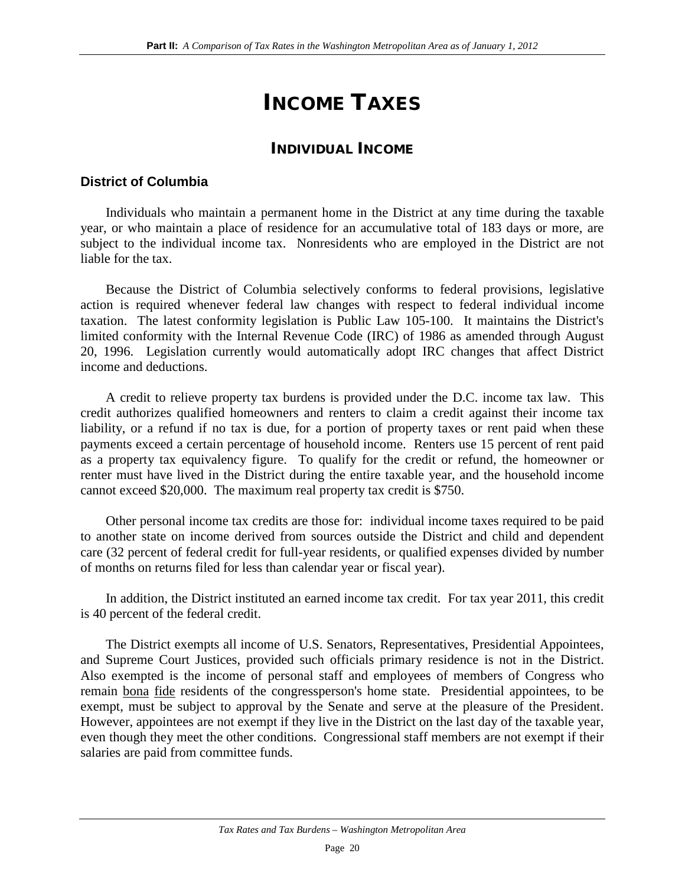# INCOME TAXES

## INDIVIDUAL INCOME

### District of Columbia

Individuals who maintain a permanent home in the District at any time during the taxable year, or who maintain a place of residence for an accumulative total of 183 days or more, are subject to the individual income tax. Nonresidents who are employed in the District are not liable for the tax.

Because the District of Columbia selectively conforms to federal provisions, legislative action is required whenever federal law changes with respect to federal individual income taxation. The latest conformity legislation is Public Law 105-100. It maintains the District's limited conformity with the Internal Revenue Code (IRC) of 1986 as amended through August 20, 1996. Legislation currently would automatically adopt IRC changes that affect District income and deductions.

A credit to relieve property tax burdens is provided under the D.C. income tax law. This credit authorizes qualified homeowners and renters to claim a credit against their income tax liability, or a refund if no tax is due, for a portion of property taxes or rent paid when these payments exceed a certain percentage of household income. Renters use 15 percent of rent paid as a property tax equivalency figure. To qualify for the credit or refund, the homeowner or renter must have lived in the District during the entire taxable year, and the household income cannot exceed $20,000. The maximum real property tax credit is $750.

Other personal income tax credits are those for: individual income taxes required to be paid to another state on income derived from sources outside the District and child and dependent care (32 percent of federal credit for full-year residents, or qualified expenses divided by number of months on returns filed for less than calendar year or fiscal year).

In addition, the District instituted an earned income tax credit. For tax year 2011, this credit is 40 percent of the federal credit.

The District exempts all income of U.S. Senators, Representatives, Presidential Appointees, and Supreme Court Justices, provided such officials primary residence is not in the District. Also exempted is the income of personal staff and employees of members of Congress who remain bona fide residents of the congressperson's home state. Presidential appointees, to be exempt, must be subject to approval by the Senate and serve at the pleasure of the President. However, appointees are not exempt if they live in the District on the last day of the taxable year, even though they meet the other conditions. Congressional staff members are not exempt if their salaries are paid from committee funds.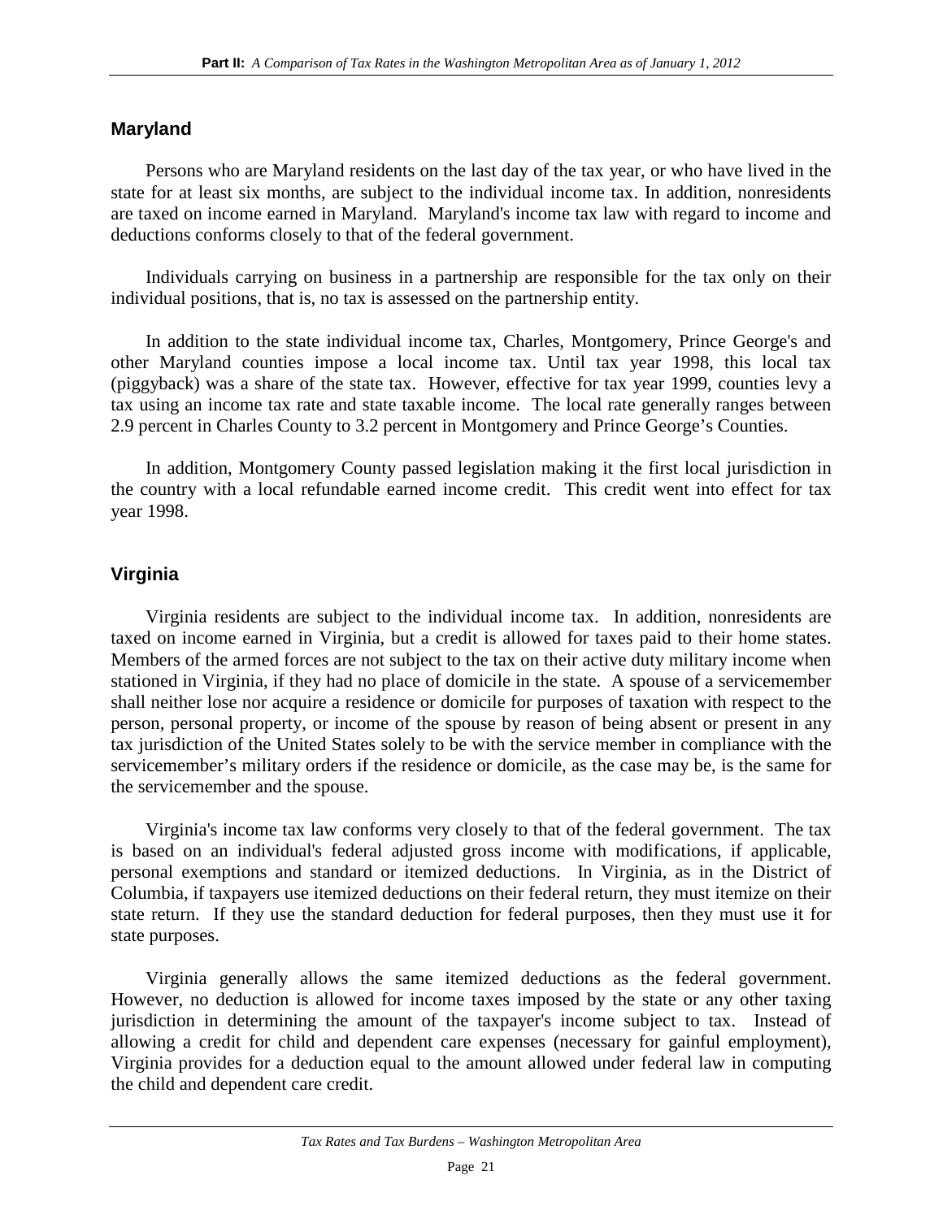## Maryland

Persons who are Maryland residents on the last day of the tax year, or who have lived in the state for at least six months, are subject to the individual income tax. In addition, nonresidents are taxed on income earned in Maryland. Maryland's income tax law with regard to income and deductions conforms closely to that of the federal government.

Individuals carrying on business in a partnership are responsible for the tax only on their individual positions, that is, no tax is assessed on the partnership entity.

In addition to the state individual income tax, Charles, Montgomery, Prince George's and other Maryland counties impose a local income tax. Until tax year 1998, this local tax (piggyback) was a share of the state tax. However, effective for tax year 1999, counties levy a tax using an income tax rate and state taxable income. The local rate generally ranges between 2.9 percent in Charles County to 3.2 percent in Montgomery and Prince George's Counties.

In addition, Montgomery County passed legislation making it the first local jurisdiction in the country with a local refundable earned income credit. This credit went into effect for tax year 1998.

## Virginia

Virginia residents are subject to the individual income tax. In addition, nonresidents are taxed on income earned in Virginia, but a credit is allowed for taxes paid to their home states. Members of the armed forces are not subject to the tax on their active duty military income when stationed in Virginia, if they had no place of domicile in the state. A spouse of a servicemember shall neither lose nor acquire a residence or domicile for purposes of taxation with respect to the person, personal property, or income of the spouse by reason of being absent or present in any tax jurisdiction of the United States solely to be with the service member in compliance with the servicemember's military orders if the residence or domicile, as the case may be, is the same for the servicemember and the spouse.

Virginia's income tax law conforms very closely to that of the federal government. The tax is based on an individual's federal adjusted gross income with modifications, if applicable, personal exemptions and standard or itemized deductions. In Virginia, as in the District of Columbia, if taxpayers use itemized deductions on their federal return, they must itemize on their state return. If they use the standard deduction for federal purposes, then they must use it for state purposes.

Virginia generally allows the same itemized deductions as the federal government. However, no deduction is allowed for income taxes imposed by the state or any other taxing jurisdiction in determining the amount of the taxpayer's income subject to tax. Instead of allowing a credit for child and dependent care expenses (necessary for gainful employment), Virginia provides for a deduction equal to the amount allowed under federal law in computing the child and dependent care credit.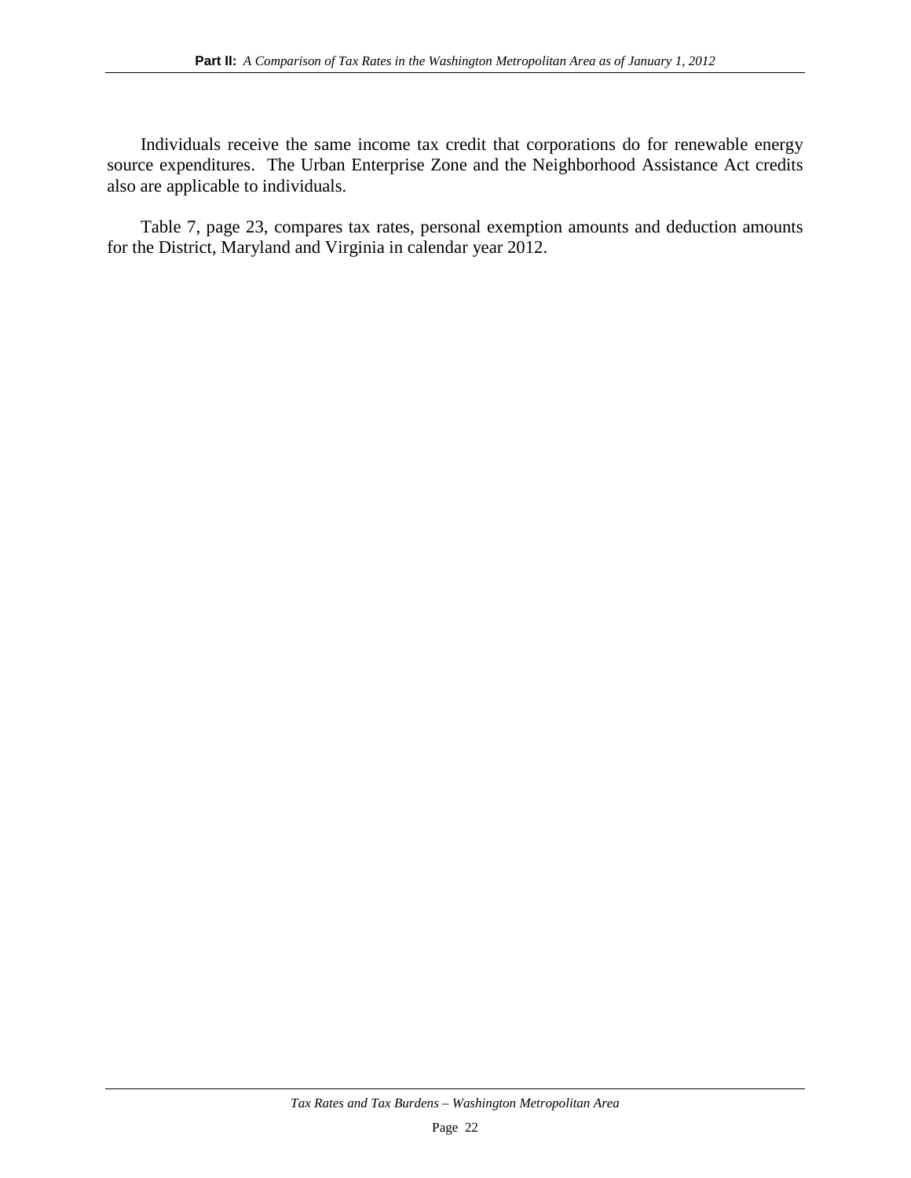Individuals receive the same income tax credit that corporations do for renewable energy source expenditures. The Urban Enterprise Zone and the Neighborhood Assistance Act credits also are applicable to individuals.

Table 7, page 23, compares tax rates, personal exemption amounts and deduction amounts for the District, Maryland and Virginia in calendar year 2012.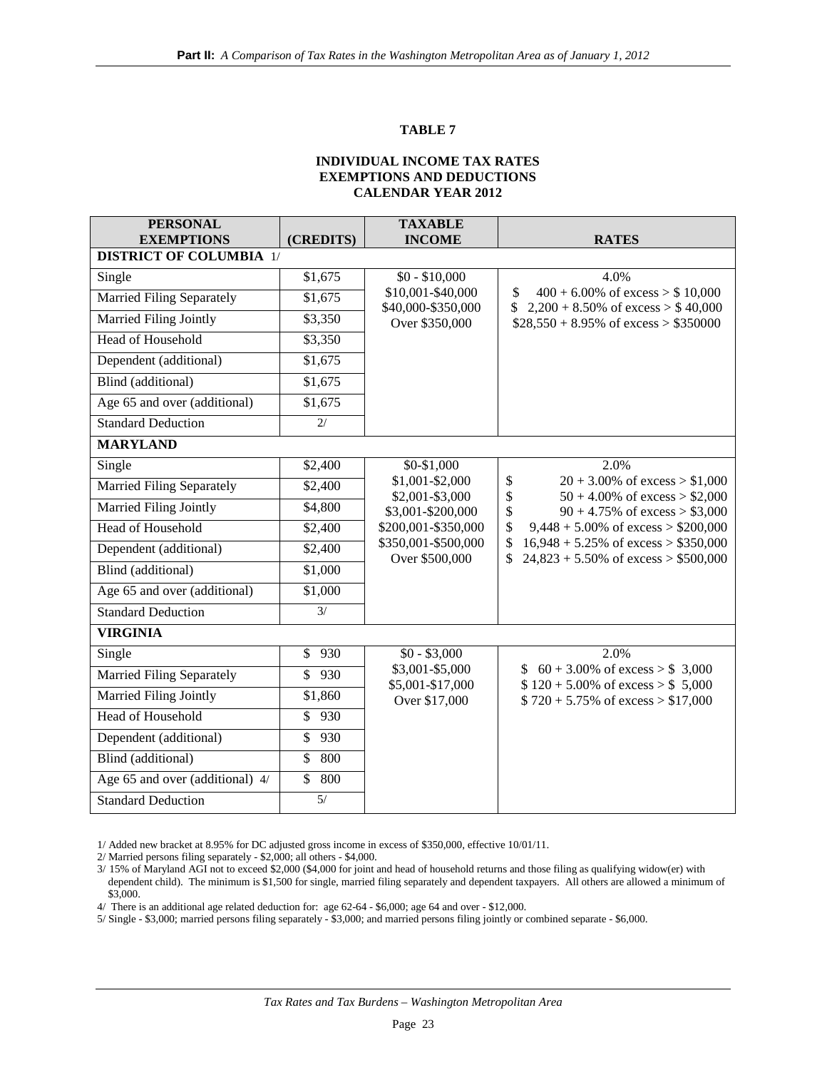## TABLE 7

### INDIVIDUAL INCOME TAX RATES EXEMPTIONS AND DEDUCTIONS CALENDAR YEAR 2012

| PERSONAL EXEMPTIONS | (CREDITS) | TAXABLE INCOME | RATES |
|---|---|---|---|
| **DISTRICT OF COLUMBIA** 1/ | | | |
| Single | $1,675 | $0 - $10,000 | 4.0% |
| Married Filing Separately | $1,675 | $10,001-$40,000 | $ 400 + 6.00% of excess > $ 10,000 |
| Married Filing Jointly | $3,350 | $40,000-$350,000 | $ 2,200 + 8.50% of excess > $ 40,000 |
| Head of Household | $3,350 | Over $350,000 | $28,550 + 8.95% of excess > $350000 |
| Dependent (additional) | $1,675 | | |
| Blind (additional) | $1,675 | | |
| Age 65 and over (additional) | $1,675 | | |
| Standard Deduction | 2/ | | |
| **MARYLAND** | | | |
| Single | $2,400 | $0-$1,000 | 2.0% |
| Married Filing Separately | $2,400 | $1,001-$2,000 | $ 20 + 3.00% of excess > $1,000 |
| Married Filing Jointly | $4,800 | $2,001-$3,000 | $ 50 + 4.00% of excess > $2,000 |
| Head of Household | $2,400 | $3,001-$200,000 | $ 90 + 4.75% of excess > $3,000 |
| Dependent (additional) | $2,400 | $200,001-$350,000 | $ 9,448 + 5.00% of excess > $200,000 |
| Blind (additional) | $1,000 | $350,001-$500,000 | $ 16,948 + 5.25% of excess > $350,000 |
| Age 65 and over (additional) | $1,000 | Over $500,000 | $ 24,823 + 5.50% of excess > $500,000 |
| Standard Deduction | 3/ | | |
| **VIRGINIA** | | | |
| Single | $ 930 | $0 - $3,000 | 2.0% |
| Married Filing Separately | $ 930 | $3,001-$5,000 | $ 60 + 3.00% of excess > $ 3,000 |
| Married Filing Jointly | $1,860 | $5,001-$17,000 | $ 120 + 5.00% of excess > $ 5,000 |
| Head of Household | $ 930 | Over $17,000 | $ 720 + 5.75% of excess > $17,000 |
| Dependent (additional) | $ 930 | | |
| Blind (additional) | $ 800 | | |
| Age 65 and over (additional) 4/ | $ 800 | | |
| Standard Deduction | 5/ | | |

1/ Added new bracket at 8.95% for DC adjusted gross income in excess of $350,000, effective 10/01/11.

2/ Married persons filing separately - $2,000; all others - $4,000.

3/ 15% of Maryland AGI not to exceed $2,000 ($4,000 for joint and head of household returns and those filing as qualifying widow(er) with dependent child). The minimum is $1,500 for single, married filing separately and dependent taxpayers. All others are allowed a minimum of $3,000.

4/ There is an additional age related deduction for: age 62-64 - $6,000; age 64 and over - $12,000.

5/ Single - $3,000; married persons filing separately - $3,000; and married persons filing jointly or combined separate - $6,000.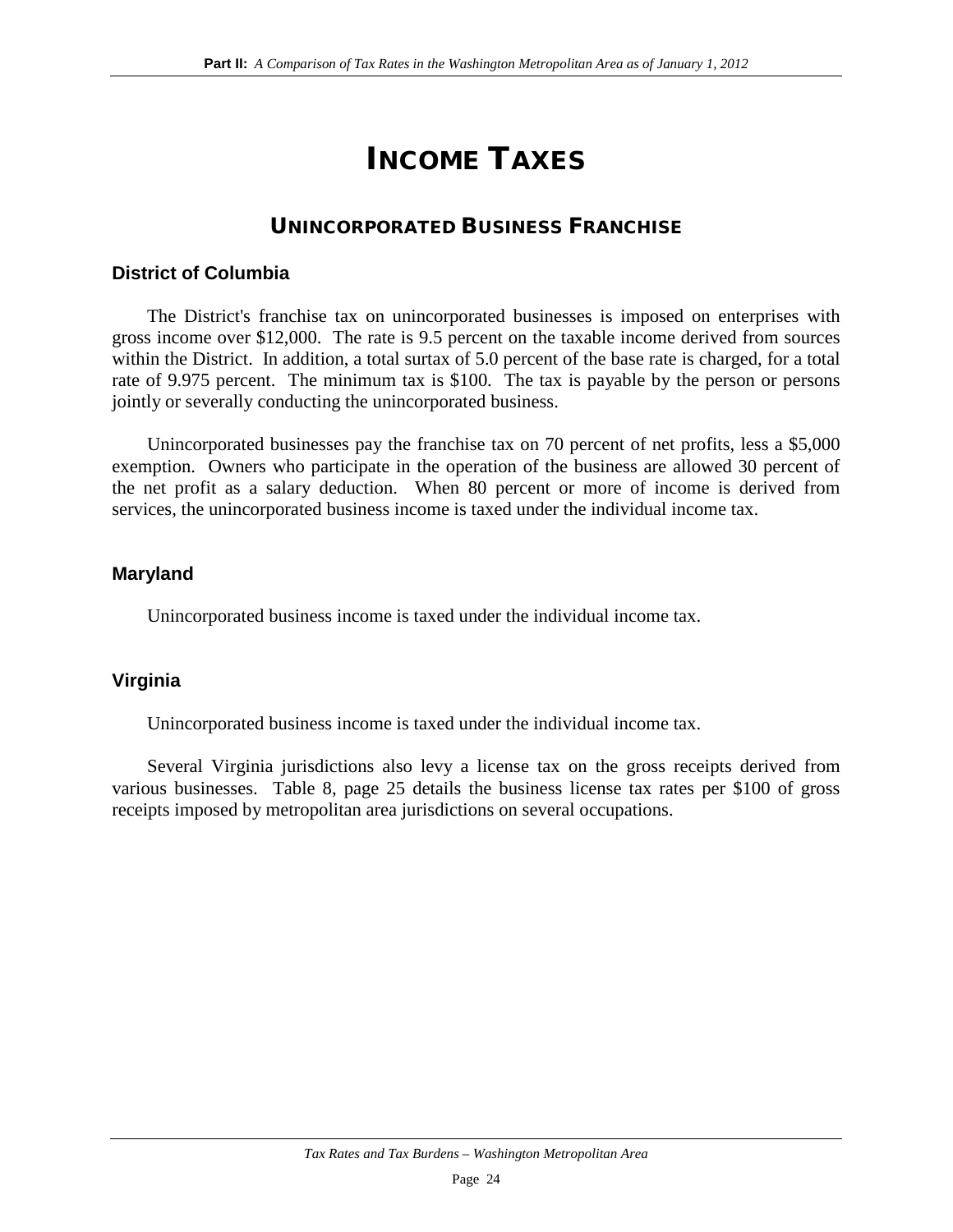# INCOME TAXES

## UNINCORPORATED BUSINESS FRANCHISE

### District of Columbia

The District's franchise tax on unincorporated businesses is imposed on enterprises with gross income over $12,000. The rate is 9.5 percent on the taxable income derived from sources within the District. In addition, a total surtax of 5.0 percent of the base rate is charged, for a total rate of 9.975 percent. The minimum tax is $100. The tax is payable by the person or persons jointly or severally conducting the unincorporated business.

Unincorporated businesses pay the franchise tax on 70 percent of net profits, less a $5,000 exemption. Owners who participate in the operation of the business are allowed 30 percent of the net profit as a salary deduction. When 80 percent or more of income is derived from services, the unincorporated business income is taxed under the individual income tax.

### Maryland

Unincorporated business income is taxed under the individual income tax.

### Virginia

Unincorporated business income is taxed under the individual income tax.

Several Virginia jurisdictions also levy a license tax on the gross receipts derived from various businesses. Table 8, page 25 details the business license tax rates per $100 of gross receipts imposed by metropolitan area jurisdictions on several occupations.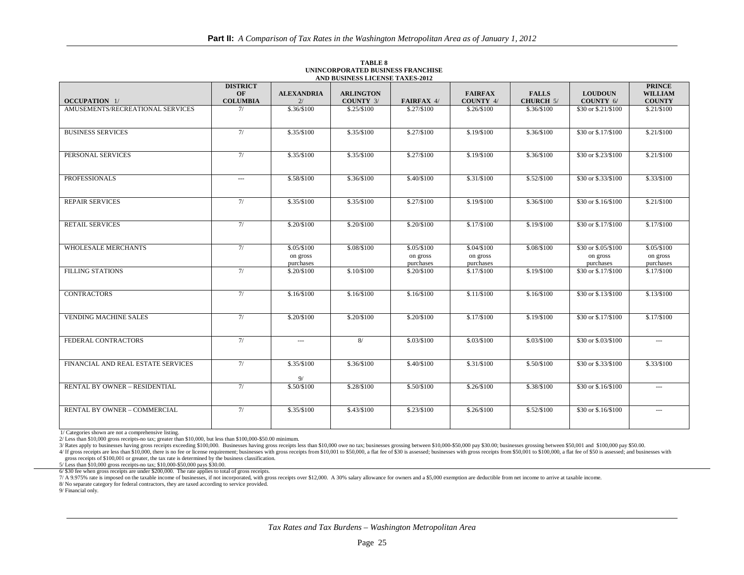**TABLE 8**
**UNINCORPORATED BUSINESS FRANCHISE AND BUSINESS LICENSE TAXES-2012**

| OCCUPATION 1/ | DISTRICT OF COLUMBIA | ALEXANDRIA 2/ | ARLINGTON COUNTY 3/ | FAIRFAX 4/ | FAIRFAX COUNTY 4/ | FALLS CHURCH 5/ | LOUDOUN COUNTY 6/ | PRINCE WILLIAM COUNTY |
|---|---|---|---|---|---|---|---|---|
| AMUSEMENTS/RECREATIONAL SERVICES | 7/ | $.36/$100 | $.25/$100 | $.27/$100 | $.26/$100 | $.36/$100 | $30 or $.21/$100 | $.21/$100 |
| BUSINESS SERVICES | 7/ | $.35/$100 | $.35/$100 | $.27/$100 | $.19/$100 | $.36/$100 | $30 or $.17/$100 | $.21/$100 |
| PERSONAL SERVICES | 7/ | $.35/$100 | $.35/$100 | $.27/$100 | $.19/$100 | $.36/$100 | $30 or $.23/$100 | $.21/$100 |
| PROFESSIONALS | --- | $.58/$100 | $.36/$100 | $.40/$100 | $.31/$100 | $.52/$100 | $30 or $.33/$100 | $.33/$100 |
| REPAIR SERVICES | 7/ | $.35/$100 | $.35/$100 | $.27/$100 | $.19/$100 | $.36/$100 | $30 or $.16/$100 | $.21/$100 |
| RETAIL SERVICES | 7/ | $.20/$100 | $.20/$100 | $.20/$100 | $.17/$100 | $.19/$100 | $30 or $.17/$100 | $.17/$100 |
| WHOLESALE MERCHANTS | 7/ | $.05/$100 on gross purchases | $.08/$100 | $.05/$100 on gross purchases | $.04/$100 on gross purchases | $.08/$100 | $30 or $.05/$100 on gross purchases | $.05/$100 on gross purchases |
| FILLING STATIONS | 7/ | $.20/$100 | $.10/$100 | $.20/$100 | $.17/$100 | $.19/$100 | $30 or $.17/$100 | $.17/$100 |
| CONTRACTORS | 7/ | $.16/$100 | $.16/$100 | $.16/$100 | $.11/$100 | $.16/$100 | $30 or $.13/$100 | $.13/$100 |
| VENDING MACHINE SALES | 7/ | $.20/$100 | $.20/$100 | $.20/$100 | $.17/$100 | $.19/$100 | $30 or $.17/$100 | $.17/$100 |
| FEDERAL CONTRACTORS | 7/ | --- | 8/ | $.03/$100 | $.03/$100 | $.03/$100 | $30 or $.03/$100 | --- |
| FINANCIAL AND REAL ESTATE SERVICES | 7/ | $.35/$100 9/ | $.36/$100 | $.40/$100 | $.31/$100 | $.50/$100 | $30 or $.33/$100 | $.33/$100 |
| RENTAL BY OWNER – RESIDENTIAL | 7/ | $.50/$100 | $.28/$100 | $.50/$100 | $.26/$100 | $.38/$100 | $30 or $.16/$100 | --- |
| RENTAL BY OWNER – COMMERCIAL | 7/ | $.35/$100 | $.43/$100 | $.23/$100 | $.26/$100 | $.52/$100 | $30 or $.16/$100 | --- |

1/ Categories shown are not a comprehensive listing.
2/ Less than $10,000 gross receipts-no tax; greater than $10,000, but less than $100,000-$50.00 minimum.
3/ Rates apply to businesses having gross receipts exceeding $100,000. Businesses having gross receipts less than $10,000 owe no tax; businesses grossing between $10,000-$50,000 pay $30.00; businesses grossing between $50,001 and $100,000 pay $50.00.
4/ If gross receipts are less than $10,000, there is no fee or license requirement; businesses with gross receipts from $10,001 to $50,000, a flat fee of $30 is assessed; businesses with gross receipts from $50,001 to $100,000, a flat fee of $50 is assessed; and businesses with gross receipts of $100,001 or greater, the tax rate is determined by the business classification.
5/ Less than $10,000 gross receipts-no tax; $10,000-$50,000 pays $30.00.
6/ $30 fee when gross receipts are under $200,000. The rate applies to total of gross receipts.
7/ A 9.975% rate is imposed on the taxable income of businesses, if not incorporated, with gross receipts over $12,000. A 30% salary allowance for owners and a $5,000 exemption are deductible from net income to arrive at taxable income.
8/ No separate category for federal contractors, they are taxed according to service provided.
9/ Financial only.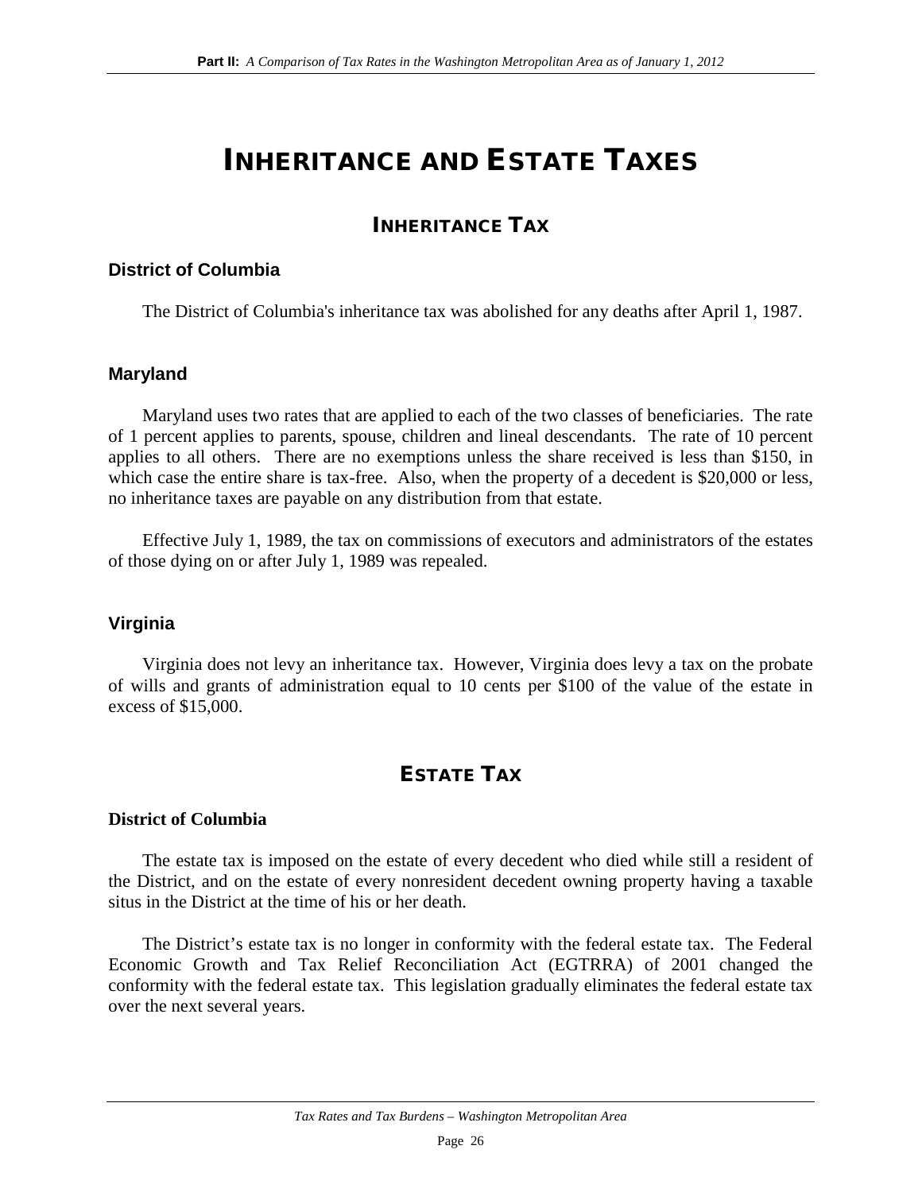# INHERITANCE AND ESTATE TAXES

## INHERITANCE TAX

### District of Columbia

The District of Columbia's inheritance tax was abolished for any deaths after April 1, 1987.

### Maryland

Maryland uses two rates that are applied to each of the two classes of beneficiaries. The rate of 1 percent applies to parents, spouse, children and lineal descendants. The rate of 10 percent applies to all others. There are no exemptions unless the share received is less than $150, in which case the entire share is tax-free. Also, when the property of a decedent is $20,000 or less, no inheritance taxes are payable on any distribution from that estate.

Effective July 1, 1989, the tax on commissions of executors and administrators of the estates of those dying on or after July 1, 1989 was repealed.

### Virginia

Virginia does not levy an inheritance tax. However, Virginia does levy a tax on the probate of wills and grants of administration equal to 10 cents per $100 of the value of the estate in excess of $15,000.

## ESTATE TAX

### District of Columbia

The estate tax is imposed on the estate of every decedent who died while still a resident of the District, and on the estate of every nonresident decedent owning property having a taxable situs in the District at the time of his or her death.

The District's estate tax is no longer in conformity with the federal estate tax. The Federal Economic Growth and Tax Relief Reconciliation Act (EGTRRA) of 2001 changed the conformity with the federal estate tax. This legislation gradually eliminates the federal estate tax over the next several years.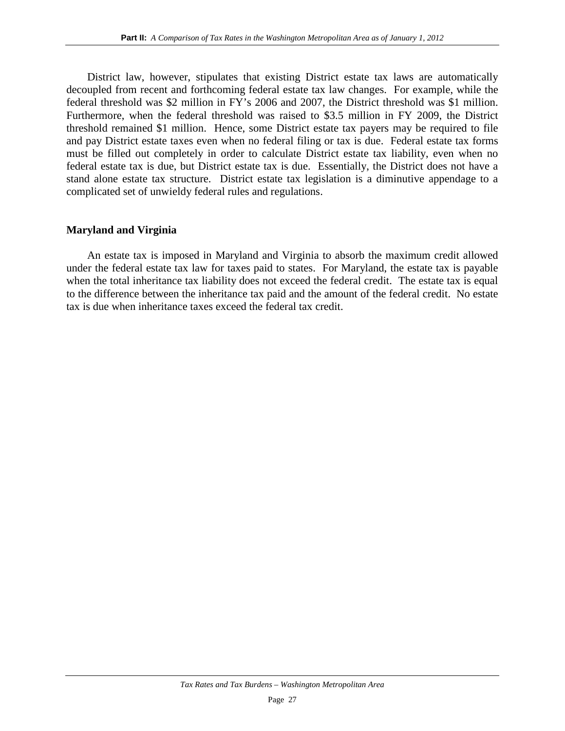District law, however, stipulates that existing District estate tax laws are automatically decoupled from recent and forthcoming federal estate tax law changes. For example, while the federal threshold was $2 million in FY's 2006 and 2007, the District threshold was $1 million. Furthermore, when the federal threshold was raised to $3.5 million in FY 2009, the District threshold remained $1 million. Hence, some District estate tax payers may be required to file and pay District estate taxes even when no federal filing or tax is due. Federal estate tax forms must be filled out completely in order to calculate District estate tax liability, even when no federal estate tax is due, but District estate tax is due. Essentially, the District does not have a stand alone estate tax structure. District estate tax legislation is a diminutive appendage to a complicated set of unwieldy federal rules and regulations.

### Maryland and Virginia

An estate tax is imposed in Maryland and Virginia to absorb the maximum credit allowed under the federal estate tax law for taxes paid to states. For Maryland, the estate tax is payable when the total inheritance tax liability does not exceed the federal credit. The estate tax is equal to the difference between the inheritance tax paid and the amount of the federal credit. No estate tax is due when inheritance taxes exceed the federal tax credit.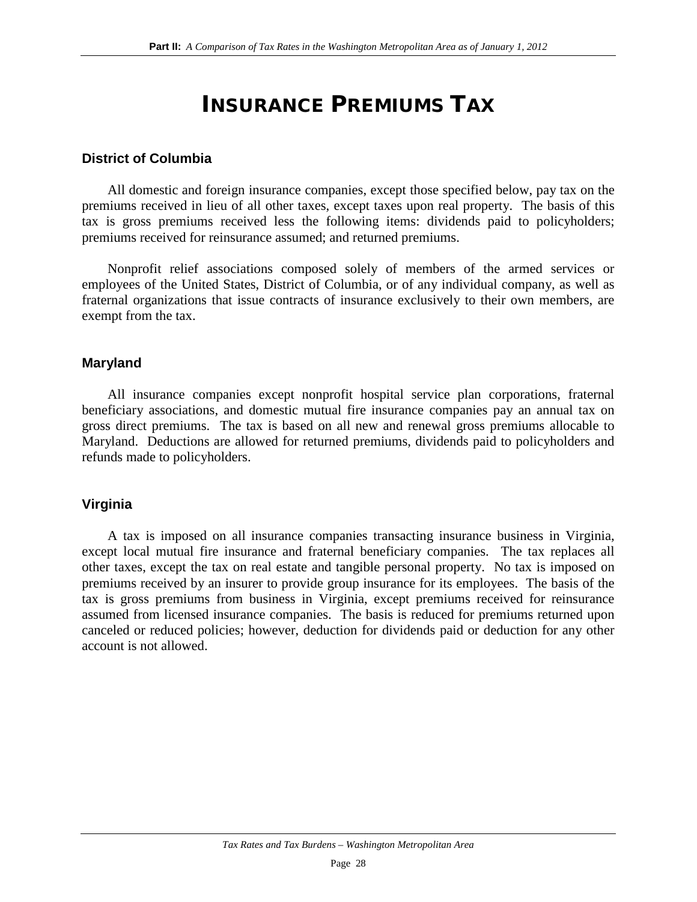# INSURANCE PREMIUMS TAX

## District of Columbia

All domestic and foreign insurance companies, except those specified below, pay tax on the premiums received in lieu of all other taxes, except taxes upon real property. The basis of this tax is gross premiums received less the following items: dividends paid to policyholders; premiums received for reinsurance assumed; and returned premiums.

Nonprofit relief associations composed solely of members of the armed services or employees of the United States, District of Columbia, or of any individual company, as well as fraternal organizations that issue contracts of insurance exclusively to their own members, are exempt from the tax.

## Maryland

All insurance companies except nonprofit hospital service plan corporations, fraternal beneficiary associations, and domestic mutual fire insurance companies pay an annual tax on gross direct premiums. The tax is based on all new and renewal gross premiums allocable to Maryland. Deductions are allowed for returned premiums, dividends paid to policyholders and refunds made to policyholders.

## Virginia

A tax is imposed on all insurance companies transacting insurance business in Virginia, except local mutual fire insurance and fraternal beneficiary companies. The tax replaces all other taxes, except the tax on real estate and tangible personal property. No tax is imposed on premiums received by an insurer to provide group insurance for its employees. The basis of the tax is gross premiums from business in Virginia, except premiums received for reinsurance assumed from licensed insurance companies. The basis is reduced for premiums returned upon canceled or reduced policies; however, deduction for dividends paid or deduction for any other account is not allowed.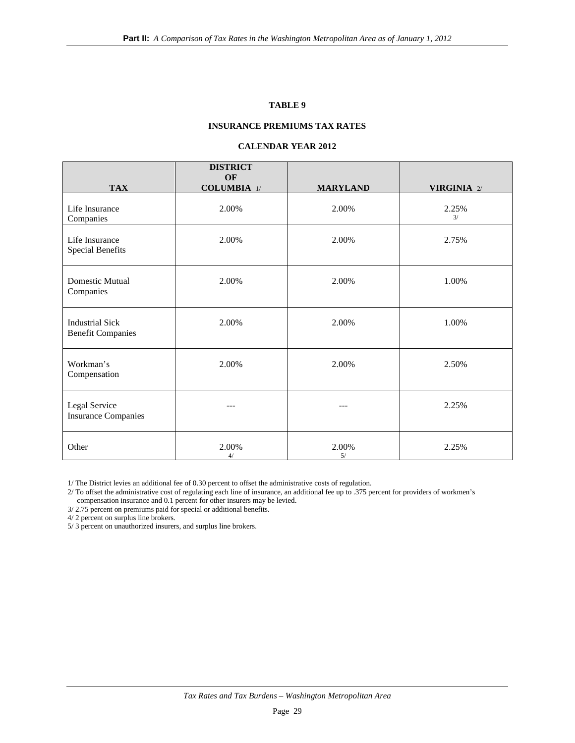### TABLE 9

### INSURANCE PREMIUMS TAX RATES

### CALENDAR YEAR 2012

| TAX | DISTRICT OF COLUMBIA 1/ | MARYLAND | VIRGINIA 2/ |
|---|---|---|---|
| Life Insurance Companies | 2.00% | 2.00% | 2.25% 3/ |
| Life Insurance Special Benefits | 2.00% | 2.00% | 2.75% |
| Domestic Mutual Companies | 2.00% | 2.00% | 1.00% |
| Industrial Sick Benefit Companies | 2.00% | 2.00% | 1.00% |
| Workman's Compensation | 2.00% | 2.00% | 2.50% |
| Legal Service Insurance Companies | --- | --- | 2.25% |
| Other | 2.00% 4/ | 2.00% 5/ | 2.25% |

1/ The District levies an additional fee of 0.30 percent to offset the administrative costs of regulation.

2/ To offset the administrative cost of regulating each line of insurance, an additional fee up to .375 percent for providers of workmen's compensation insurance and 0.1 percent for other insurers may be levied.

3/ 2.75 percent on premiums paid for special or additional benefits.

4/ 2 percent on surplus line brokers.

5/ 3 percent on unauthorized insurers, and surplus line brokers.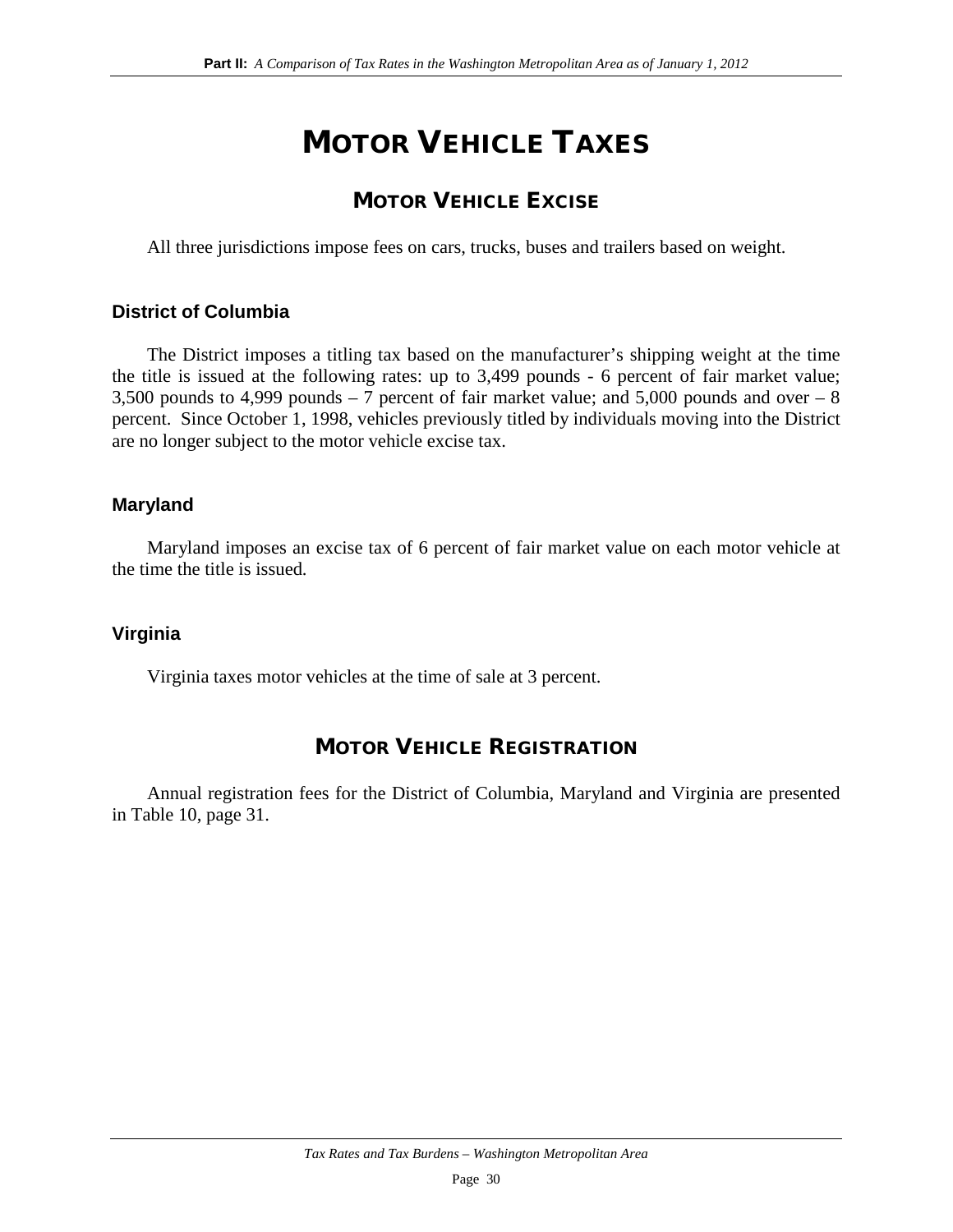# MOTOR VEHICLE TAXES

## MOTOR VEHICLE EXCISE

All three jurisdictions impose fees on cars, trucks, buses and trailers based on weight.

### District of Columbia

The District imposes a titling tax based on the manufacturer's shipping weight at the time the title is issued at the following rates: up to 3,499 pounds - 6 percent of fair market value; 3,500 pounds to 4,999 pounds – 7 percent of fair market value; and 5,000 pounds and over – 8 percent. Since October 1, 1998, vehicles previously titled by individuals moving into the District are no longer subject to the motor vehicle excise tax.

### Maryland

Maryland imposes an excise tax of 6 percent of fair market value on each motor vehicle at the time the title is issued.

### Virginia

Virginia taxes motor vehicles at the time of sale at 3 percent.

## MOTOR VEHICLE REGISTRATION

Annual registration fees for the District of Columbia, Maryland and Virginia are presented in Table 10, page 31.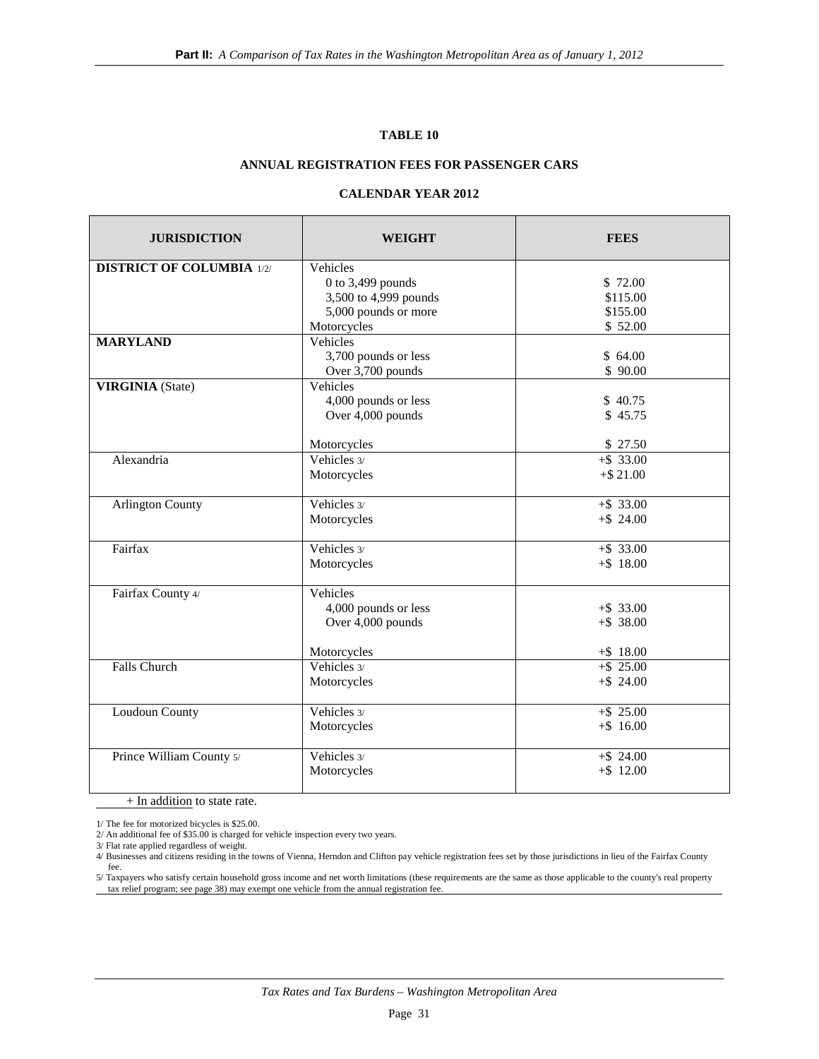**TABLE 10**

**ANNUAL REGISTRATION FEES FOR PASSENGER CARS**

**CALENDAR YEAR 2012**

| JURISDICTION | WEIGHT | FEES |
|---|---|---|
| **DISTRICT OF COLUMBIA** 1/2/ | Vehicles | |
| | 0 to 3,499 pounds | $ 72.00 |
| | 3,500 to 4,999 pounds | $115.00 |
| | 5,000 pounds or more | $155.00 |
| | Motorcycles | $ 52.00 |
| **MARYLAND** | Vehicles | |
| | 3,700 pounds or less | $ 64.00 |
| | Over 3,700 pounds | $ 90.00 |
| **VIRGINIA** (State) | Vehicles | |
| | 4,000 pounds or less | $ 40.75 |
| | Over 4,000 pounds | $ 45.75 |
| | Motorcycles | $ 27.50 |
| Alexandria | Vehicles 3/ | +$ 33.00 |
| | Motorcycles | +$ 21.00 |
| Arlington County | Vehicles 3/ | +$ 33.00 |
| | Motorcycles | +$ 24.00 |
| Fairfax | Vehicles 3/ | +$ 33.00 |
| | Motorcycles | +$ 18.00 |
| Fairfax County 4/ | Vehicles | |
| | 4,000 pounds or less | +$ 33.00 |
| | Over 4,000 pounds | +$ 38.00 |
| | Motorcycles | +$ 18.00 |
| Falls Church | Vehicles 3/ | +$ 25.00 |
| | Motorcycles | +$ 24.00 |
| Loudoun County | Vehicles 3/ | +$ 25.00 |
| | Motorcycles | +$ 16.00 |
| Prince William County 5/ | Vehicles 3/ | +$ 24.00 |
| | Motorcycles | +$ 12.00 |

\+ In addition to state rate.

1/ The fee for motorized bicycles is $25.00.

2/ An additional fee of $35.00 is charged for vehicle inspection every two years.

3/ Flat rate applied regardless of weight.

4/ Businesses and citizens residing in the towns of Vienna, Herndon and Clifton pay vehicle registration fees set by those jurisdictions in lieu of the Fairfax County fee.

5/ Taxpayers who satisfy certain household gross income and net worth limitations (these requirements are the same as those applicable to the county's real property tax relief program; see page 38) may exempt one vehicle from the annual registration fee.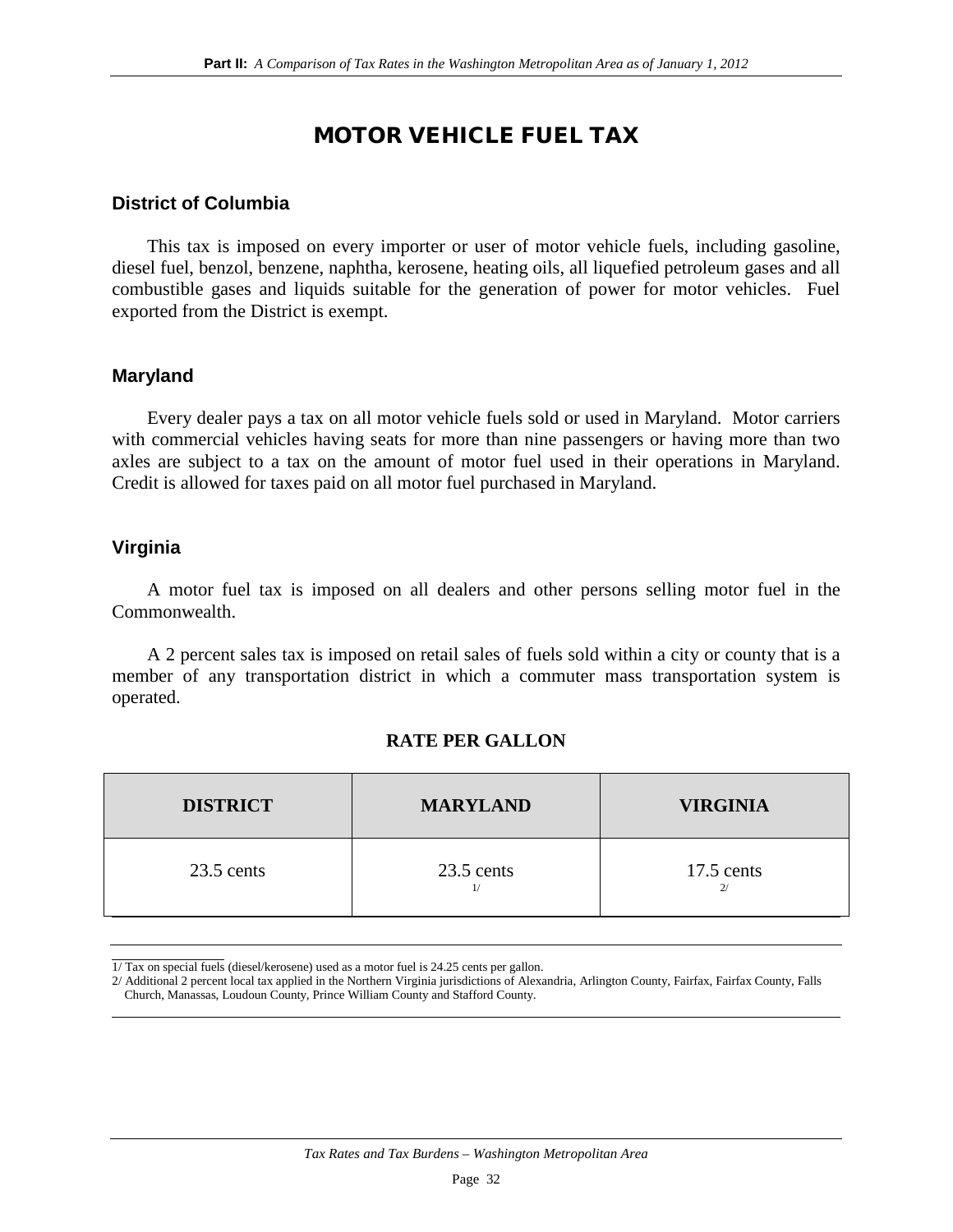# MOTOR VEHICLE FUEL TAX

### District of Columbia

This tax is imposed on every importer or user of motor vehicle fuels, including gasoline, diesel fuel, benzol, benzene, naphtha, kerosene, heating oils, all liquefied petroleum gases and all combustible gases and liquids suitable for the generation of power for motor vehicles. Fuel exported from the District is exempt.

### Maryland

Every dealer pays a tax on all motor vehicle fuels sold or used in Maryland. Motor carriers with commercial vehicles having seats for more than nine passengers or having more than two axles are subject to a tax on the amount of motor fuel used in their operations in Maryland. Credit is allowed for taxes paid on all motor fuel purchased in Maryland.

### Virginia

A motor fuel tax is imposed on all dealers and other persons selling motor fuel in the Commonwealth.

A 2 percent sales tax is imposed on retail sales of fuels sold within a city or county that is a member of any transportation district in which a commuter mass transportation system is operated.

**RATE PER GALLON**

| DISTRICT | MARYLAND | VIRGINIA |
|---|---|---|
| 23.5 cents | 23.5 cents 1/ | 17.5 cents 2/ |

1/ Tax on special fuels (diesel/kerosene) used as a motor fuel is 24.25 cents per gallon.
2/ Additional 2 percent local tax applied in the Northern Virginia jurisdictions of Alexandria, Arlington County, Fairfax, Fairfax County, Falls Church, Manassas, Loudoun County, Prince William County and Stafford County.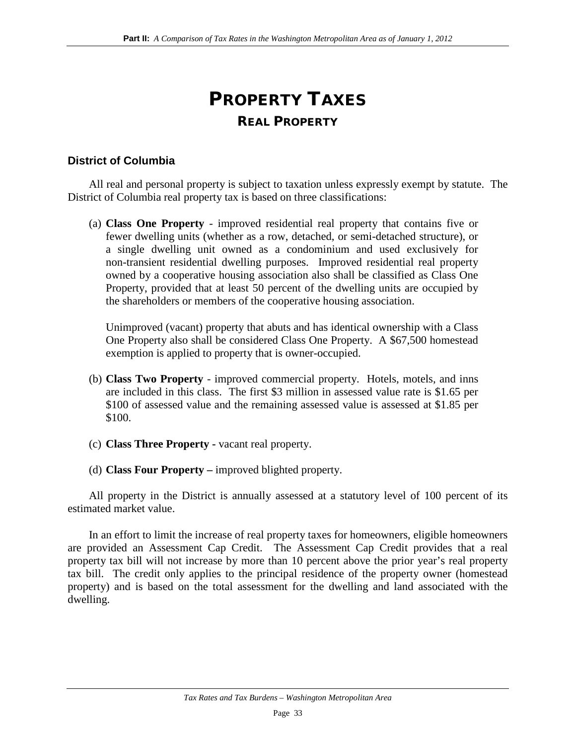# PROPERTY TAXES

## REAL PROPERTY

### District of Columbia

All real and personal property is subject to taxation unless expressly exempt by statute. The District of Columbia real property tax is based on three classifications:

(a) **Class One Property** - improved residential real property that contains five or fewer dwelling units (whether as a row, detached, or semi-detached structure), or a single dwelling unit owned as a condominium and used exclusively for non-transient residential dwelling purposes. Improved residential real property owned by a cooperative housing association also shall be classified as Class One Property, provided that at least 50 percent of the dwelling units are occupied by the shareholders or members of the cooperative housing association.

Unimproved (vacant) property that abuts and has identical ownership with a Class One Property also shall be considered Class One Property. A $67,500 homestead exemption is applied to property that is owner-occupied.

(b) **Class Two Property** - improved commercial property. Hotels, motels, and inns are included in this class. The first $3 million in assessed value rate is $1.65 per $100 of assessed value and the remaining assessed value is assessed at $1.85 per $100.

(c) **Class Three Property -** vacant real property.

(d) **Class Four Property –** improved blighted property.

All property in the District is annually assessed at a statutory level of 100 percent of its estimated market value.

In an effort to limit the increase of real property taxes for homeowners, eligible homeowners are provided an Assessment Cap Credit. The Assessment Cap Credit provides that a real property tax bill will not increase by more than 10 percent above the prior year's real property tax bill. The credit only applies to the principal residence of the property owner (homestead property) and is based on the total assessment for the dwelling and land associated with the dwelling.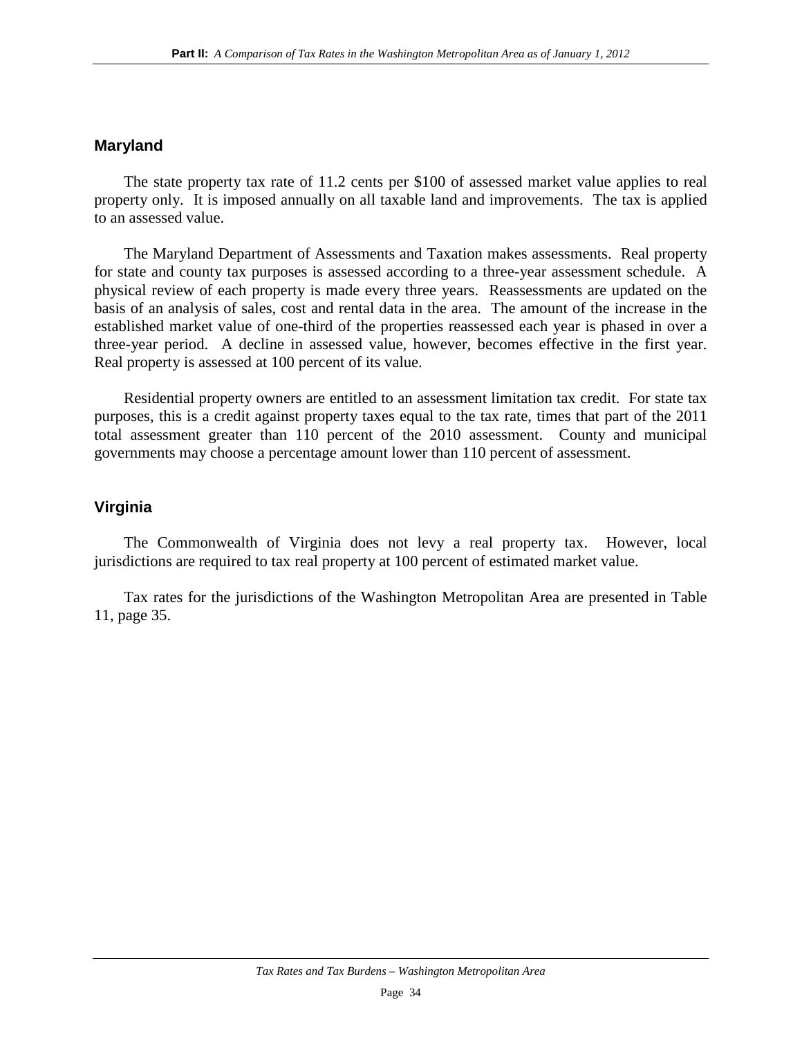## Maryland

The state property tax rate of 11.2 cents per $100 of assessed market value applies to real property only. It is imposed annually on all taxable land and improvements. The tax is applied to an assessed value.

The Maryland Department of Assessments and Taxation makes assessments. Real property for state and county tax purposes is assessed according to a three-year assessment schedule. A physical review of each property is made every three years. Reassessments are updated on the basis of an analysis of sales, cost and rental data in the area. The amount of the increase in the established market value of one-third of the properties reassessed each year is phased in over a three-year period. A decline in assessed value, however, becomes effective in the first year. Real property is assessed at 100 percent of its value.

Residential property owners are entitled to an assessment limitation tax credit. For state tax purposes, this is a credit against property taxes equal to the tax rate, times that part of the 2011 total assessment greater than 110 percent of the 2010 assessment. County and municipal governments may choose a percentage amount lower than 110 percent of assessment.

## Virginia

The Commonwealth of Virginia does not levy a real property tax. However, local jurisdictions are required to tax real property at 100 percent of estimated market value.

Tax rates for the jurisdictions of the Washington Metropolitan Area are presented in Table 11, page 35.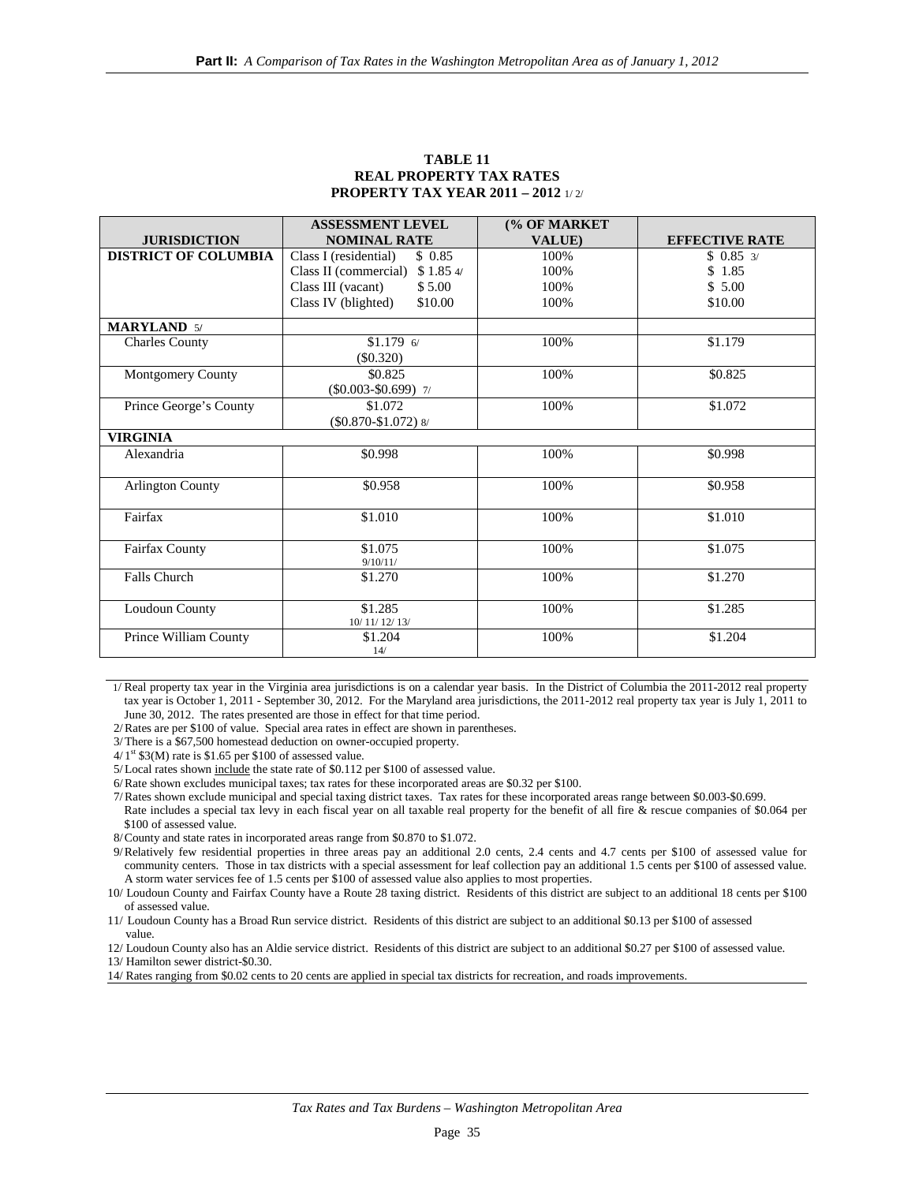**TABLE 11**
**REAL PROPERTY TAX RATES**
**PROPERTY TAX YEAR 2011 – 2012** 1/ 2/

| JURISDICTION | ASSESSMENT LEVEL NOMINAL RATE | (% OF MARKET VALUE) | EFFECTIVE RATE |
|---|---|---|---|
| **DISTRICT OF COLUMBIA** | Class I (residential) $ 0.85 | 100% | $ 0.85 3/ |
| | Class II (commercial) $ 1.85 4/ | 100% | $ 1.85 |
| | Class III (vacant) $ 5.00 | 100% | $ 5.00 |
| | Class IV (blighted) $10.00 | 100% | $10.00 |
| **MARYLAND** 5/ | | | |
| Charles County | $1.179 6/ ($0.320) | 100% | $1.179 |
| Montgomery County | $0.825 ($0.003-$0.699) 7/ | 100% | $0.825 |
| Prince George's County | $1.072 ($0.870-$1.072) 8/ | 100% | $1.072 |
| **VIRGINIA** | | | |
| Alexandria | $0.998 | 100% | $0.998 |
| Arlington County | $0.958 | 100% | $0.958 |
| Fairfax | $1.010 | 100% | $1.010 |
| Fairfax County | $1.075 9/10/11/ | 100% | $1.075 |
| Falls Church | $1.270 | 100% | $1.270 |
| Loudoun County | $1.285 10/ 11/ 12/ 13/ | 100% | $1.285 |
| Prince William County | $1.204 14/ | 100% | $1.204 |

1/ Real property tax year in the Virginia area jurisdictions is on a calendar year basis. In the District of Columbia the 2011-2012 real property tax year is October 1, 2011 - September 30, 2012. For the Maryland area jurisdictions, the 2011-2012 real property tax year is July 1, 2011 to June 30, 2012. The rates presented are those in effect for that time period.

2/ Rates are per $100 of value. Special area rates in effect are shown in parentheses.

3/ There is a $67,500 homestead deduction on owner-occupied property.

4/ 1st $3(M) rate is $1.65 per $100 of assessed value.

5/ Local rates shown include the state rate of $0.112 per $100 of assessed value.

6/ Rate shown excludes municipal taxes; tax rates for these incorporated areas are $0.32 per $100.

7/ Rates shown exclude municipal and special taxing district taxes. Tax rates for these incorporated areas range between $0.003-$0.699. Rate includes a special tax levy in each fiscal year on all taxable real property for the benefit of all fire & rescue companies of $0.064 per $100 of assessed value.

8/ County and state rates in incorporated areas range from $0.870 to $1.072.

9/ Relatively few residential properties in three areas pay an additional 2.0 cents, 2.4 cents and 4.7 cents per $100 of assessed value for community centers. Those in tax districts with a special assessment for leaf collection pay an additional 1.5 cents per $100 of assessed value. A storm water services fee of 1.5 cents per $100 of assessed value also applies to most properties.

10/ Loudoun County and Fairfax County have a Route 28 taxing district. Residents of this district are subject to an additional 18 cents per $100 of assessed value.

11/ Loudoun County has a Broad Run service district. Residents of this district are subject to an additional $0.13 per $100 of assessed value.

12/ Loudoun County also has an Aldie service district. Residents of this district are subject to an additional $0.27 per $100 of assessed value.

13/ Hamilton sewer district-$0.30.

14/ Rates ranging from $0.02 cents to 20 cents are applied in special tax districts for recreation, and roads improvements.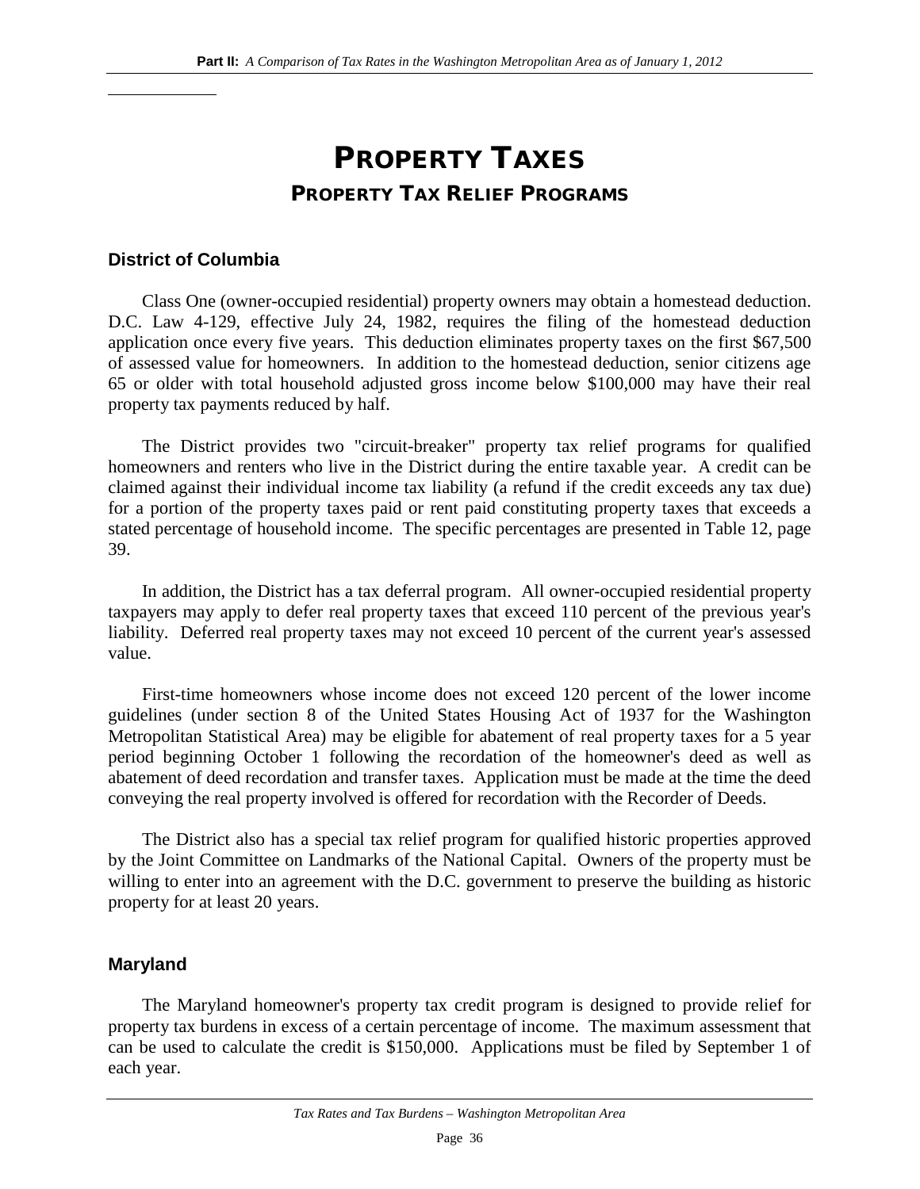# PROPERTY TAXES

## PROPERTY TAX RELIEF PROGRAMS

### District of Columbia

Class One (owner-occupied residential) property owners may obtain a homestead deduction. D.C. Law 4-129, effective July 24, 1982, requires the filing of the homestead deduction application once every five years. This deduction eliminates property taxes on the first $67,500 of assessed value for homeowners. In addition to the homestead deduction, senior citizens age 65 or older with total household adjusted gross income below $100,000 may have their real property tax payments reduced by half.

The District provides two "circuit-breaker" property tax relief programs for qualified homeowners and renters who live in the District during the entire taxable year. A credit can be claimed against their individual income tax liability (a refund if the credit exceeds any tax due) for a portion of the property taxes paid or rent paid constituting property taxes that exceeds a stated percentage of household income. The specific percentages are presented in Table 12, page 39.

In addition, the District has a tax deferral program. All owner-occupied residential property taxpayers may apply to defer real property taxes that exceed 110 percent of the previous year's liability. Deferred real property taxes may not exceed 10 percent of the current year's assessed value.

First-time homeowners whose income does not exceed 120 percent of the lower income guidelines (under section 8 of the United States Housing Act of 1937 for the Washington Metropolitan Statistical Area) may be eligible for abatement of real property taxes for a 5 year period beginning October 1 following the recordation of the homeowner's deed as well as abatement of deed recordation and transfer taxes. Application must be made at the time the deed conveying the real property involved is offered for recordation with the Recorder of Deeds.

The District also has a special tax relief program for qualified historic properties approved by the Joint Committee on Landmarks of the National Capital. Owners of the property must be willing to enter into an agreement with the D.C. government to preserve the building as historic property for at least 20 years.

### Maryland

The Maryland homeowner's property tax credit program is designed to provide relief for property tax burdens in excess of a certain percentage of income. The maximum assessment that can be used to calculate the credit is $150,000. Applications must be filed by September 1 of each year.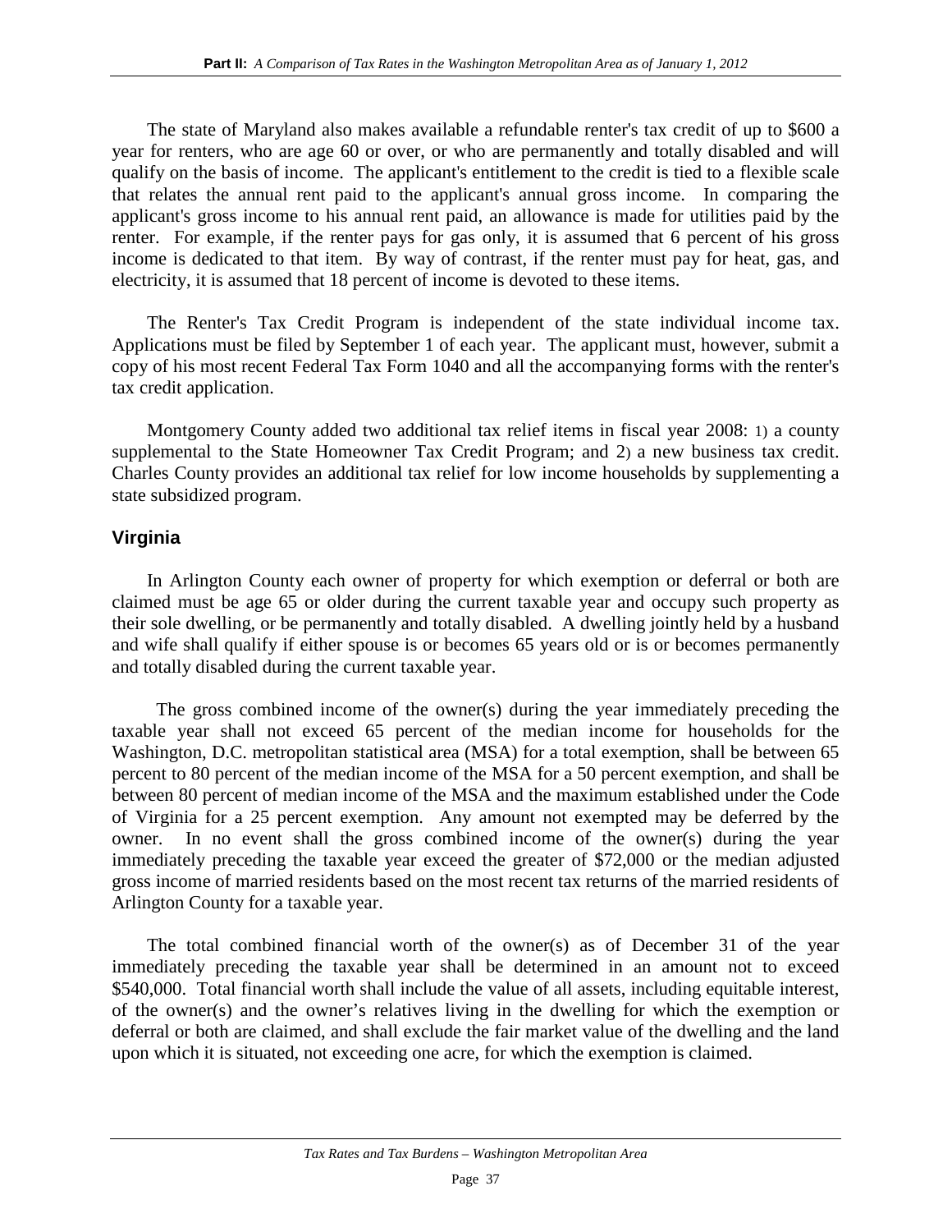The state of Maryland also makes available a refundable renter's tax credit of up to $600 a year for renters, who are age 60 or over, or who are permanently and totally disabled and will qualify on the basis of income. The applicant's entitlement to the credit is tied to a flexible scale that relates the annual rent paid to the applicant's annual gross income. In comparing the applicant's gross income to his annual rent paid, an allowance is made for utilities paid by the renter. For example, if the renter pays for gas only, it is assumed that 6 percent of his gross income is dedicated to that item. By way of contrast, if the renter must pay for heat, gas, and electricity, it is assumed that 18 percent of income is devoted to these items.

The Renter's Tax Credit Program is independent of the state individual income tax. Applications must be filed by September 1 of each year. The applicant must, however, submit a copy of his most recent Federal Tax Form 1040 and all the accompanying forms with the renter's tax credit application.

Montgomery County added two additional tax relief items in fiscal year 2008: 1) a county supplemental to the State Homeowner Tax Credit Program; and 2) a new business tax credit. Charles County provides an additional tax relief for low income households by supplementing a state subsidized program.

## Virginia

In Arlington County each owner of property for which exemption or deferral or both are claimed must be age 65 or older during the current taxable year and occupy such property as their sole dwelling, or be permanently and totally disabled. A dwelling jointly held by a husband and wife shall qualify if either spouse is or becomes 65 years old or is or becomes permanently and totally disabled during the current taxable year.

The gross combined income of the owner(s) during the year immediately preceding the taxable year shall not exceed 65 percent of the median income for households for the Washington, D.C. metropolitan statistical area (MSA) for a total exemption, shall be between 65 percent to 80 percent of the median income of the MSA for a 50 percent exemption, and shall be between 80 percent of median income of the MSA and the maximum established under the Code of Virginia for a 25 percent exemption. Any amount not exempted may be deferred by the owner. In no event shall the gross combined income of the owner(s) during the year immediately preceding the taxable year exceed the greater of $72,000 or the median adjusted gross income of married residents based on the most recent tax returns of the married residents of Arlington County for a taxable year.

The total combined financial worth of the owner(s) as of December 31 of the year immediately preceding the taxable year shall be determined in an amount not to exceed $540,000. Total financial worth shall include the value of all assets, including equitable interest, of the owner(s) and the owner's relatives living in the dwelling for which the exemption or deferral or both are claimed, and shall exclude the fair market value of the dwelling and the land upon which it is situated, not exceeding one acre, for which the exemption is claimed.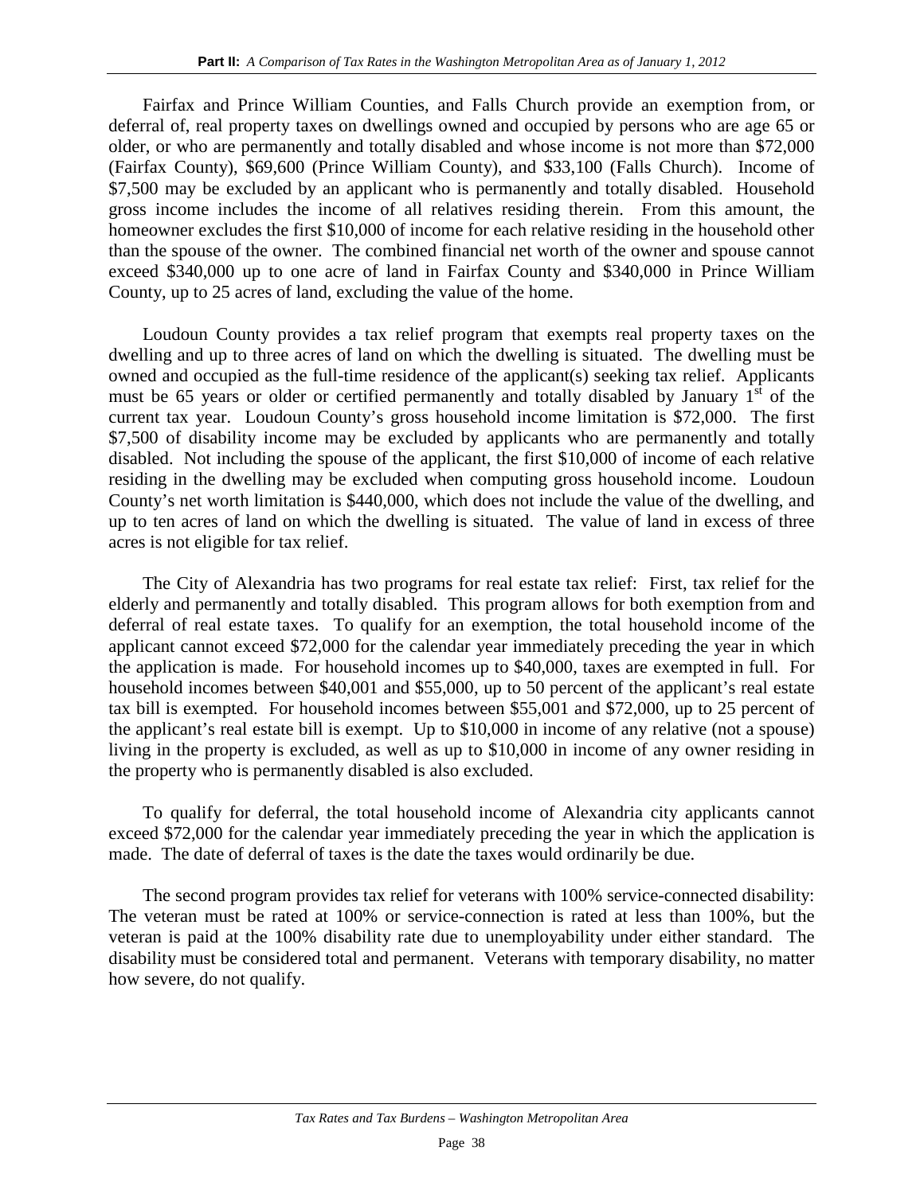Fairfax and Prince William Counties, and Falls Church provide an exemption from, or deferral of, real property taxes on dwellings owned and occupied by persons who are age 65 or older, or who are permanently and totally disabled and whose income is not more than $72,000 (Fairfax County), $69,600 (Prince William County), and $33,100 (Falls Church). Income of $7,500 may be excluded by an applicant who is permanently and totally disabled. Household gross income includes the income of all relatives residing therein. From this amount, the homeowner excludes the first $10,000 of income for each relative residing in the household other than the spouse of the owner. The combined financial net worth of the owner and spouse cannot exceed $340,000 up to one acre of land in Fairfax County and $340,000 in Prince William County, up to 25 acres of land, excluding the value of the home.

Loudoun County provides a tax relief program that exempts real property taxes on the dwelling and up to three acres of land on which the dwelling is situated. The dwelling must be owned and occupied as the full-time residence of the applicant(s) seeking tax relief. Applicants must be 65 years or older or certified permanently and totally disabled by January 1st of the current tax year. Loudoun County's gross household income limitation is $72,000. The first $7,500 of disability income may be excluded by applicants who are permanently and totally disabled. Not including the spouse of the applicant, the first $10,000 of income of each relative residing in the dwelling may be excluded when computing gross household income. Loudoun County's net worth limitation is $440,000, which does not include the value of the dwelling, and up to ten acres of land on which the dwelling is situated. The value of land in excess of three acres is not eligible for tax relief.

The City of Alexandria has two programs for real estate tax relief: First, tax relief for the elderly and permanently and totally disabled. This program allows for both exemption from and deferral of real estate taxes. To qualify for an exemption, the total household income of the applicant cannot exceed $72,000 for the calendar year immediately preceding the year in which the application is made. For household incomes up to $40,000, taxes are exempted in full. For household incomes between $40,001 and $55,000, up to 50 percent of the applicant's real estate tax bill is exempted. For household incomes between $55,001 and $72,000, up to 25 percent of the applicant's real estate bill is exempt. Up to $10,000 in income of any relative (not a spouse) living in the property is excluded, as well as up to $10,000 in income of any owner residing in the property who is permanently disabled is also excluded.

To qualify for deferral, the total household income of Alexandria city applicants cannot exceed $72,000 for the calendar year immediately preceding the year in which the application is made. The date of deferral of taxes is the date the taxes would ordinarily be due.

The second program provides tax relief for veterans with 100% service-connected disability: The veteran must be rated at 100% or service-connection is rated at less than 100%, but the veteran is paid at the 100% disability rate due to unemployability under either standard. The disability must be considered total and permanent. Veterans with temporary disability, no matter how severe, do not qualify.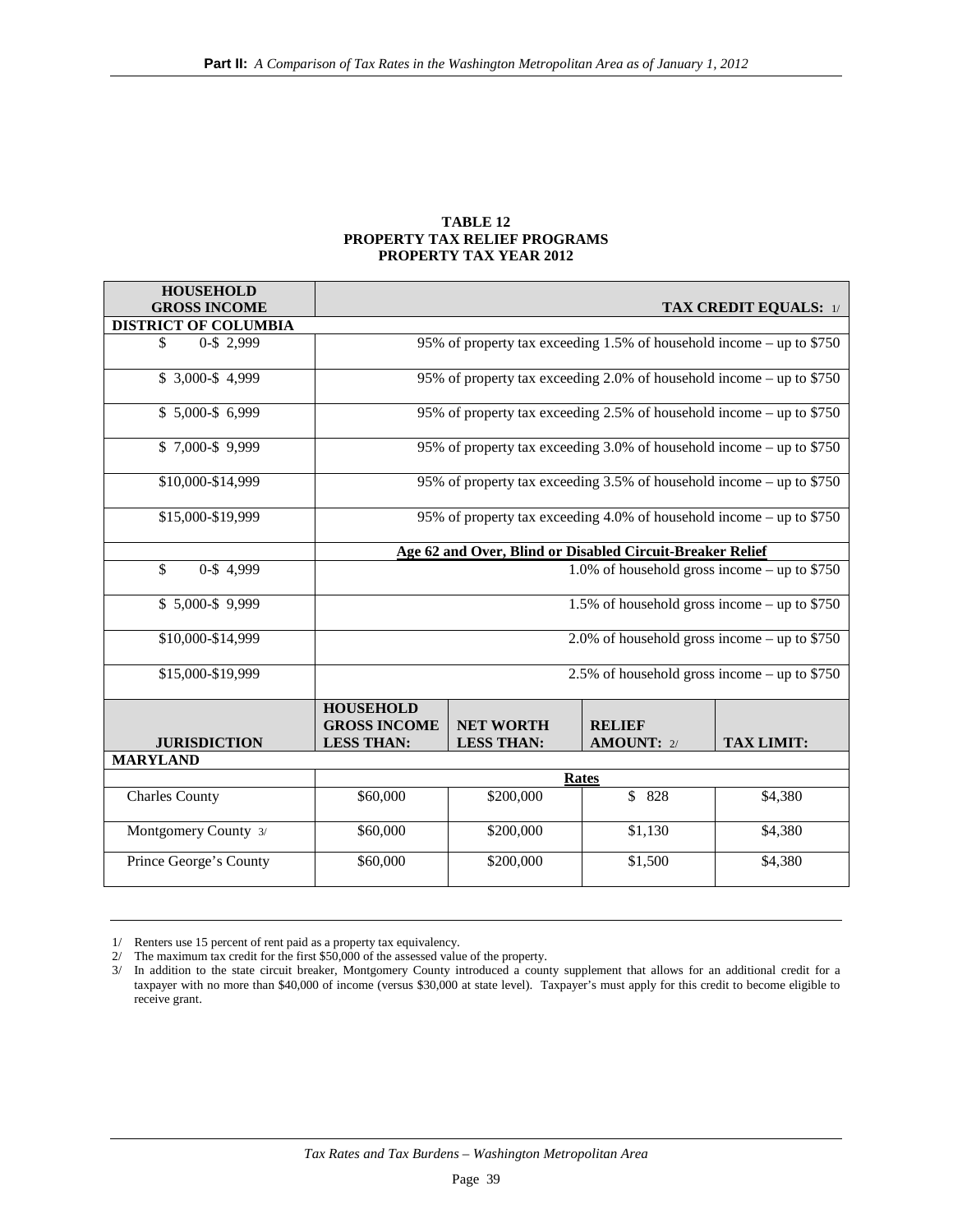**TABLE 12**
**PROPERTY TAX RELIEF PROGRAMS**
**PROPERTY TAX YEAR 2012**

| HOUSEHOLD GROSS INCOME | TAX CREDIT EQUALS: 1/ | | | |
|---|---|---|---|---|
| **DISTRICT OF COLUMBIA** | | | | |
| $ 0-$ 2,999 | 95% of property tax exceeding 1.5% of household income – up to $750 | | | |
| $ 3,000-$ 4,999 | 95% of property tax exceeding 2.0% of household income – up to $750 | | | |
| $ 5,000-$ 6,999 | 95% of property tax exceeding 2.5% of household income – up to $750 | | | |
| $ 7,000-$ 9,999 | 95% of property tax exceeding 3.0% of household income – up to $750 | | | |
| $10,000-$14,999 | 95% of property tax exceeding 3.5% of household income – up to $750 | | | |
| $15,000-$19,999 | 95% of property tax exceeding 4.0% of household income – up to $750 | | | |
| | **Age 62 and Over, Blind or Disabled Circuit-Breaker Relief** | | | |
| $ 0-$ 4,999 | 1.0% of household gross income – up to $750 | | | |
| $ 5,000-$ 9,999 | 1.5% of household gross income – up to $750 | | | |
| $10,000-$14,999 | 2.0% of household gross income – up to $750 | | | |
| $15,000-$19,999 | 2.5% of household gross income – up to $750 | | | |
| **JURISDICTION** | **HOUSEHOLD GROSS INCOME LESS THAN:** | **NET WORTH LESS THAN:** | **RELIEF AMOUNT: 2/** | **TAX LIMIT:** |
| **MARYLAND** | | | | |
| | **Rates** | | | |
| Charles County | $60,000 | $200,000 | $ 828 | $4,380 |
| Montgomery County 3/ | $60,000 | $200,000 | $1,130 | $4,380 |
| Prince George's County | $60,000 | $200,000 | $1,500 | $4,380 |

1/ Renters use 15 percent of rent paid as a property tax equivalency.
2/ The maximum tax credit for the first $50,000 of the assessed value of the property.
3/ In addition to the state circuit breaker, Montgomery County introduced a county supplement that allows for an additional credit for a taxpayer with no more than $40,000 of income (versus $30,000 at state level). Taxpayer's must apply for this credit to become eligible to receive grant.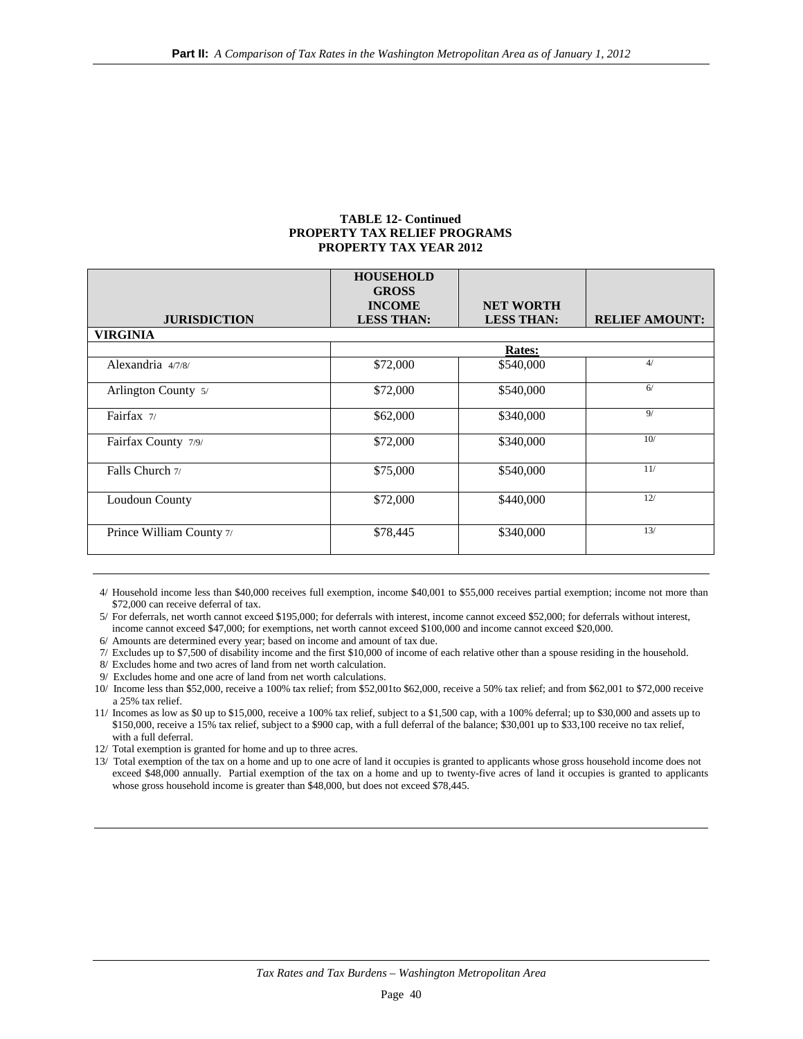**TABLE 12- Continued**
**PROPERTY TAX RELIEF PROGRAMS**
**PROPERTY TAX YEAR 2012**

| JURISDICTION | HOUSEHOLD GROSS INCOME LESS THAN: | NET WORTH LESS THAN: | RELIEF AMOUNT: |
|---|---|---|---|
| **VIRGINIA** | | | |
| | | Rates: | |
| Alexandria 4/7/8/ | $72,000 | $540,000 | 4/ |
| Arlington County 5/ | $72,000 | $540,000 | 6/ |
| Fairfax 7/ | $62,000 | $340,000 | 9/ |
| Fairfax County 7/9/ | $72,000 | $340,000 | 10/ |
| Falls Church 7/ | $75,000 | $540,000 | 11/ |
| Loudoun County | $72,000 | $440,000 | 12/ |
| Prince William County 7/ | $78,445 | $340,000 | 13/ |

4/ Household income less than $40,000 receives full exemption, income $40,001 to $55,000 receives partial exemption; income not more than $72,000 can receive deferral of tax.

5/ For deferrals, net worth cannot exceed $195,000; for deferrals with interest, income cannot exceed $52,000; for deferrals without interest, income cannot exceed $47,000; for exemptions, net worth cannot exceed $100,000 and income cannot exceed $20,000.

6/ Amounts are determined every year; based on income and amount of tax due.

7/ Excludes up to $7,500 of disability income and the first $10,000 of income of each relative other than a spouse residing in the household.

8/ Excludes home and two acres of land from net worth calculation.

9/ Excludes home and one acre of land from net worth calculations.

10/ Income less than $52,000, receive a 100% tax relief; from $52,001to $62,000, receive a 50% tax relief; and from $62,001 to $72,000 receive a 25% tax relief.

11/ Incomes as low as $0 up to $15,000, receive a 100% tax relief, subject to a $1,500 cap, with a 100% deferral; up to $30,000 and assets up to $150,000, receive a 15% tax relief, subject to a $900 cap, with a full deferral of the balance; $30,001 up to $33,100 receive no tax relief, with a full deferral.

12/ Total exemption is granted for home and up to three acres.

13/ Total exemption of the tax on a home and up to one acre of land it occupies is granted to applicants whose gross household income does not exceed $48,000 annually. Partial exemption of the tax on a home and up to twenty-five acres of land it occupies is granted to applicants whose gross household income is greater than $48,000, but does not exceed $78,445.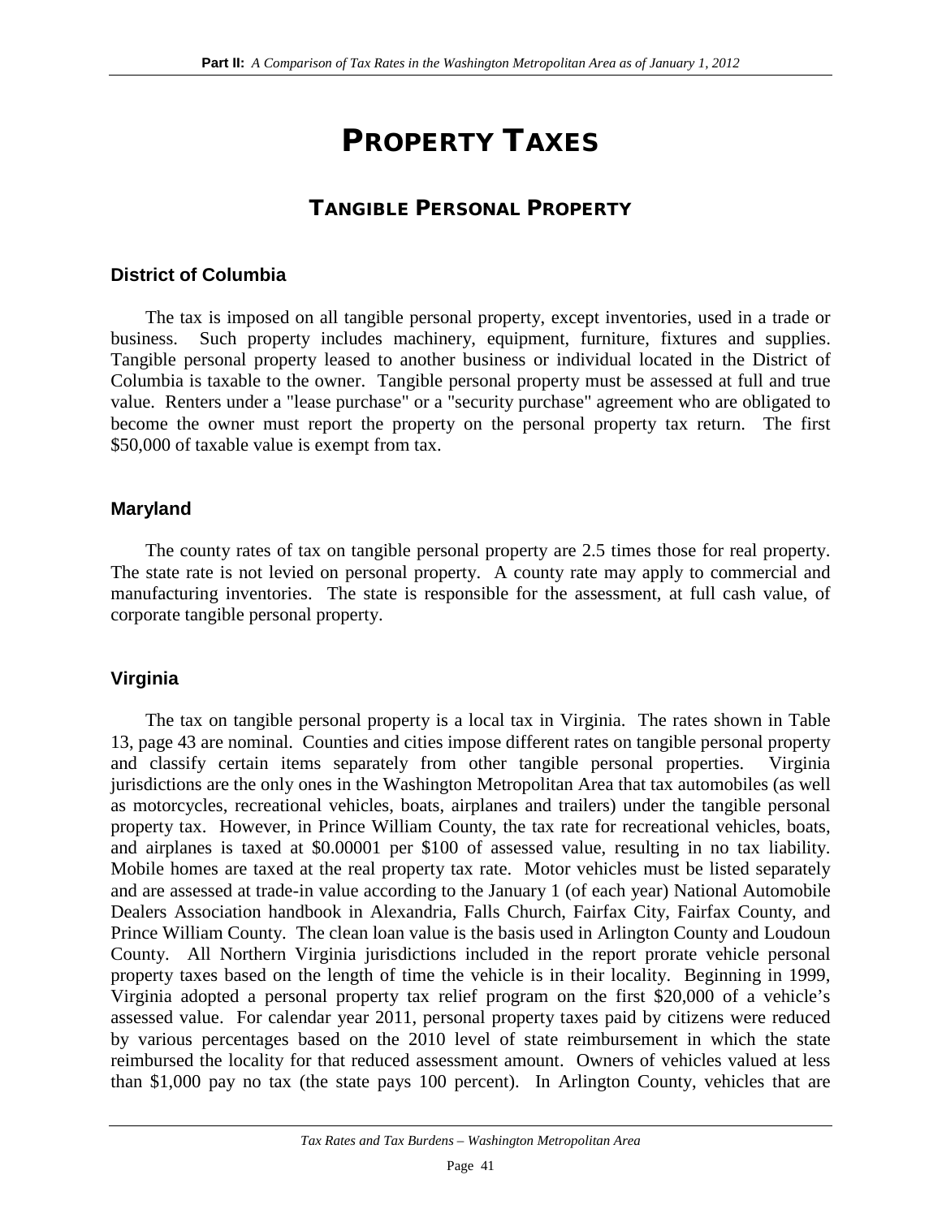# PROPERTY TAXES

## TANGIBLE PERSONAL PROPERTY

### District of Columbia

The tax is imposed on all tangible personal property, except inventories, used in a trade or business. Such property includes machinery, equipment, furniture, fixtures and supplies. Tangible personal property leased to another business or individual located in the District of Columbia is taxable to the owner. Tangible personal property must be assessed at full and true value. Renters under a "lease purchase" or a "security purchase" agreement who are obligated to become the owner must report the property on the personal property tax return. The first $50,000 of taxable value is exempt from tax.

### Maryland

The county rates of tax on tangible personal property are 2.5 times those for real property. The state rate is not levied on personal property. A county rate may apply to commercial and manufacturing inventories. The state is responsible for the assessment, at full cash value, of corporate tangible personal property.

### Virginia

The tax on tangible personal property is a local tax in Virginia. The rates shown in Table 13, page 43 are nominal. Counties and cities impose different rates on tangible personal property and classify certain items separately from other tangible personal properties. Virginia jurisdictions are the only ones in the Washington Metropolitan Area that tax automobiles (as well as motorcycles, recreational vehicles, boats, airplanes and trailers) under the tangible personal property tax. However, in Prince William County, the tax rate for recreational vehicles, boats, and airplanes is taxed at $0.00001 per $100 of assessed value, resulting in no tax liability. Mobile homes are taxed at the real property tax rate. Motor vehicles must be listed separately and are assessed at trade-in value according to the January 1 (of each year) National Automobile Dealers Association handbook in Alexandria, Falls Church, Fairfax City, Fairfax County, and Prince William County. The clean loan value is the basis used in Arlington County and Loudoun County. All Northern Virginia jurisdictions included in the report prorate vehicle personal property taxes based on the length of time the vehicle is in their locality. Beginning in 1999, Virginia adopted a personal property tax relief program on the first $20,000 of a vehicle's assessed value. For calendar year 2011, personal property taxes paid by citizens were reduced by various percentages based on the 2010 level of state reimbursement in which the state reimbursed the locality for that reduced assessment amount. Owners of vehicles valued at less than $1,000 pay no tax (the state pays 100 percent). In Arlington County, vehicles that are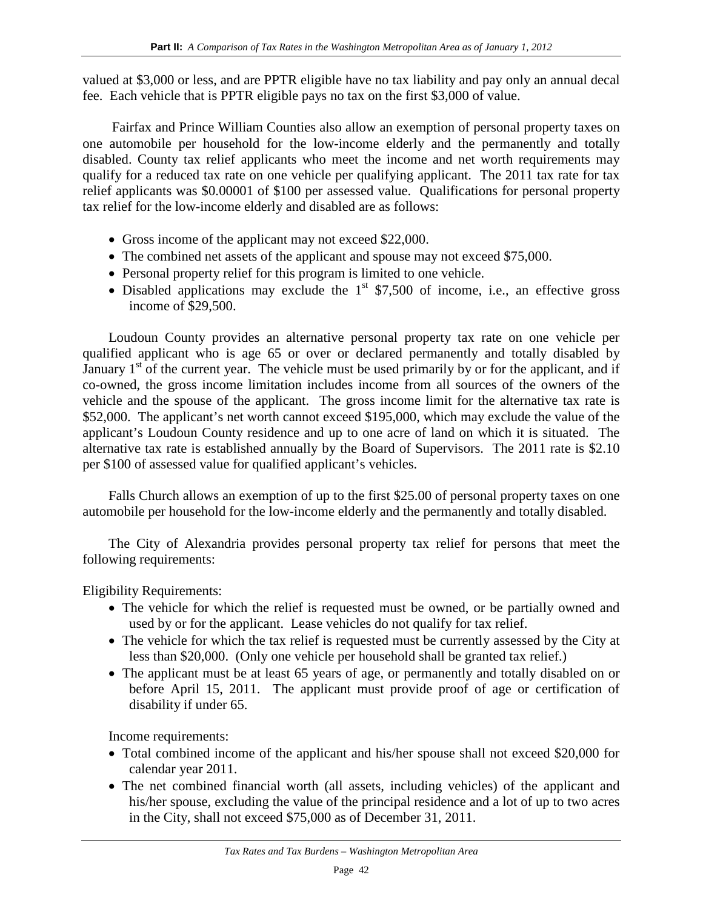valued at $3,000 or less, and are PPTR eligible have no tax liability and pay only an annual decal fee. Each vehicle that is PPTR eligible pays no tax on the first $3,000 of value.

Fairfax and Prince William Counties also allow an exemption of personal property taxes on one automobile per household for the low-income elderly and the permanently and totally disabled. County tax relief applicants who meet the income and net worth requirements may qualify for a reduced tax rate on one vehicle per qualifying applicant. The 2011 tax rate for tax relief applicants was $0.00001 of $100 per assessed value. Qualifications for personal property tax relief for the low-income elderly and disabled are as follows:

- Gross income of the applicant may not exceed $22,000.
- The combined net assets of the applicant and spouse may not exceed $75,000.
- Personal property relief for this program is limited to one vehicle.
- Disabled applications may exclude the 1st $7,500 of income, i.e., an effective gross income of $29,500.

Loudoun County provides an alternative personal property tax rate on one vehicle per qualified applicant who is age 65 or over or declared permanently and totally disabled by January 1st of the current year. The vehicle must be used primarily by or for the applicant, and if co-owned, the gross income limitation includes income from all sources of the owners of the vehicle and the spouse of the applicant. The gross income limit for the alternative tax rate is $52,000. The applicant's net worth cannot exceed $195,000, which may exclude the value of the applicant's Loudoun County residence and up to one acre of land on which it is situated. The alternative tax rate is established annually by the Board of Supervisors. The 2011 rate is $2.10 per $100 of assessed value for qualified applicant's vehicles.

Falls Church allows an exemption of up to the first $25.00 of personal property taxes on one automobile per household for the low-income elderly and the permanently and totally disabled.

The City of Alexandria provides personal property tax relief for persons that meet the following requirements:

Eligibility Requirements:

- The vehicle for which the relief is requested must be owned, or be partially owned and used by or for the applicant. Lease vehicles do not qualify for tax relief.
- The vehicle for which the tax relief is requested must be currently assessed by the City at less than $20,000. (Only one vehicle per household shall be granted tax relief.)
- The applicant must be at least 65 years of age, or permanently and totally disabled on or before April 15, 2011. The applicant must provide proof of age or certification of disability if under 65.

Income requirements:

- Total combined income of the applicant and his/her spouse shall not exceed $20,000 for calendar year 2011.
- The net combined financial worth (all assets, including vehicles) of the applicant and his/her spouse, excluding the value of the principal residence and a lot of up to two acres in the City, shall not exceed $75,000 as of December 31, 2011.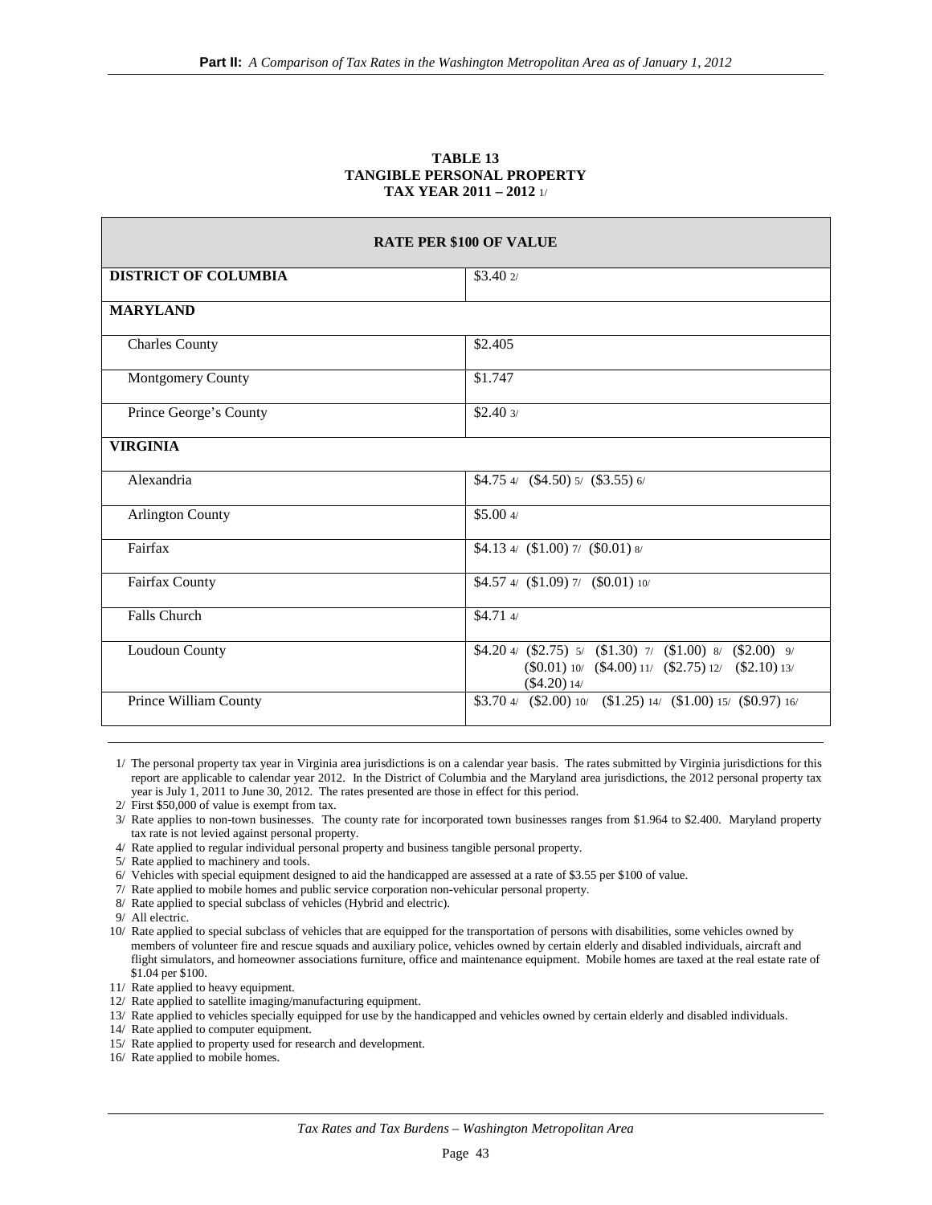**TABLE 13**
**TANGIBLE PERSONAL PROPERTY**
**TAX YEAR 2011 – 2012** [1/]

| | RATE PER $100 OF VALUE |
|---|---|
| **DISTRICT OF COLUMBIA** | $3.40 [2/] |
| **MARYLAND** | |
| Charles County | $2.405 |
| Montgomery County | $1.747 |
| Prince George's County | $2.40 [3/] |
| **VIRGINIA** | |
| Alexandria | $4.75 [4/] ($4.50) [5/] ($3.55) [6/] |
| Arlington County | $5.00 [4/] |
| Fairfax | $4.13 [4/] ($1.00) [7/] ($0.01) [8/] |
| Fairfax County | $4.57 [4/] ($1.09) [7/] ($0.01) [10/] |
| Falls Church | $4.71 [4/] |
| Loudoun County | $4.20 [4/] ($2.75) [5/] ($1.30) [7/] ($1.00) [8/] ($2.00) [9/] ($0.01) [10/] ($4.00) [11/] ($2.75) [12/] ($2.10) [13/] ($4.20) [14/] |
| Prince William County | $3.70 [4/] ($2.00) [10/] ($1.25) [14/] ($1.00) [15/] ($0.97) [16/] |

1/ The personal property tax year in Virginia area jurisdictions is on a calendar year basis. The rates submitted by Virginia jurisdictions for this report are applicable to calendar year 2012. In the District of Columbia and the Maryland area jurisdictions, the 2012 personal property tax year is July 1, 2011 to June 30, 2012. The rates presented are those in effect for this period.

2/ First $50,000 of value is exempt from tax.

3/ Rate applies to non-town businesses. The county rate for incorporated town businesses ranges from $1.964 to $2.400. Maryland property tax rate is not levied against personal property.

4/ Rate applied to regular individual personal property and business tangible personal property.

5/ Rate applied to machinery and tools.

6/ Vehicles with special equipment designed to aid the handicapped are assessed at a rate of $3.55 per $100 of value.

7/ Rate applied to mobile homes and public service corporation non-vehicular personal property.

8/ Rate applied to special subclass of vehicles (Hybrid and electric).

9/ All electric.

10/ Rate applied to special subclass of vehicles that are equipped for the transportation of persons with disabilities, some vehicles owned by members of volunteer fire and rescue squads and auxiliary police, vehicles owned by certain elderly and disabled individuals, aircraft and flight simulators, and homeowner associations furniture, office and maintenance equipment. Mobile homes are taxed at the real estate rate of $1.04 per $100.

11/ Rate applied to heavy equipment.

12/ Rate applied to satellite imaging/manufacturing equipment.

13/ Rate applied to vehicles specially equipped for use by the handicapped and vehicles owned by certain elderly and disabled individuals.

14/ Rate applied to computer equipment.

15/ Rate applied to property used for research and development.

16/ Rate applied to mobile homes.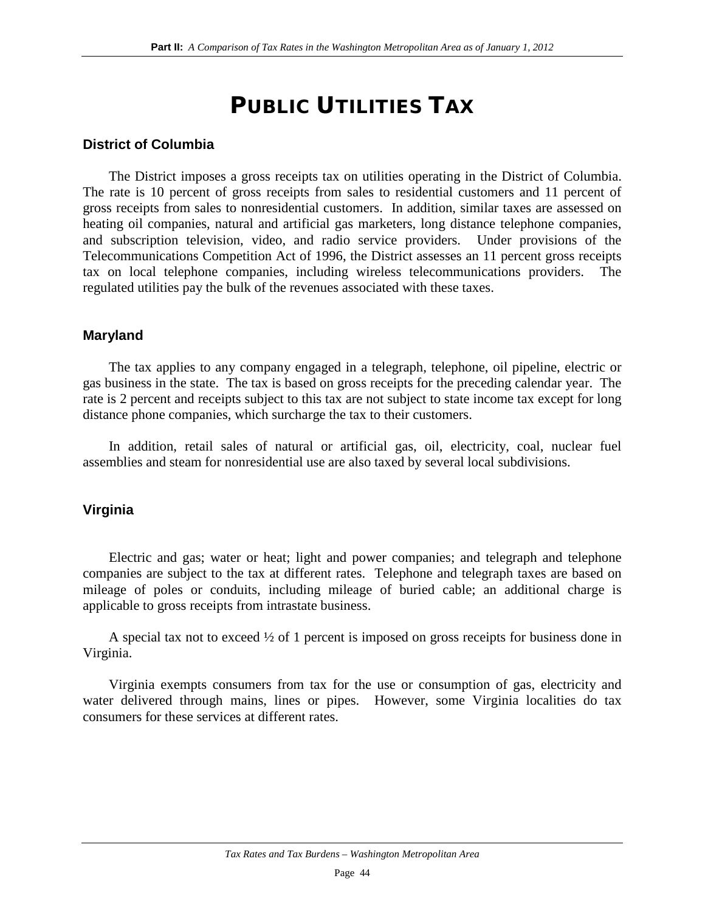# PUBLIC UTILITIES TAX

### District of Columbia

The District imposes a gross receipts tax on utilities operating in the District of Columbia. The rate is 10 percent of gross receipts from sales to residential customers and 11 percent of gross receipts from sales to nonresidential customers. In addition, similar taxes are assessed on heating oil companies, natural and artificial gas marketers, long distance telephone companies, and subscription television, video, and radio service providers. Under provisions of the Telecommunications Competition Act of 1996, the District assesses an 11 percent gross receipts tax on local telephone companies, including wireless telecommunications providers. The regulated utilities pay the bulk of the revenues associated with these taxes.

### Maryland

The tax applies to any company engaged in a telegraph, telephone, oil pipeline, electric or gas business in the state. The tax is based on gross receipts for the preceding calendar year. The rate is 2 percent and receipts subject to this tax are not subject to state income tax except for long distance phone companies, which surcharge the tax to their customers.

In addition, retail sales of natural or artificial gas, oil, electricity, coal, nuclear fuel assemblies and steam for nonresidential use are also taxed by several local subdivisions.

### Virginia

Electric and gas; water or heat; light and power companies; and telegraph and telephone companies are subject to the tax at different rates. Telephone and telegraph taxes are based on mileage of poles or conduits, including mileage of buried cable; an additional charge is applicable to gross receipts from intrastate business.

A special tax not to exceed ½ of 1 percent is imposed on gross receipts for business done in Virginia.

Virginia exempts consumers from tax for the use or consumption of gas, electricity and water delivered through mains, lines or pipes. However, some Virginia localities do tax consumers for these services at different rates.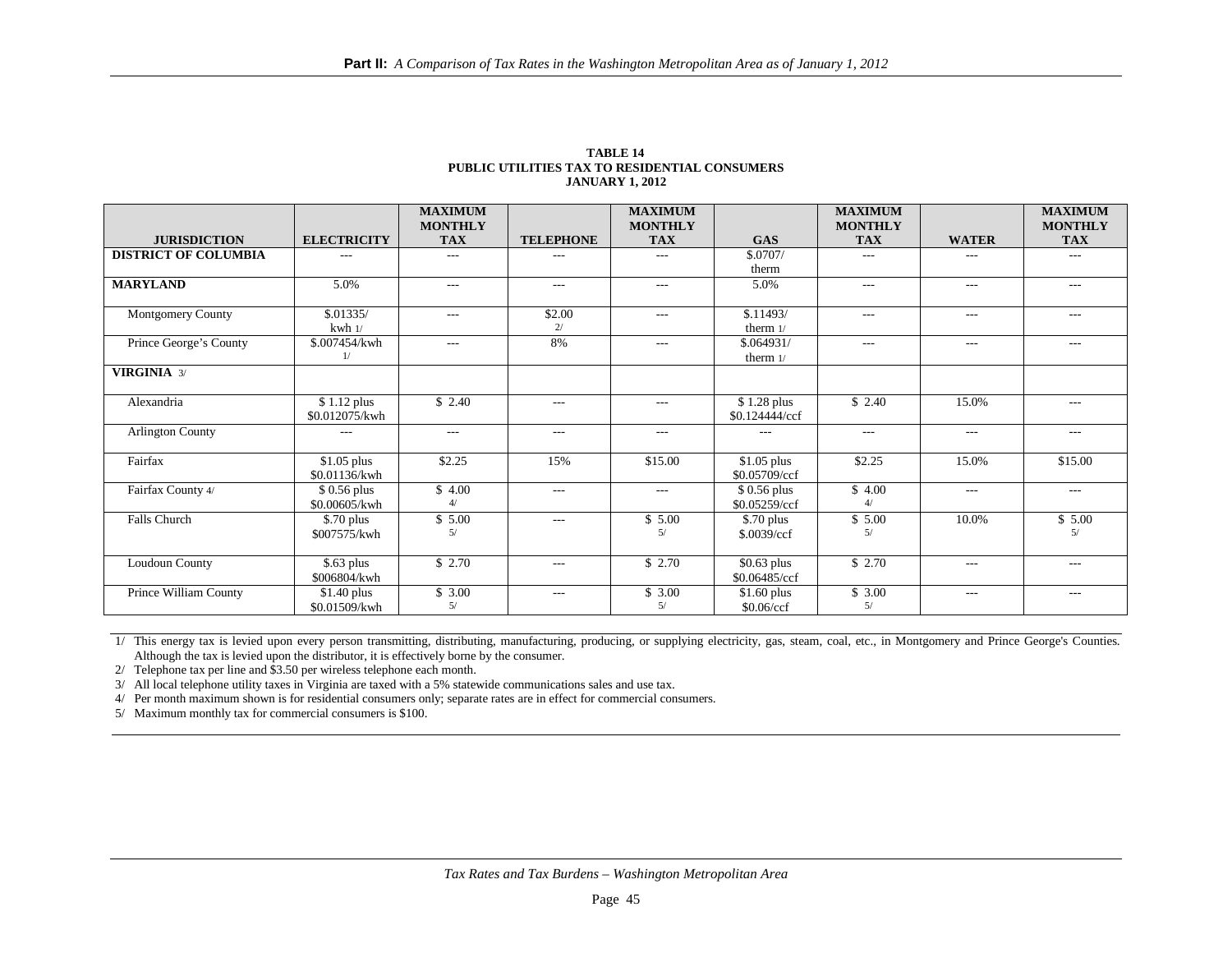**TABLE 14**
**PUBLIC UTILITIES TAX TO RESIDENTIAL CONSUMERS**
**JANUARY 1, 2012**

| JURISDICTION | ELECTRICITY | MAXIMUM MONTHLY TAX | TELEPHONE | MAXIMUM MONTHLY TAX | GAS | MAXIMUM MONTHLY TAX | WATER | MAXIMUM MONTHLY TAX |
|---|---|---|---|---|---|---|---|---|
| **DISTRICT OF COLUMBIA** | --- | --- | --- | --- | \$.0707/ therm | --- | --- | --- |
| **MARYLAND** | 5.0% | --- | --- | --- | 5.0% | --- | --- | --- |
| Montgomery County | \$.01335/ kwh 1/ | --- | \$2.00 2/ | --- | \$.11493/ therm 1/ | --- | --- | --- |
| Prince George's County | \$.007454/kwh 1/ | --- | 8% | --- | \$.064931/ therm 1/ | --- | --- | --- |
| **VIRGINIA** 3/ | | | | | | | | |
| Alexandria | \$ 1.12 plus \$0.012075/kwh | \$ 2.40 | --- | --- | \$ 1.28 plus \$0.124444/ccf | \$ 2.40 | 15.0% | --- |
| Arlington County | --- | --- | --- | --- | --- | --- | --- | --- |
| Fairfax | \$1.05 plus \$0.01136/kwh | \$2.25 | 15% | \$15.00 | \$1.05 plus \$0.05709/ccf | \$2.25 | 15.0% | \$15.00 |
| Fairfax County 4/ | \$ 0.56 plus \$0.00605/kwh | \$ 4.00 4/ | --- | --- | \$ 0.56 plus \$0.05259/ccf | \$ 4.00 4/ | --- | --- |
| Falls Church | \$.70 plus \$007575/kwh | \$ 5.00 5/ | --- | \$ 5.00 5/ | \$.70 plus \$.0039/ccf | \$ 5.00 5/ | 10.0% | \$ 5.00 5/ |
| Loudoun County | \$.63 plus \$006804/kwh | \$ 2.70 | --- | \$ 2.70 | \$0.63 plus \$0.06485/ccf | \$ 2.70 | --- | --- |
| Prince William County | \$1.40 plus \$0.01509/kwh | \$ 3.00 5/ | --- | \$ 3.00 5/ | \$1.60 plus \$0.06/ccf | \$ 3.00 5/ | --- | --- |

1/ This energy tax is levied upon every person transmitting, distributing, manufacturing, producing, or supplying electricity, gas, steam, coal, etc., in Montgomery and Prince George's Counties. Although the tax is levied upon the distributor, it is effectively borne by the consumer.

2/ Telephone tax per line and \$3.50 per wireless telephone each month.

3/ All local telephone utility taxes in Virginia are taxed with a 5% statewide communications sales and use tax.

4/ Per month maximum shown is for residential consumers only; separate rates are in effect for commercial consumers.

5/ Maximum monthly tax for commercial consumers is \$100.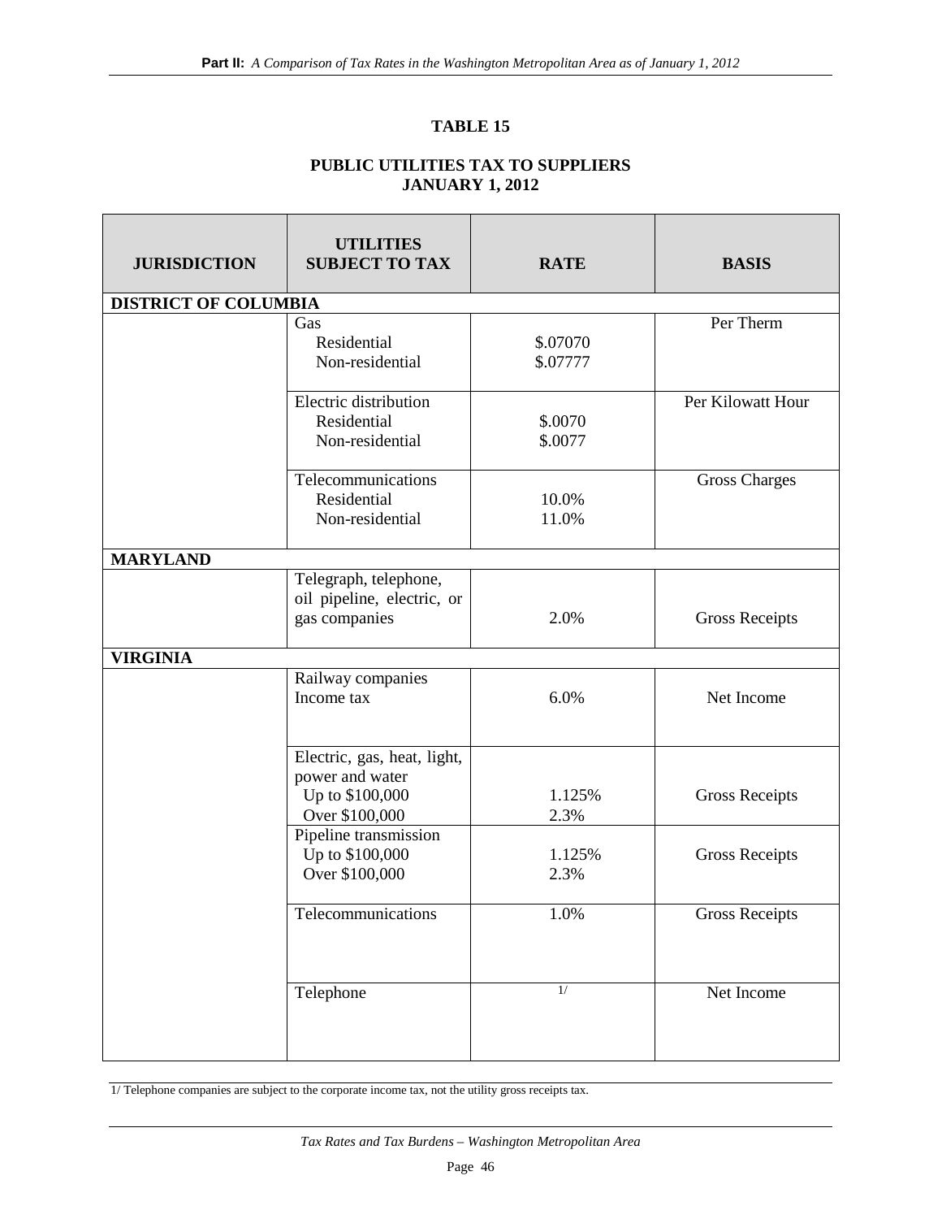# TABLE 15

## PUBLIC UTILITIES TAX TO SUPPLIERS
## JANUARY 1, 2012

| JURISDICTION | UTILITIES SUBJECT TO TAX | RATE | BASIS |
|---|---|---|---|
| **DISTRICT OF COLUMBIA** | | | |
| | Gas | | Per Therm |
| | Residential | \$.07070 | |
| | Non-residential | \$.07777 | |
| | Electric distribution | | Per Kilowatt Hour |
| | Residential | \$.0070 | |
| | Non-residential | \$.0077 | |
| | Telecommunications | | Gross Charges |
| | Residential | 10.0% | |
| | Non-residential | 11.0% | |
| **MARYLAND** | | | |
| | Telegraph, telephone, oil pipeline, electric, or gas companies | 2.0% | Gross Receipts |
| **VIRGINIA** | | | |
| | Railway companies Income tax | 6.0% | Net Income |
| | Electric, gas, heat, light, power and water | | Gross Receipts |
| | Up to \$100,000 | 1.125% | |
| | Over \$100,000 | 2.3% | |
| | Pipeline transmission | | Gross Receipts |
| | Up to \$100,000 | 1.125% | |
| | Over \$100,000 | 2.3% | |
| | Telecommunications | 1.0% | Gross Receipts |
| | Telephone | 1/ | Net Income |

1/ Telephone companies are subject to the corporate income tax, not the utility gross receipts tax.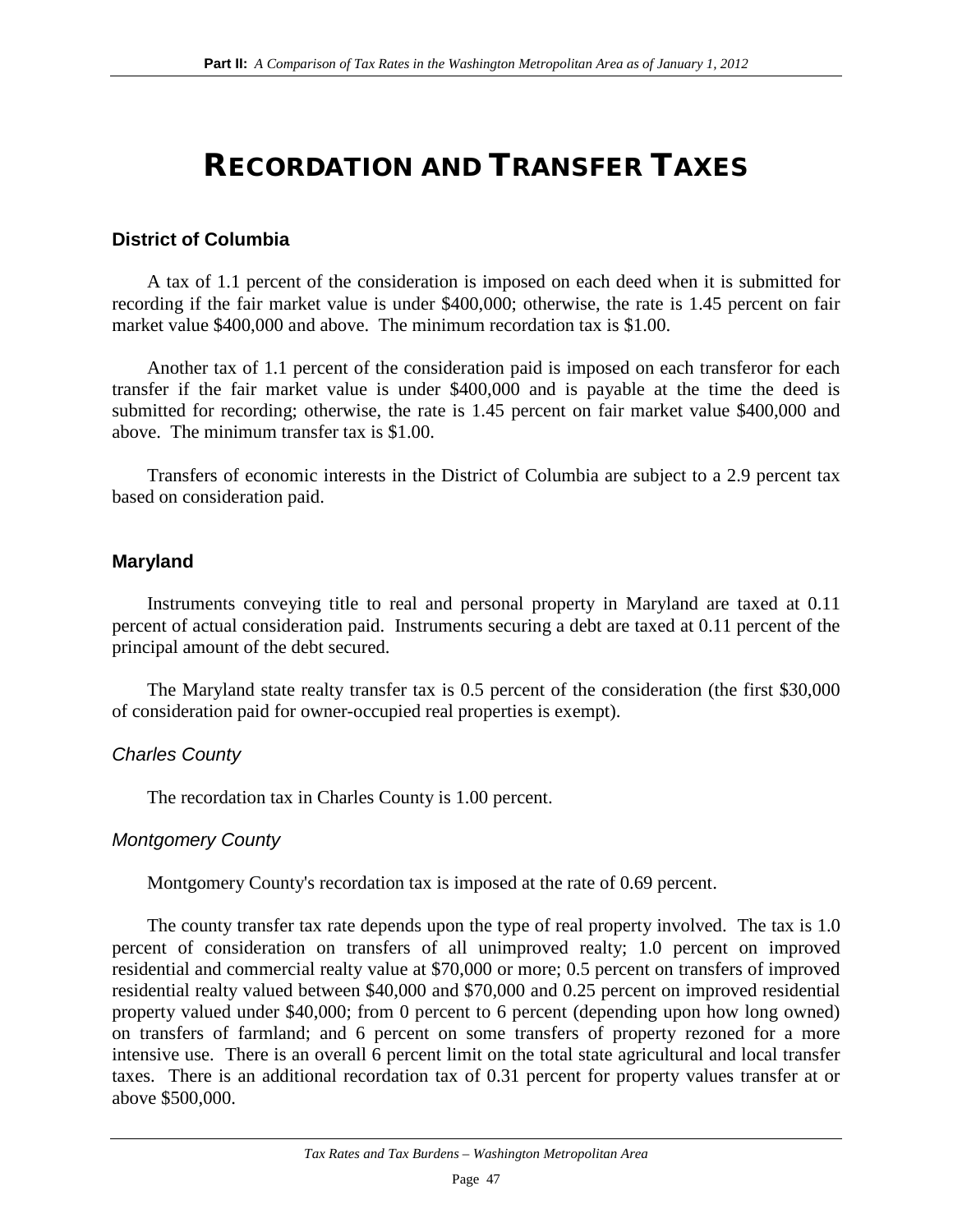# RECORDATION AND TRANSFER TAXES

## District of Columbia

A tax of 1.1 percent of the consideration is imposed on each deed when it is submitted for recording if the fair market value is under \$400,000; otherwise, the rate is 1.45 percent on fair market value \$400,000 and above. The minimum recordation tax is \$1.00.

Another tax of 1.1 percent of the consideration paid is imposed on each transferor for each transfer if the fair market value is under \$400,000 and is payable at the time the deed is submitted for recording; otherwise, the rate is 1.45 percent on fair market value \$400,000 and above. The minimum transfer tax is \$1.00.

Transfers of economic interests in the District of Columbia are subject to a 2.9 percent tax based on consideration paid.

## Maryland

Instruments conveying title to real and personal property in Maryland are taxed at 0.11 percent of actual consideration paid. Instruments securing a debt are taxed at 0.11 percent of the principal amount of the debt secured.

The Maryland state realty transfer tax is 0.5 percent of the consideration (the first \$30,000 of consideration paid for owner-occupied real properties is exempt).

### *Charles County*

The recordation tax in Charles County is 1.00 percent.

### *Montgomery County*

Montgomery County's recordation tax is imposed at the rate of 0.69 percent.

The county transfer tax rate depends upon the type of real property involved. The tax is 1.0 percent of consideration on transfers of all unimproved realty; 1.0 percent on improved residential and commercial realty value at \$70,000 or more; 0.5 percent on transfers of improved residential realty valued between \$40,000 and \$70,000 and 0.25 percent on improved residential property valued under \$40,000; from 0 percent to 6 percent (depending upon how long owned) on transfers of farmland; and 6 percent on some transfers of property rezoned for a more intensive use. There is an overall 6 percent limit on the total state agricultural and local transfer taxes. There is an additional recordation tax of 0.31 percent for property values transfer at or above \$500,000.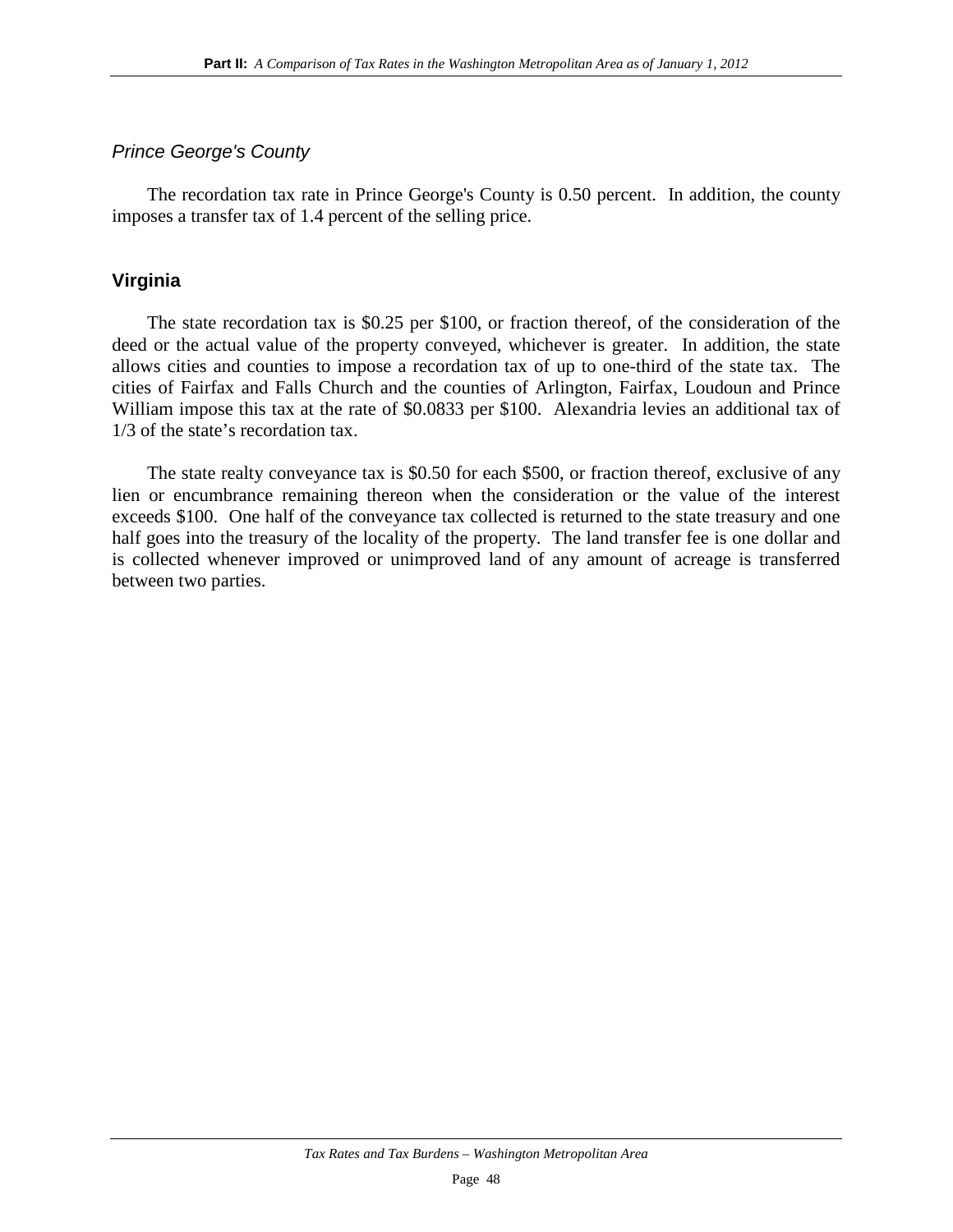### *Prince George's County*

The recordation tax rate in Prince George's County is 0.50 percent. In addition, the county imposes a transfer tax of 1.4 percent of the selling price.

## Virginia

The state recordation tax is $0.25 per $100, or fraction thereof, of the consideration of the deed or the actual value of the property conveyed, whichever is greater. In addition, the state allows cities and counties to impose a recordation tax of up to one-third of the state tax. The cities of Fairfax and Falls Church and the counties of Arlington, Fairfax, Loudoun and Prince William impose this tax at the rate of $0.0833 per $100. Alexandria levies an additional tax of 1/3 of the state's recordation tax.

The state realty conveyance tax is $0.50 for each $500, or fraction thereof, exclusive of any lien or encumbrance remaining thereon when the consideration or the value of the interest exceeds $100. One half of the conveyance tax collected is returned to the state treasury and one half goes into the treasury of the locality of the property. The land transfer fee is one dollar and is collected whenever improved or unimproved land of any amount of acreage is transferred between two parties.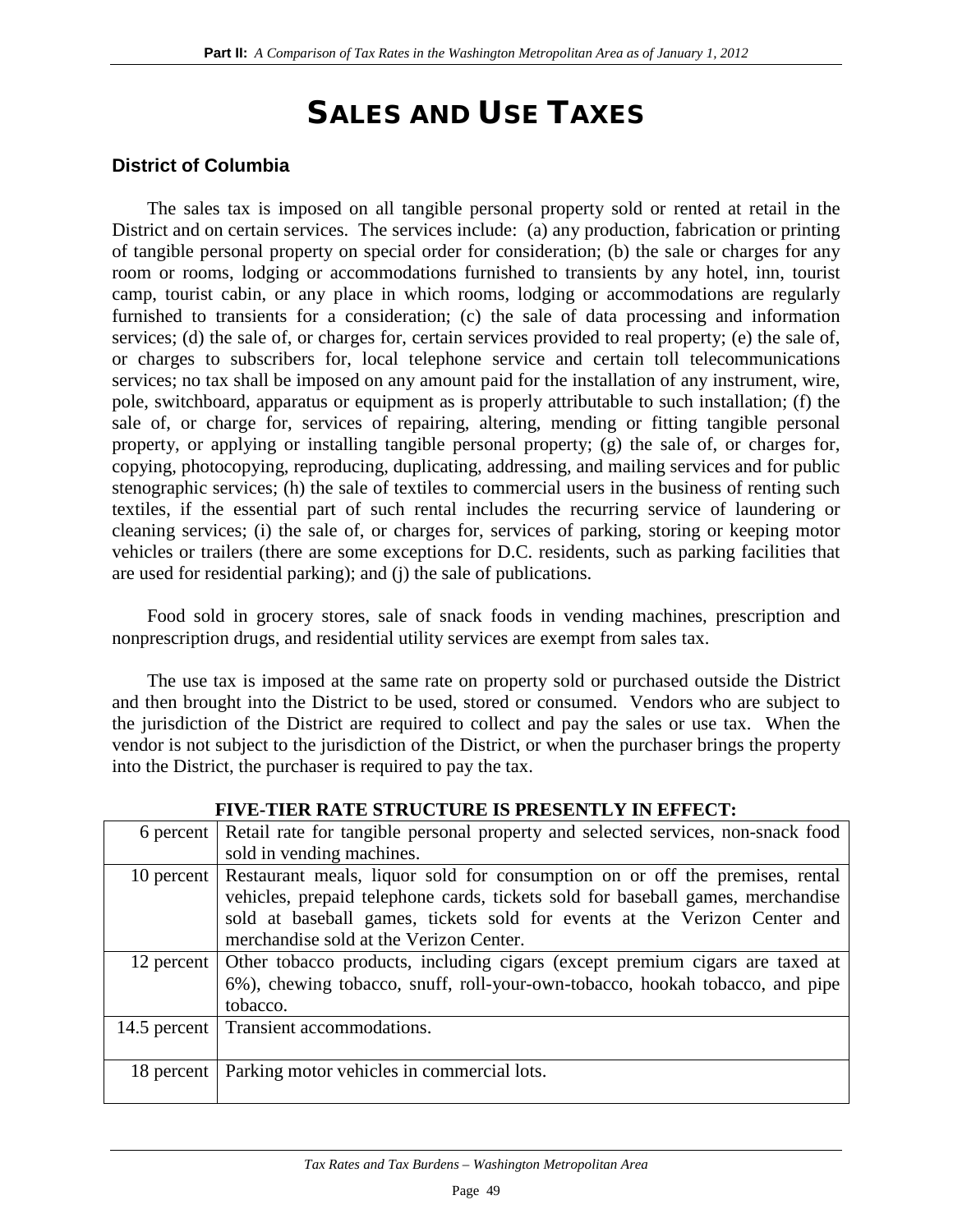# SALES AND USE TAXES

## District of Columbia

The sales tax is imposed on all tangible personal property sold or rented at retail in the District and on certain services. The services include: (a) any production, fabrication or printing of tangible personal property on special order for consideration; (b) the sale or charges for any room or rooms, lodging or accommodations furnished to transients by any hotel, inn, tourist camp, tourist cabin, or any place in which rooms, lodging or accommodations are regularly furnished to transients for a consideration; (c) the sale of data processing and information services; (d) the sale of, or charges for, certain services provided to real property; (e) the sale of, or charges to subscribers for, local telephone service and certain toll telecommunications services; no tax shall be imposed on any amount paid for the installation of any instrument, wire, pole, switchboard, apparatus or equipment as is properly attributable to such installation; (f) the sale of, or charge for, services of repairing, altering, mending or fitting tangible personal property, or applying or installing tangible personal property; (g) the sale of, or charges for, copying, photocopying, reproducing, duplicating, addressing, and mailing services and for public stenographic services; (h) the sale of textiles to commercial users in the business of renting such textiles, if the essential part of such rental includes the recurring service of laundering or cleaning services; (i) the sale of, or charges for, services of parking, storing or keeping motor vehicles or trailers (there are some exceptions for D.C. residents, such as parking facilities that are used for residential parking); and (j) the sale of publications.

Food sold in grocery stores, sale of snack foods in vending machines, prescription and nonprescription drugs, and residential utility services are exempt from sales tax.

The use tax is imposed at the same rate on property sold or purchased outside the District and then brought into the District to be used, stored or consumed. Vendors who are subject to the jurisdiction of the District are required to collect and pay the sales or use tax. When the vendor is not subject to the jurisdiction of the District, or when the purchaser brings the property into the District, the purchaser is required to pay the tax.

**FIVE-TIER RATE STRUCTURE IS PRESENTLY IN EFFECT:**

| Rate | Applies to |
|---|---|
| 6 percent | Retail rate for tangible personal property and selected services, non-snack food sold in vending machines. |
| 10 percent | Restaurant meals, liquor sold for consumption on or off the premises, rental vehicles, prepaid telephone cards, tickets sold for baseball games, merchandise sold at baseball games, tickets sold for events at the Verizon Center and merchandise sold at the Verizon Center. |
| 12 percent | Other tobacco products, including cigars (except premium cigars are taxed at 6%), chewing tobacco, snuff, roll-your-own-tobacco, hookah tobacco, and pipe tobacco. |
| 14.5 percent | Transient accommodations. |
| 18 percent | Parking motor vehicles in commercial lots. |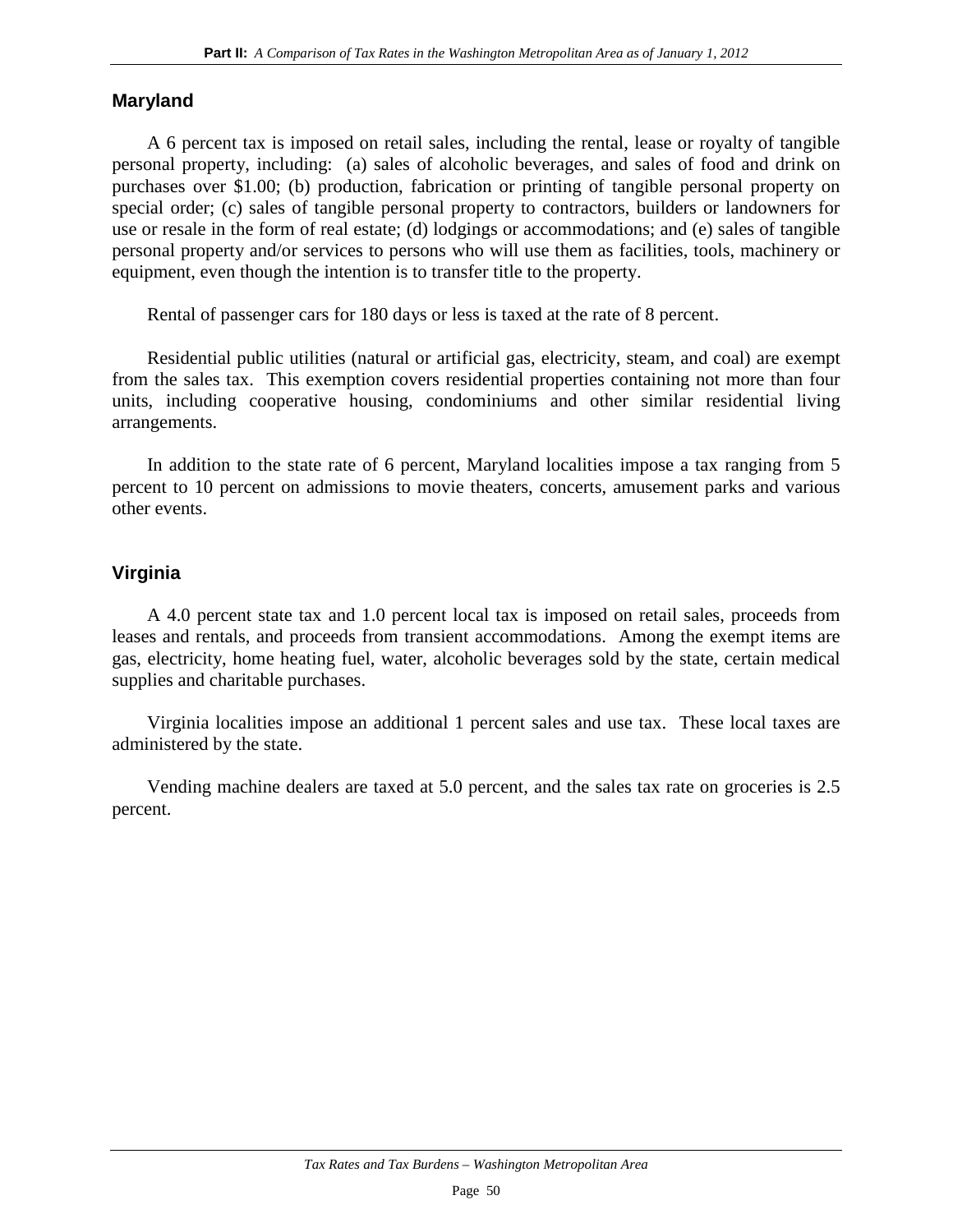## Maryland

A 6 percent tax is imposed on retail sales, including the rental, lease or royalty of tangible personal property, including: (a) sales of alcoholic beverages, and sales of food and drink on purchases over $1.00; (b) production, fabrication or printing of tangible personal property on special order; (c) sales of tangible personal property to contractors, builders or landowners for use or resale in the form of real estate; (d) lodgings or accommodations; and (e) sales of tangible personal property and/or services to persons who will use them as facilities, tools, machinery or equipment, even though the intention is to transfer title to the property.

Rental of passenger cars for 180 days or less is taxed at the rate of 8 percent.

Residential public utilities (natural or artificial gas, electricity, steam, and coal) are exempt from the sales tax. This exemption covers residential properties containing not more than four units, including cooperative housing, condominiums and other similar residential living arrangements.

In addition to the state rate of 6 percent, Maryland localities impose a tax ranging from 5 percent to 10 percent on admissions to movie theaters, concerts, amusement parks and various other events.

## Virginia

A 4.0 percent state tax and 1.0 percent local tax is imposed on retail sales, proceeds from leases and rentals, and proceeds from transient accommodations. Among the exempt items are gas, electricity, home heating fuel, water, alcoholic beverages sold by the state, certain medical supplies and charitable purchases.

Virginia localities impose an additional 1 percent sales and use tax. These local taxes are administered by the state.

Vending machine dealers are taxed at 5.0 percent, and the sales tax rate on groceries is 2.5 percent.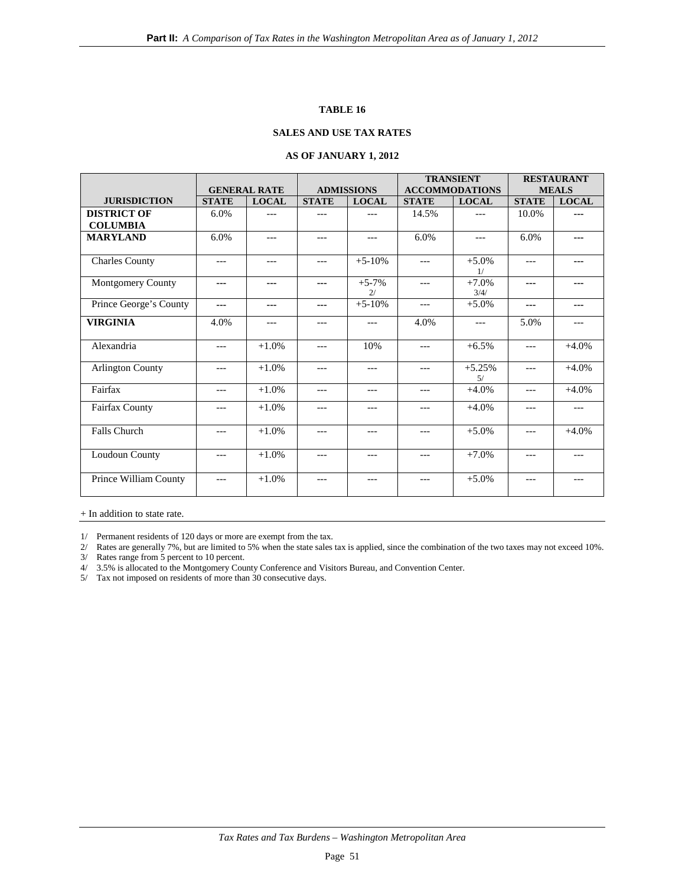**TABLE 16**

**SALES AND USE TAX RATES**

**AS OF JANUARY 1, 2012**

| | GENERAL RATE | | ADMISSIONS | | TRANSIENT ACCOMMODATIONS | | RESTAURANT MEALS | |
|---|---|---|---|---|---|---|---|---|
| **JURISDICTION** | **STATE** | **LOCAL** | **STATE** | **LOCAL** | **STATE** | **LOCAL** | **STATE** | **LOCAL** |
| **DISTRICT OF COLUMBIA** | 6.0% | --- | --- | --- | 14.5% | --- | 10.0% | --- |
| **MARYLAND** | 6.0% | --- | --- | --- | 6.0% | --- | 6.0% | --- |
| Charles County | --- | --- | --- | +5-10% | --- | +5.0% 1/ | --- | --- |
| Montgomery County | --- | --- | --- | +5-7% 2/ | --- | +7.0% 3/4/ | --- | --- |
| Prince George's County | --- | --- | --- | +5-10% | --- | +5.0% | --- | --- |
| **VIRGINIA** | 4.0% | --- | --- | --- | 4.0% | --- | 5.0% | --- |
| Alexandria | --- | +1.0% | --- | 10% | --- | +6.5% | --- | +4.0% |
| Arlington County | --- | +1.0% | --- | --- | --- | +5.25% 5/ | --- | +4.0% |
| Fairfax | --- | +1.0% | --- | --- | --- | +4.0% | --- | +4.0% |
| Fairfax County | --- | +1.0% | --- | --- | --- | +4.0% | --- | --- |
| Falls Church | --- | +1.0% | --- | --- | --- | +5.0% | --- | +4.0% |
| Loudoun County | --- | +1.0% | --- | --- | --- | +7.0% | --- | --- |
| Prince William County | --- | +1.0% | --- | --- | --- | +5.0% | --- | --- |

+ In addition to state rate.

1/ Permanent residents of 120 days or more are exempt from the tax.
2/ Rates are generally 7%, but are limited to 5% when the state sales tax is applied, since the combination of the two taxes may not exceed 10%.
3/ Rates range from 5 percent to 10 percent.
4/ 3.5% is allocated to the Montgomery County Conference and Visitors Bureau, and Convention Center.
5/ Tax not imposed on residents of more than 30 consecutive days.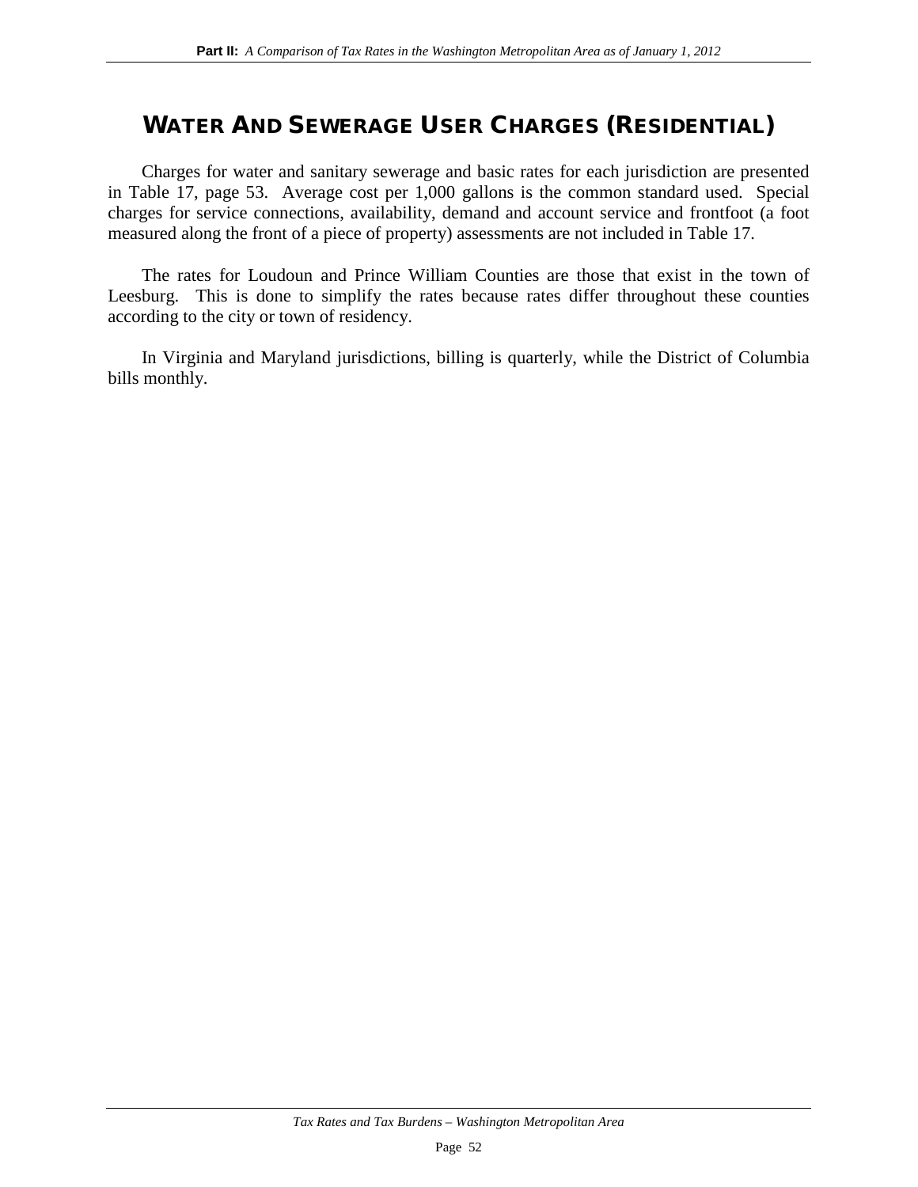# WATER AND SEWERAGE USER CHARGES (RESIDENTIAL)

Charges for water and sanitary sewerage and basic rates for each jurisdiction are presented in Table 17, page 53. Average cost per 1,000 gallons is the common standard used. Special charges for service connections, availability, demand and account service and frontfoot (a foot measured along the front of a piece of property) assessments are not included in Table 17.

The rates for Loudoun and Prince William Counties are those that exist in the town of Leesburg. This is done to simplify the rates because rates differ throughout these counties according to the city or town of residency.

In Virginia and Maryland jurisdictions, billing is quarterly, while the District of Columbia bills monthly.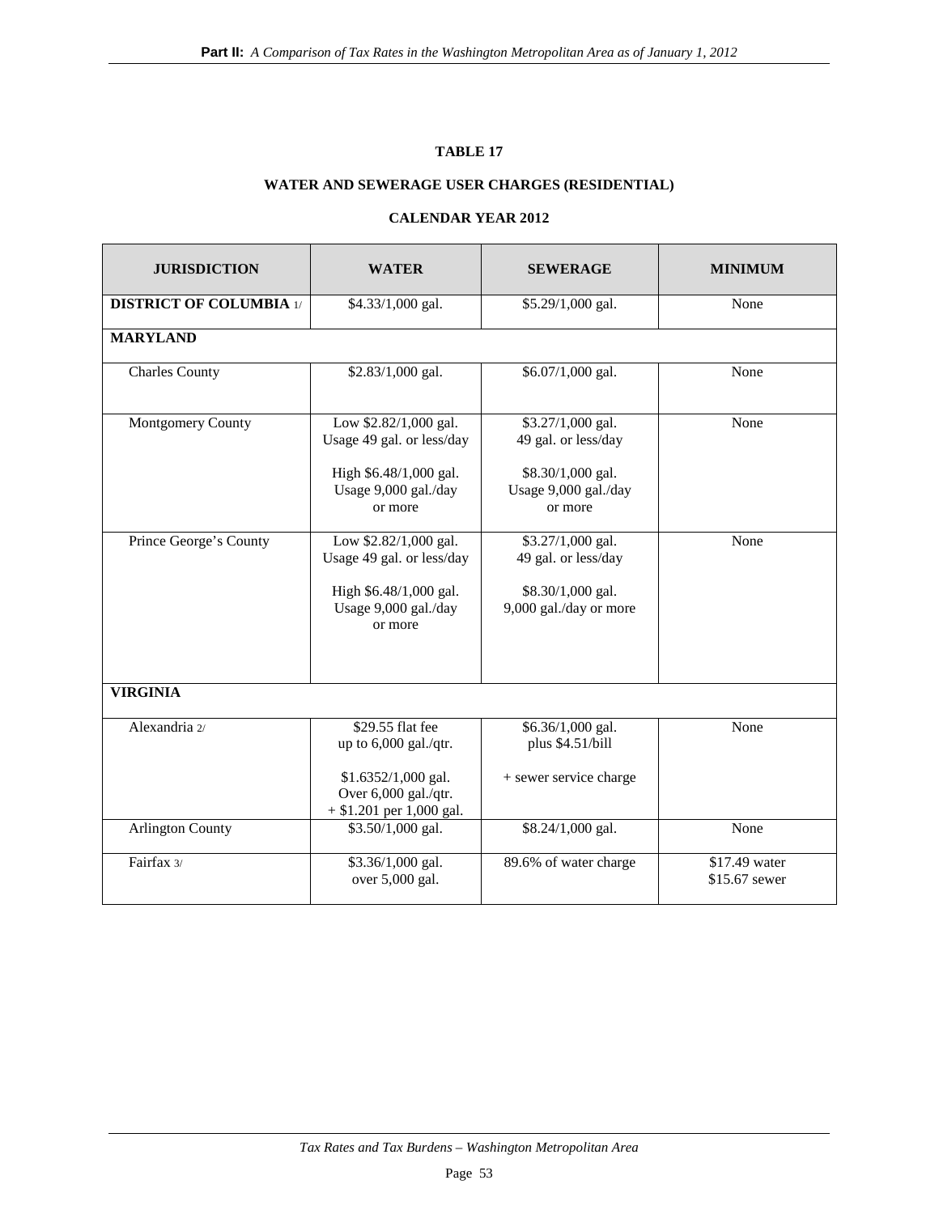**TABLE 17**

**WATER AND SEWERAGE USER CHARGES (RESIDENTIAL)**

**CALENDAR YEAR 2012**

| JURISDICTION | WATER | SEWERAGE | MINIMUM |
|---|---|---|---|
| **DISTRICT OF COLUMBIA** 1/ | $4.33/1,000 gal. | $5.29/1,000 gal. | None |
| **MARYLAND** | | | |
| Charles County | $2.83/1,000 gal. | $6.07/1,000 gal. | None |
| Montgomery County | Low $2.82/1,000 gal. Usage 49 gal. or less/day<br><br>High $6.48/1,000 gal. Usage 9,000 gal./day or more | $3.27/1,000 gal. 49 gal. or less/day<br><br>$8.30/1,000 gal. Usage 9,000 gal./day or more | None |
| Prince George's County | Low $2.82/1,000 gal. Usage 49 gal. or less/day<br><br>High $6.48/1,000 gal. Usage 9,000 gal./day or more | $3.27/1,000 gal. 49 gal. or less/day<br><br>$8.30/1,000 gal. 9,000 gal./day or more | None |
| **VIRGINIA** | | | |
| Alexandria 2/ | $29.55 flat fee up to 6,000 gal./qtr.<br><br>$1.6352/1,000 gal. Over 6,000 gal./qtr. + $1.201 per 1,000 gal. | $6.36/1,000 gal. plus $4.51/bill<br><br>+ sewer service charge | None |
| Arlington County | $3.50/1,000 gal. | $8.24/1,000 gal. | None |
| Fairfax 3/ | $3.36/1,000 gal. over 5,000 gal. | 89.6% of water charge | $17.49 water<br>$15.67 sewer |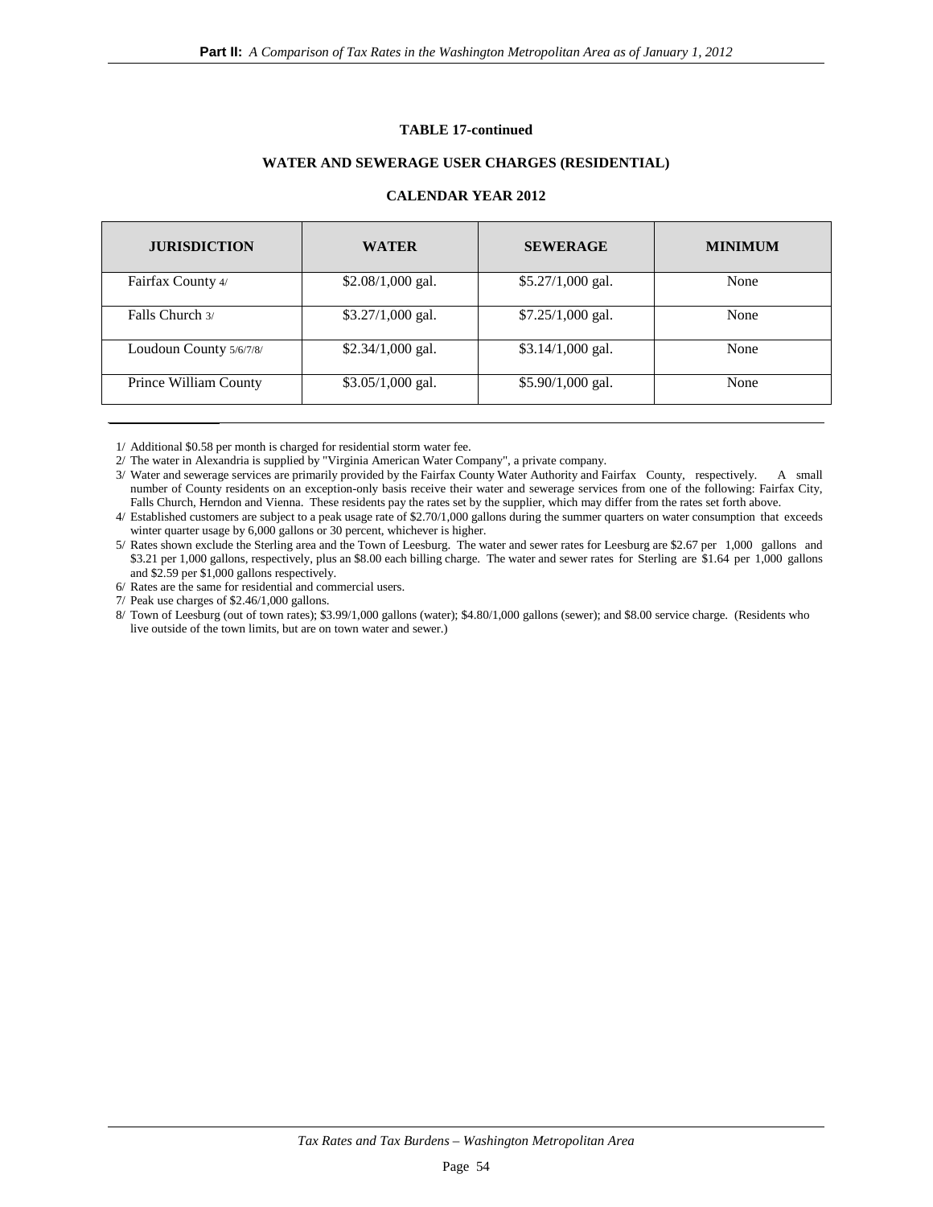**TABLE 17-continued**

**WATER AND SEWERAGE USER CHARGES (RESIDENTIAL)**

**CALENDAR YEAR 2012**

| JURISDICTION | WATER | SEWERAGE | MINIMUM |
|---|---|---|---|
| Fairfax County 4/ | $2.08/1,000 gal. | $5.27/1,000 gal. | None |
| Falls Church 3/ | $3.27/1,000 gal. | $7.25/1,000 gal. | None |
| Loudoun County 5/6/7/8/ | $2.34/1,000 gal. | $3.14/1,000 gal. | None |
| Prince William County | $3.05/1,000 gal. | $5.90/1,000 gal. | None |

1/ Additional $0.58 per month is charged for residential storm water fee.

2/ The water in Alexandria is supplied by "Virginia American Water Company", a private company.

3/ Water and sewerage services are primarily provided by the Fairfax County Water Authority and Fairfax County, respectively. A small number of County residents on an exception-only basis receive their water and sewerage services from one of the following: Fairfax City, Falls Church, Herndon and Vienna. These residents pay the rates set by the supplier, which may differ from the rates set forth above.

4/ Established customers are subject to a peak usage rate of $2.70/1,000 gallons during the summer quarters on water consumption that exceeds winter quarter usage by 6,000 gallons or 30 percent, whichever is higher.

5/ Rates shown exclude the Sterling area and the Town of Leesburg. The water and sewer rates for Leesburg are $2.67 per 1,000 gallons and $3.21 per 1,000 gallons, respectively, plus an $8.00 each billing charge. The water and sewer rates for Sterling are $1.64 per 1,000 gallons and $2.59 per $1,000 gallons respectively.

6/ Rates are the same for residential and commercial users.

7/ Peak use charges of $2.46/1,000 gallons.

8/ Town of Leesburg (out of town rates); $3.99/1,000 gallons (water); $4.80/1,000 gallons (sewer); and $8.00 service charge. (Residents who live outside of the town limits, but are on town water and sewer.)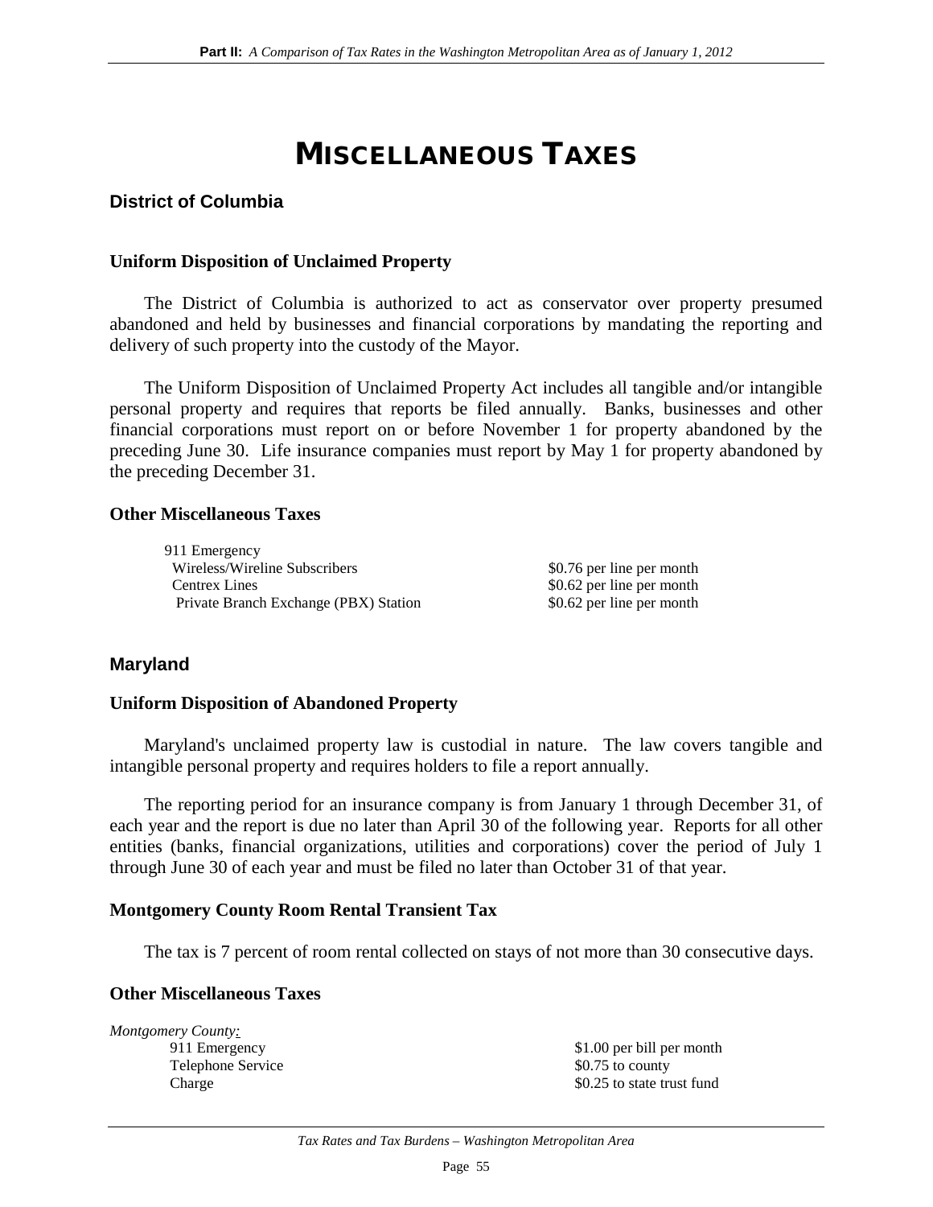# MISCELLANEOUS TAXES

## District of Columbia

### Uniform Disposition of Unclaimed Property

The District of Columbia is authorized to act as conservator over property presumed abandoned and held by businesses and financial corporations by mandating the reporting and delivery of such property into the custody of the Mayor.

The Uniform Disposition of Unclaimed Property Act includes all tangible and/or intangible personal property and requires that reports be filed annually. Banks, businesses and other financial corporations must report on or before November 1 for property abandoned by the preceding June 30. Life insurance companies must report by May 1 for property abandoned by the preceding December 31.

### Other Miscellaneous Taxes

| | |
|---|---|
| 911 Emergency | |
| Wireless/Wireline Subscribers | $0.76 per line per month |
| Centrex Lines | $0.62 per line per month |
| Private Branch Exchange (PBX) Station | $0.62 per line per month |

## Maryland

### Uniform Disposition of Abandoned Property

Maryland's unclaimed property law is custodial in nature. The law covers tangible and intangible personal property and requires holders to file a report annually.

The reporting period for an insurance company is from January 1 through December 31, of each year and the report is due no later than April 30 of the following year. Reports for all other entities (banks, financial organizations, utilities and corporations) cover the period of July 1 through June 30 of each year and must be filed no later than October 31 of that year.

### Montgomery County Room Rental Transient Tax

The tax is 7 percent of room rental collected on stays of not more than 30 consecutive days.

### Other Miscellaneous Taxes

*Montgomery County:*

| | |
|---|---|
| 911 Emergency | $1.00 per bill per month |
| Telephone Service | $0.75 to county |
| Charge | $0.25 to state trust fund |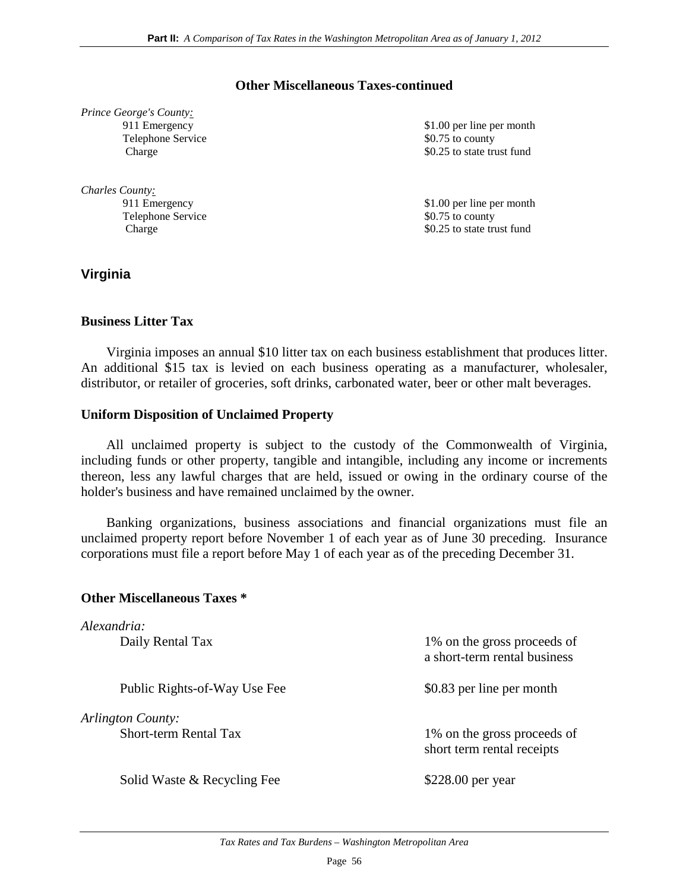**Other Miscellaneous Taxes-continued**

*Prince George's County:*

| | |
|---|---|
| 911 Emergency Telephone Service Charge | $1.00 per line per month<br>$0.75 to county<br>$0.25 to state trust fund |

*Charles County:*

| | |
|---|---|
| 911 Emergency Telephone Service Charge | $1.00 per line per month<br>$0.75 to county<br>$0.25 to state trust fund |

## Virginia

### Business Litter Tax

Virginia imposes an annual $10 litter tax on each business establishment that produces litter. An additional $15 tax is levied on each business operating as a manufacturer, wholesaler, distributor, or retailer of groceries, soft drinks, carbonated water, beer or other malt beverages.

### Uniform Disposition of Unclaimed Property

All unclaimed property is subject to the custody of the Commonwealth of Virginia, including funds or other property, tangible and intangible, including any income or increments thereon, less any lawful charges that are held, issued or owing in the ordinary course of the holder's business and have remained unclaimed by the owner.

Banking organizations, business associations and financial organizations must file an unclaimed property report before November 1 of each year as of June 30 preceding. Insurance corporations must file a report before May 1 of each year as of the preceding December 31.

### Other Miscellaneous Taxes *

*Alexandria:*

| | |
|---|---|
| Daily Rental Tax | 1% on the gross proceeds of a short-term rental business |
| Public Rights-of-Way Use Fee | $0.83 per line per month |

*Arlington County:*

| | |
|---|---|
| Short-term Rental Tax | 1% on the gross proceeds of short term rental receipts |
| Solid Waste & Recycling Fee | $228.00 per year |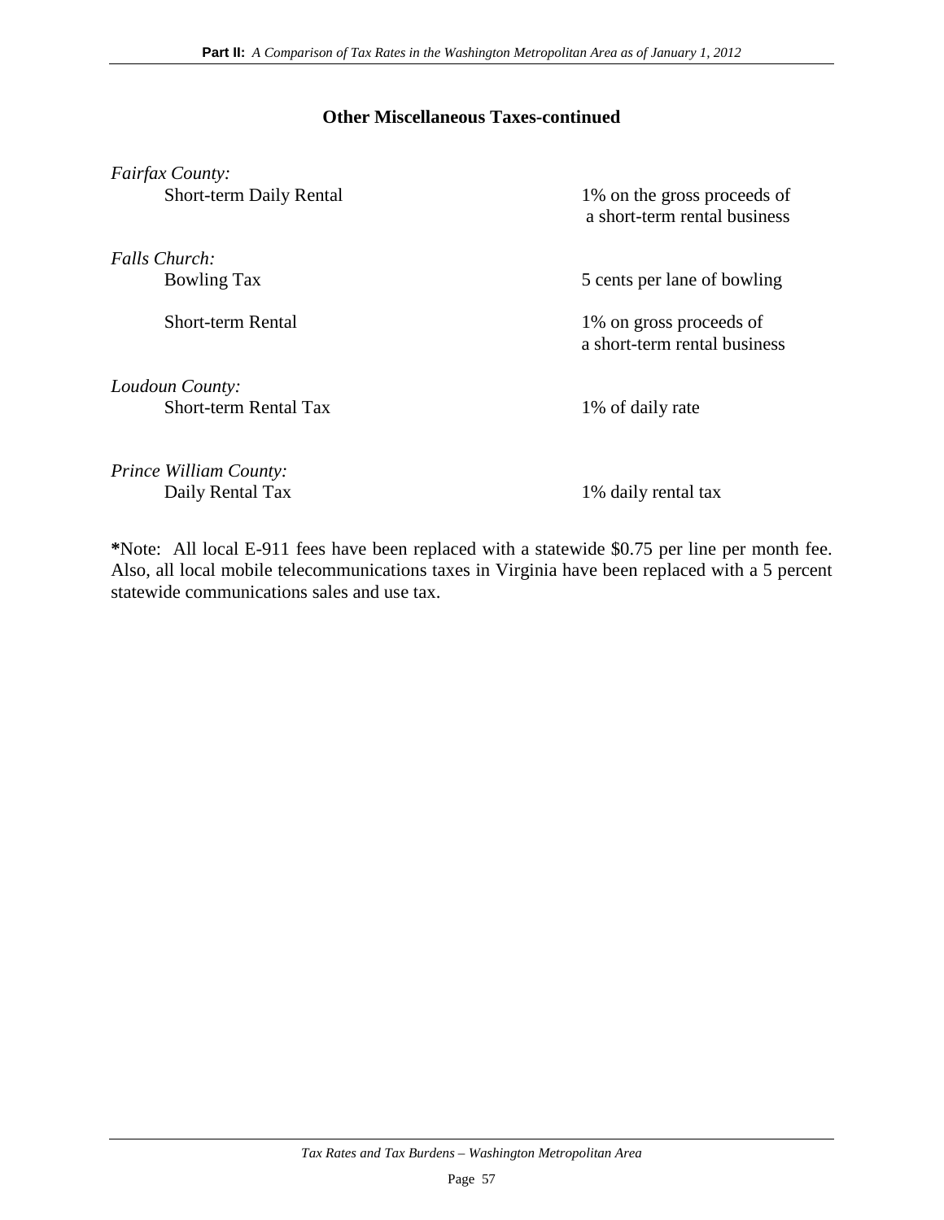## Other Miscellaneous Taxes-continued

*Fairfax County:*

| | |
|---|---|
| Short-term Daily Rental | 1% on the gross proceeds of a short-term rental business |

*Falls Church:*

| | |
|---|---|
| Bowling Tax | 5 cents per lane of bowling |
| Short-term Rental | 1% on gross proceeds of a short-term rental business |

*Loudoun County:*

| | |
|---|---|
| Short-term Rental Tax | 1% of daily rate |

*Prince William County:*

| | |
|---|---|
| Daily Rental Tax | 1% daily rental tax |

**\***Note: All local E-911 fees have been replaced with a statewide $0.75 per line per month fee. Also, all local mobile telecommunications taxes in Virginia have been replaced with a 5 percent statewide communications sales and use tax.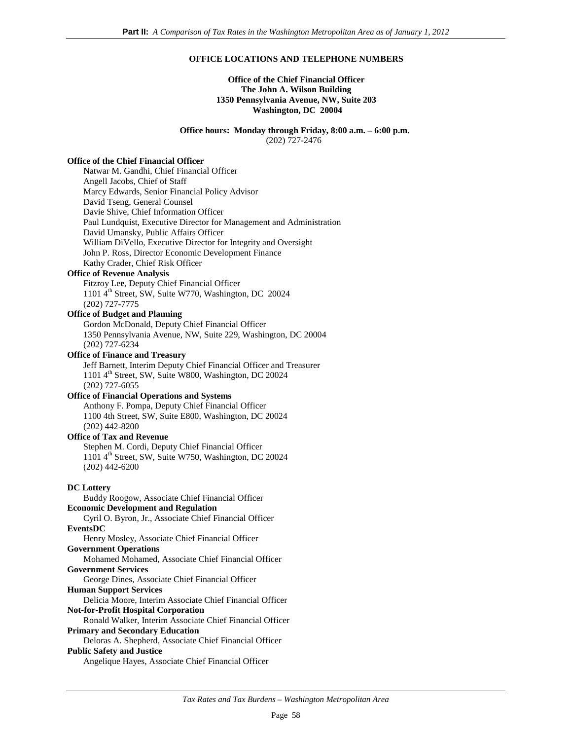## OFFICE LOCATIONS AND TELEPHONE NUMBERS

**Office of the Chief Financial Officer**
**The John A. Wilson Building**
**1350 Pennsylvania Avenue, NW, Suite 203**
**Washington, DC 20004**

**Office hours: Monday through Friday, 8:00 a.m. – 6:00 p.m.**
(202) 727-2476

**Office of the Chief Financial Officer**

Natwar M. Gandhi, Chief Financial Officer
Angell Jacobs, Chief of Staff
Marcy Edwards, Senior Financial Policy Advisor
David Tseng, General Counsel
Davie Shive, Chief Information Officer
Paul Lundquist, Executive Director for Management and Administration
David Umansky, Public Affairs Officer
William DiVello, Executive Director for Integrity and Oversight
John P. Ross, Director Economic Development Finance
Kathy Crader, Chief Risk Officer

**Office of Revenue Analysis**

Fitzroy Lee, Deputy Chief Financial Officer
1101 4th Street, SW, Suite W770, Washington, DC 20024
(202) 727-7775

**Office of Budget and Planning**

Gordon McDonald, Deputy Chief Financial Officer
1350 Pennsylvania Avenue, NW, Suite 229, Washington, DC 20004
(202) 727-6234

**Office of Finance and Treasury**

Jeff Barnett, Interim Deputy Chief Financial Officer and Treasurer
1101 4th Street, SW, Suite W800, Washington, DC 20024
(202) 727-6055

**Office of Financial Operations and Systems**

Anthony F. Pompa, Deputy Chief Financial Officer
1100 4th Street, SW, Suite E800, Washington, DC 20024
(202) 442-8200

**Office of Tax and Revenue**

Stephen M. Cordi, Deputy Chief Financial Officer
1101 4th Street, SW, Suite W750, Washington, DC 20024
(202) 442-6200

**DC Lottery**

Buddy Roogow, Associate Chief Financial Officer

**Economic Development and Regulation**

Cyril O. Byron, Jr., Associate Chief Financial Officer

**EventsDC**

Henry Mosley, Associate Chief Financial Officer

**Government Operations**

Mohamed Mohamed, Associate Chief Financial Officer

**Government Services**

George Dines, Associate Chief Financial Officer

**Human Support Services**

Delicia Moore, Interim Associate Chief Financial Officer

**Not-for-Profit Hospital Corporation**

Ronald Walker, Interim Associate Chief Financial Officer

**Primary and Secondary Education**

Deloras A. Shepherd, Associate Chief Financial Officer

**Public Safety and Justice**

Angelique Hayes, Associate Chief Financial Officer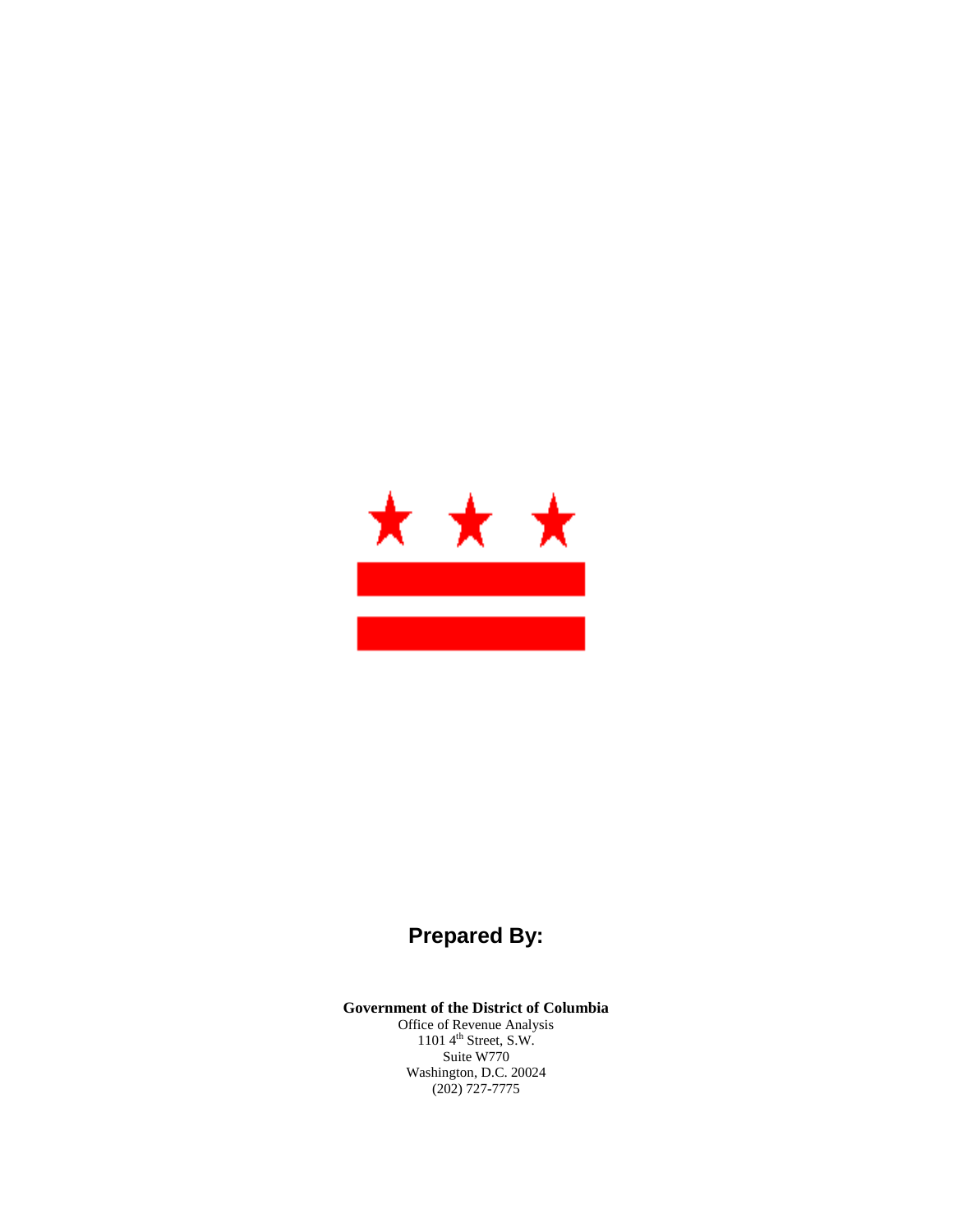**Prepared By:**

**Government of the District of Columbia**
Office of Revenue Analysis
1101 4th Street, S.W.
Suite W770
Washington, D.C. 20024
(202) 727-7775